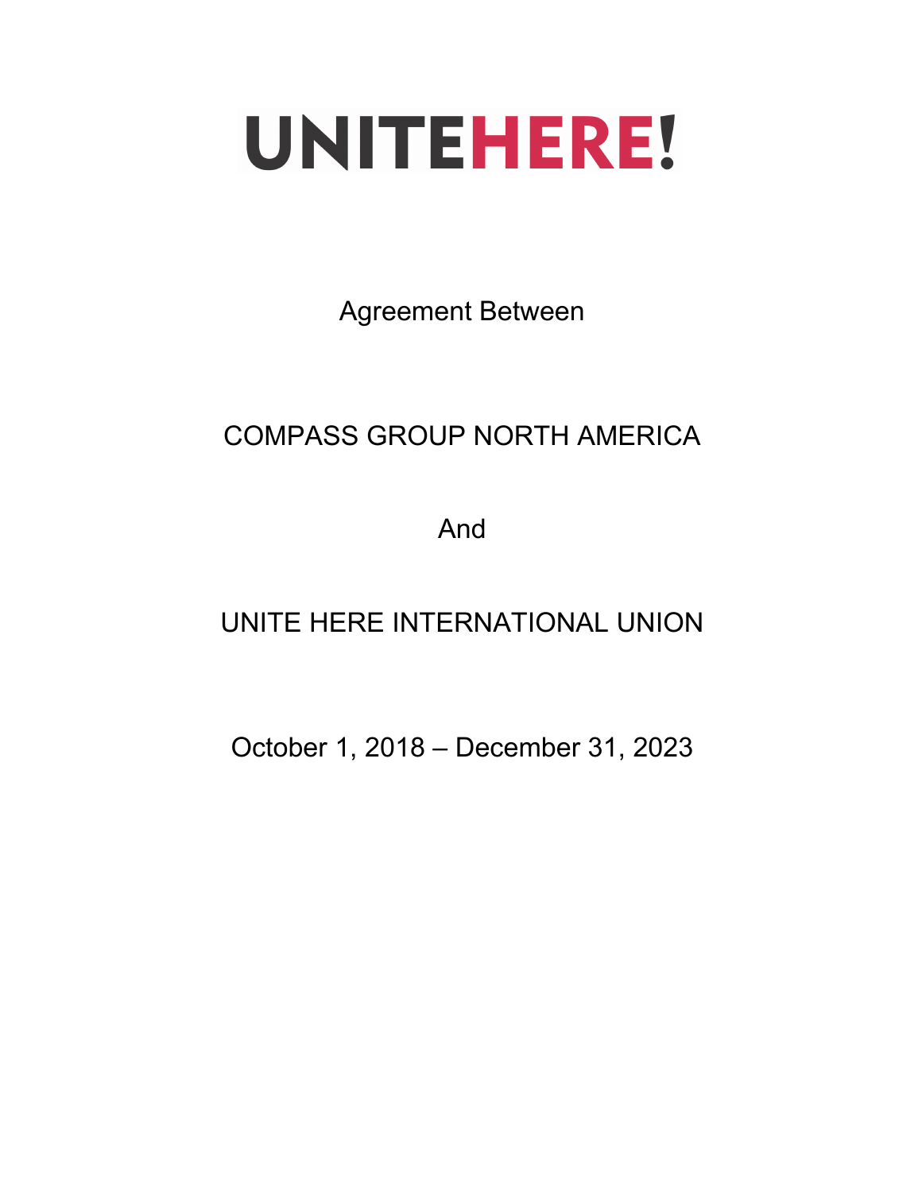# UNITE HERE!

Agreement Between

COMPASS GROUP NORTH AMERICA

And

UNITE HERE INTERNATIONAL UNION

October 1, 2018 – December 31, 2023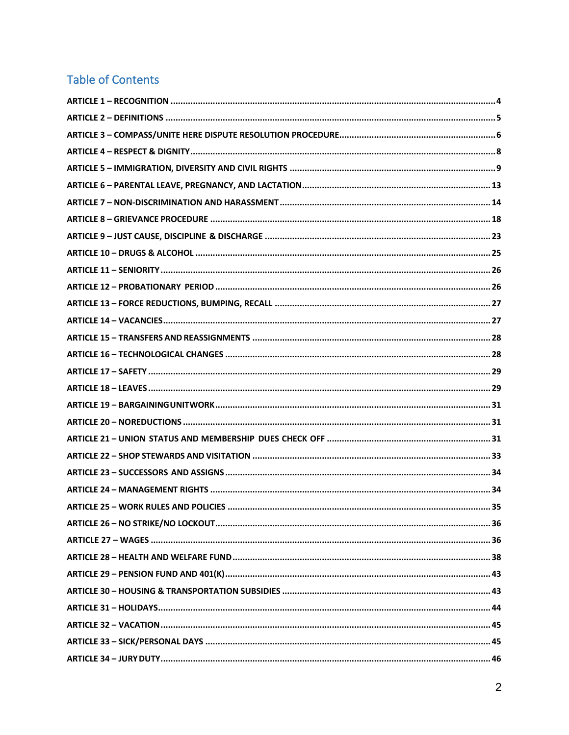## Table of Contents

**ARTICLE 1 – RECOGNITION** ........................................ 4

**ARTICLE 2 – DEFINITIONS** ........................................ 5

**ARTICLE 3 – COMPASS/UNITE HERE DISPUTE RESOLUTION PROCEDURE** ........................................ 6

**ARTICLE 4 – RESPECT & DIGNITY** ........................................ 8

**ARTICLE 5 – IMMIGRATION, DIVERSITY AND CIVIL RIGHTS** ........................................ 9

**ARTICLE 6 – PARENTAL LEAVE, PREGNANCY, AND LACTATION** ........................................ 13

**ARTICLE 7 – NON-DISCRIMINATION AND HARASSMENT** ........................................ 14

**ARTICLE 8 – GRIEVANCE PROCEDURE** ........................................ 18

**ARTICLE 9 – JUST CAUSE, DISCIPLINE & DISCHARGE** ........................................ 23

**ARTICLE 10 – DRUGS & ALCOHOL** ........................................ 25

**ARTICLE 11 – SENIORITY** ........................................ 26

**ARTICLE 12 – PROBATIONARY PERIOD** ........................................ 26

**ARTICLE 13 – FORCE REDUCTIONS, BUMPING, RECALL** ........................................ 27

**ARTICLE 14 – VACANCIES** ........................................ 27

**ARTICLE 15 – TRANSFERS AND REASSIGNMENTS** ........................................ 28

**ARTICLE 16 – TECHNOLOGICAL CHANGES** ........................................ 28

**ARTICLE 17 – SAFETY** ........................................ 29

**ARTICLE 18 – LEAVES** ........................................ 29

**ARTICLE 19 – BARGAININGUNITWORK** ........................................ 31

**ARTICLE 20 – NOREDUCTIONS** ........................................ 31

**ARTICLE 21 – UNION STATUS AND MEMBERSHIP DUES CHECK OFF** ........................................ 31

**ARTICLE 22 – SHOP STEWARDS AND VISITATION** ........................................ 33

**ARTICLE 23 – SUCCESSORS AND ASSIGNS** ........................................ 34

**ARTICLE 24 – MANAGEMENT RIGHTS** ........................................ 34

**ARTICLE 25 – WORK RULES AND POLICIES** ........................................ 35

**ARTICLE 26 – NO STRIKE/NO LOCKOUT** ........................................ 36

**ARTICLE 27 – WAGES** ........................................ 36

**ARTICLE 28 – HEALTH AND WELFARE FUND** ........................................ 38

**ARTICLE 29 – PENSION FUND AND 401(K)** ........................................ 43

**ARTICLE 30 – HOUSING & TRANSPORTATION SUBSIDIES** ........................................ 43

**ARTICLE 31 – HOLIDAYS** ........................................ 44

**ARTICLE 32 – VACATION** ........................................ 45

**ARTICLE 33 – SICK/PERSONAL DAYS** ........................................ 45

**ARTICLE 34 – JURY DUTY** ........................................ 46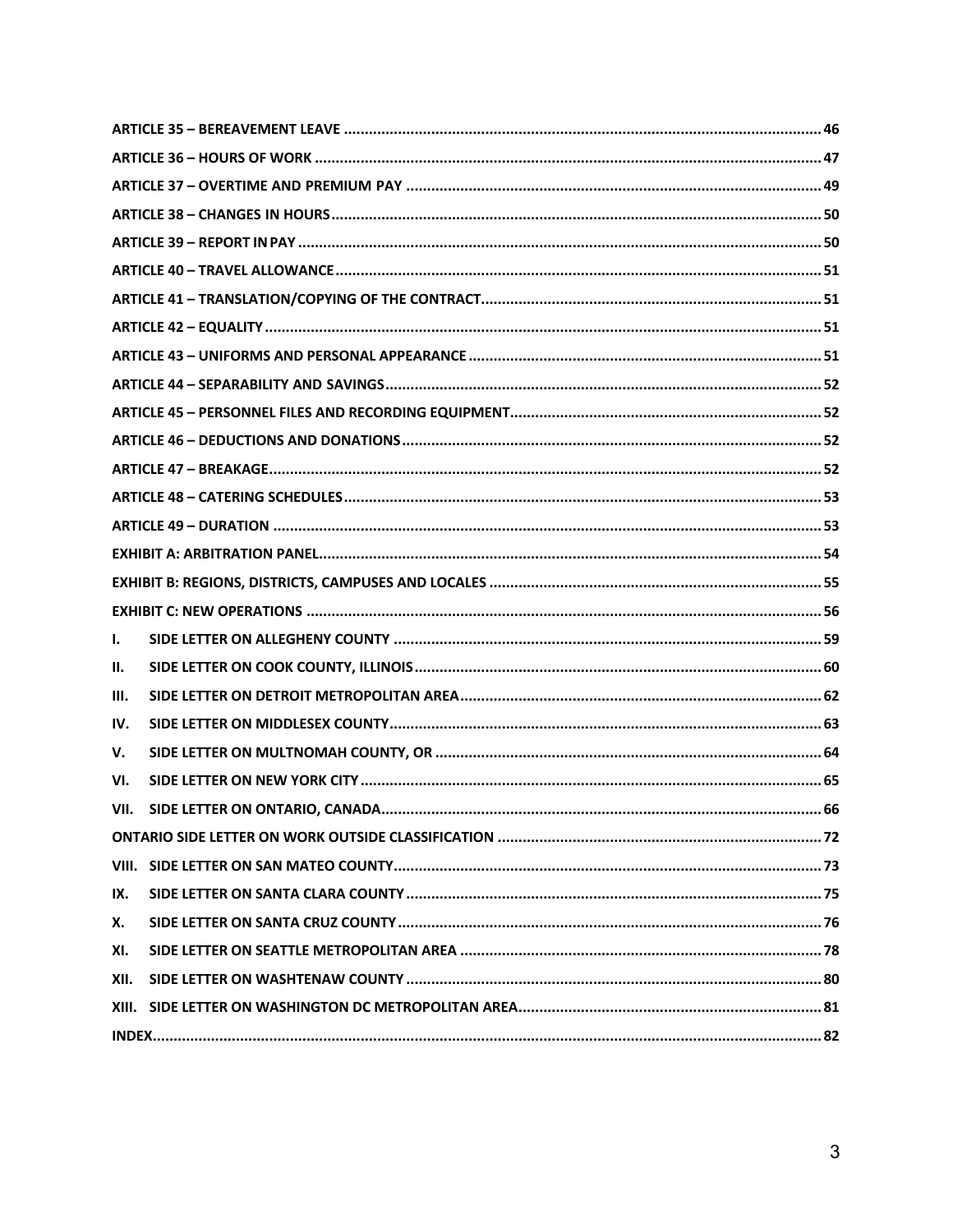ARTICLE 35 – BEREAVEMENT LEAVE ..... 46
ARTICLE 36 – HOURS OF WORK ..... 47
ARTICLE 37 – OVERTIME AND PREMIUM PAY ..... 49
ARTICLE 38 – CHANGES IN HOURS ..... 50
ARTICLE 39 – REPORT IN PAY ..... 50
ARTICLE 40 – TRAVEL ALLOWANCE ..... 51
ARTICLE 41 – TRANSLATION/COPYING OF THE CONTRACT ..... 51
ARTICLE 42 – EQUALITY ..... 51
ARTICLE 43 – UNIFORMS AND PERSONAL APPEARANCE ..... 51
ARTICLE 44 – SEPARABILITY AND SAVINGS ..... 52
ARTICLE 45 – PERSONNEL FILES AND RECORDING EQUIPMENT ..... 52
ARTICLE 46 – DEDUCTIONS AND DONATIONS ..... 52
ARTICLE 47 – BREAKAGE ..... 52
ARTICLE 48 – CATERING SCHEDULES ..... 53
ARTICLE 49 – DURATION ..... 53
EXHIBIT A: ARBITRATION PANEL ..... 54
EXHIBIT B: REGIONS, DISTRICTS, CAMPUSES AND LOCALES ..... 55
EXHIBIT C: NEW OPERATIONS ..... 56
I. SIDE LETTER ON ALLEGHENY COUNTY ..... 59
II. SIDE LETTER ON COOK COUNTY, ILLINOIS ..... 60
III. SIDE LETTER ON DETROIT METROPOLITAN AREA ..... 62
IV. SIDE LETTER ON MIDDLESEX COUNTY ..... 63
V. SIDE LETTER ON MULTNOMAH COUNTY, OR ..... 64
VI. SIDE LETTER ON NEW YORK CITY ..... 65
VII. SIDE LETTER ON ONTARIO, CANADA ..... 66
ONTARIO SIDE LETTER ON WORK OUTSIDE CLASSIFICATION ..... 72
VIII. SIDE LETTER ON SAN MATEO COUNTY ..... 73
IX. SIDE LETTER ON SANTA CLARA COUNTY ..... 75
X. SIDE LETTER ON SANTA CRUZ COUNTY ..... 76
XI. SIDE LETTER ON SEATTLE METROPOLITAN AREA ..... 78
XII. SIDE LETTER ON WASHTENAW COUNTY ..... 80
XIII. SIDE LETTER ON WASHINGTON DC METROPOLITAN AREA ..... 81
INDEX ..... 82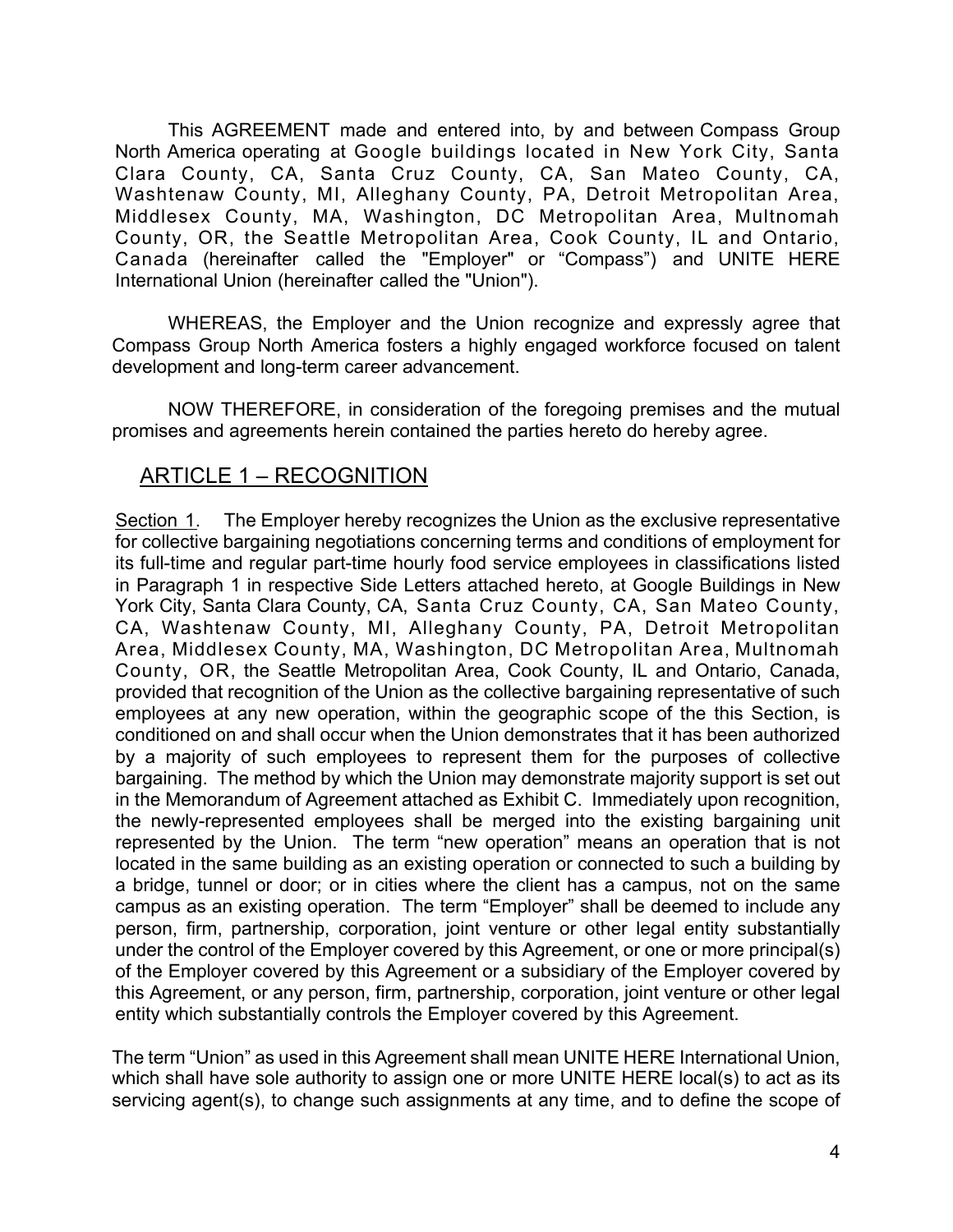This AGREEMENT made and entered into, by and between Compass Group North America operating at Google buildings located in New York City, Santa Clara County, CA, Santa Cruz County, CA, San Mateo County, CA, Washtenaw County, MI, Alleghany County, PA, Detroit Metropolitan Area, Middlesex County, MA, Washington, DC Metropolitan Area, Multnomah County, OR, the Seattle Metropolitan Area, Cook County, IL and Ontario, Canada (hereinafter called the "Employer" or "Compass") and UNITE HERE International Union (hereinafter called the "Union").

WHEREAS, the Employer and the Union recognize and expressly agree that Compass Group North America fosters a highly engaged workforce focused on talent development and long-term career advancement.

NOW THEREFORE, in consideration of the foregoing premises and the mutual promises and agreements herein contained the parties hereto do hereby agree.

## ARTICLE 1 – RECOGNITION

Section 1. The Employer hereby recognizes the Union as the exclusive representative for collective bargaining negotiations concerning terms and conditions of employment for its full-time and regular part-time hourly food service employees in classifications listed in Paragraph 1 in respective Side Letters attached hereto, at Google Buildings in New York City, Santa Clara County, CA, Santa Cruz County, CA, San Mateo County, CA, Washtenaw County, MI, Alleghany County, PA, Detroit Metropolitan Area, Middlesex County, MA, Washington, DC Metropolitan Area, Multnomah County, OR, the Seattle Metropolitan Area, Cook County, IL and Ontario, Canada, provided that recognition of the Union as the collective bargaining representative of such employees at any new operation, within the geographic scope of the this Section, is conditioned on and shall occur when the Union demonstrates that it has been authorized by a majority of such employees to represent them for the purposes of collective bargaining. The method by which the Union may demonstrate majority support is set out in the Memorandum of Agreement attached as Exhibit C. Immediately upon recognition, the newly-represented employees shall be merged into the existing bargaining unit represented by the Union. The term "new operation" means an operation that is not located in the same building as an existing operation or connected to such a building by a bridge, tunnel or door; or in cities where the client has a campus, not on the same campus as an existing operation. The term "Employer" shall be deemed to include any person, firm, partnership, corporation, joint venture or other legal entity substantially under the control of the Employer covered by this Agreement, or one or more principal(s) of the Employer covered by this Agreement or a subsidiary of the Employer covered by this Agreement, or any person, firm, partnership, corporation, joint venture or other legal entity which substantially controls the Employer covered by this Agreement.

The term "Union" as used in this Agreement shall mean UNITE HERE International Union, which shall have sole authority to assign one or more UNITE HERE local(s) to act as its servicing agent(s), to change such assignments at any time, and to define the scope of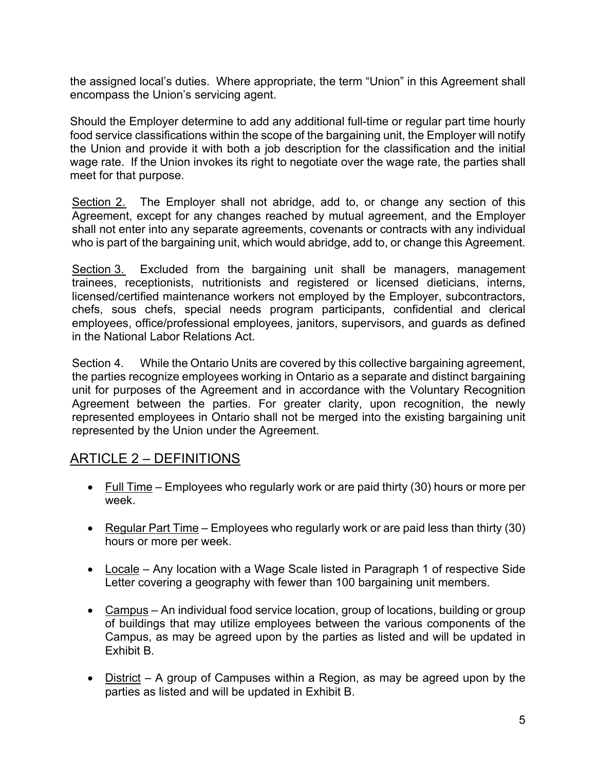the assigned local's duties. Where appropriate, the term "Union" in this Agreement shall encompass the Union's servicing agent.

Should the Employer determine to add any additional full-time or regular part time hourly food service classifications within the scope of the bargaining unit, the Employer will notify the Union and provide it with both a job description for the classification and the initial wage rate. If the Union invokes its right to negotiate over the wage rate, the parties shall meet for that purpose.

Section 2. The Employer shall not abridge, add to, or change any section of this Agreement, except for any changes reached by mutual agreement, and the Employer shall not enter into any separate agreements, covenants or contracts with any individual who is part of the bargaining unit, which would abridge, add to, or change this Agreement.

Section 3. Excluded from the bargaining unit shall be managers, management trainees, receptionists, nutritionists and registered or licensed dieticians, interns, licensed/certified maintenance workers not employed by the Employer, subcontractors, chefs, sous chefs, special needs program participants, confidential and clerical employees, office/professional employees, janitors, supervisors, and guards as defined in the National Labor Relations Act.

Section 4. While the Ontario Units are covered by this collective bargaining agreement, the parties recognize employees working in Ontario as a separate and distinct bargaining unit for purposes of the Agreement and in accordance with the Voluntary Recognition Agreement between the parties. For greater clarity, upon recognition, the newly represented employees in Ontario shall not be merged into the existing bargaining unit represented by the Union under the Agreement.

## ARTICLE 2 – DEFINITIONS

- Full Time – Employees who regularly work or are paid thirty (30) hours or more per week.
- Regular Part Time – Employees who regularly work or are paid less than thirty (30) hours or more per week.
- Locale – Any location with a Wage Scale listed in Paragraph 1 of respective Side Letter covering a geography with fewer than 100 bargaining unit members.
- Campus – An individual food service location, group of locations, building or group of buildings that may utilize employees between the various components of the Campus, as may be agreed upon by the parties as listed and will be updated in Exhibit B.
- District – A group of Campuses within a Region, as may be agreed upon by the parties as listed and will be updated in Exhibit B.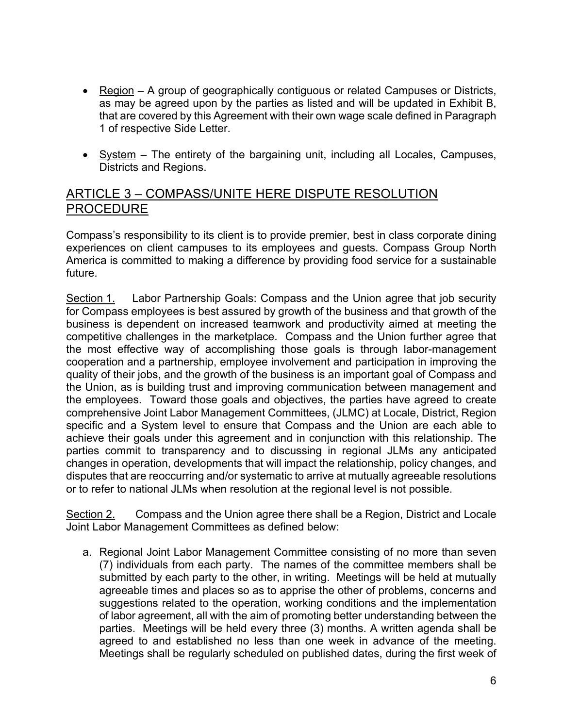- Region – A group of geographically contiguous or related Campuses or Districts, as may be agreed upon by the parties as listed and will be updated in Exhibit B, that are covered by this Agreement with their own wage scale defined in Paragraph 1 of respective Side Letter.

- System – The entirety of the bargaining unit, including all Locales, Campuses, Districts and Regions.

## ARTICLE 3 – COMPASS/UNITE HERE DISPUTE RESOLUTION PROCEDURE

Compass's responsibility to its client is to provide premier, best in class corporate dining experiences on client campuses to its employees and guests. Compass Group North America is committed to making a difference by providing food service for a sustainable future.

Section 1. Labor Partnership Goals: Compass and the Union agree that job security for Compass employees is best assured by growth of the business and that growth of the business is dependent on increased teamwork and productivity aimed at meeting the competitive challenges in the marketplace. Compass and the Union further agree that the most effective way of accomplishing those goals is through labor-management cooperation and a partnership, employee involvement and participation in improving the quality of their jobs, and the growth of the business is an important goal of Compass and the Union, as is building trust and improving communication between management and the employees. Toward those goals and objectives, the parties have agreed to create comprehensive Joint Labor Management Committees, (JLMC) at Locale, District, Region specific and a System level to ensure that Compass and the Union are each able to achieve their goals under this agreement and in conjunction with this relationship. The parties commit to transparency and to discussing in regional JLMs any anticipated changes in operation, developments that will impact the relationship, policy changes, and disputes that are reoccurring and/or systematic to arrive at mutually agreeable resolutions or to refer to national JLMs when resolution at the regional level is not possible.

Section 2. Compass and the Union agree there shall be a Region, District and Locale Joint Labor Management Committees as defined below:

a. Regional Joint Labor Management Committee consisting of no more than seven (7) individuals from each party. The names of the committee members shall be submitted by each party to the other, in writing. Meetings will be held at mutually agreeable times and places so as to apprise the other of problems, concerns and suggestions related to the operation, working conditions and the implementation of labor agreement, all with the aim of promoting better understanding between the parties. Meetings will be held every three (3) months. A written agenda shall be agreed to and established no less than one week in advance of the meeting. Meetings shall be regularly scheduled on published dates, during the first week of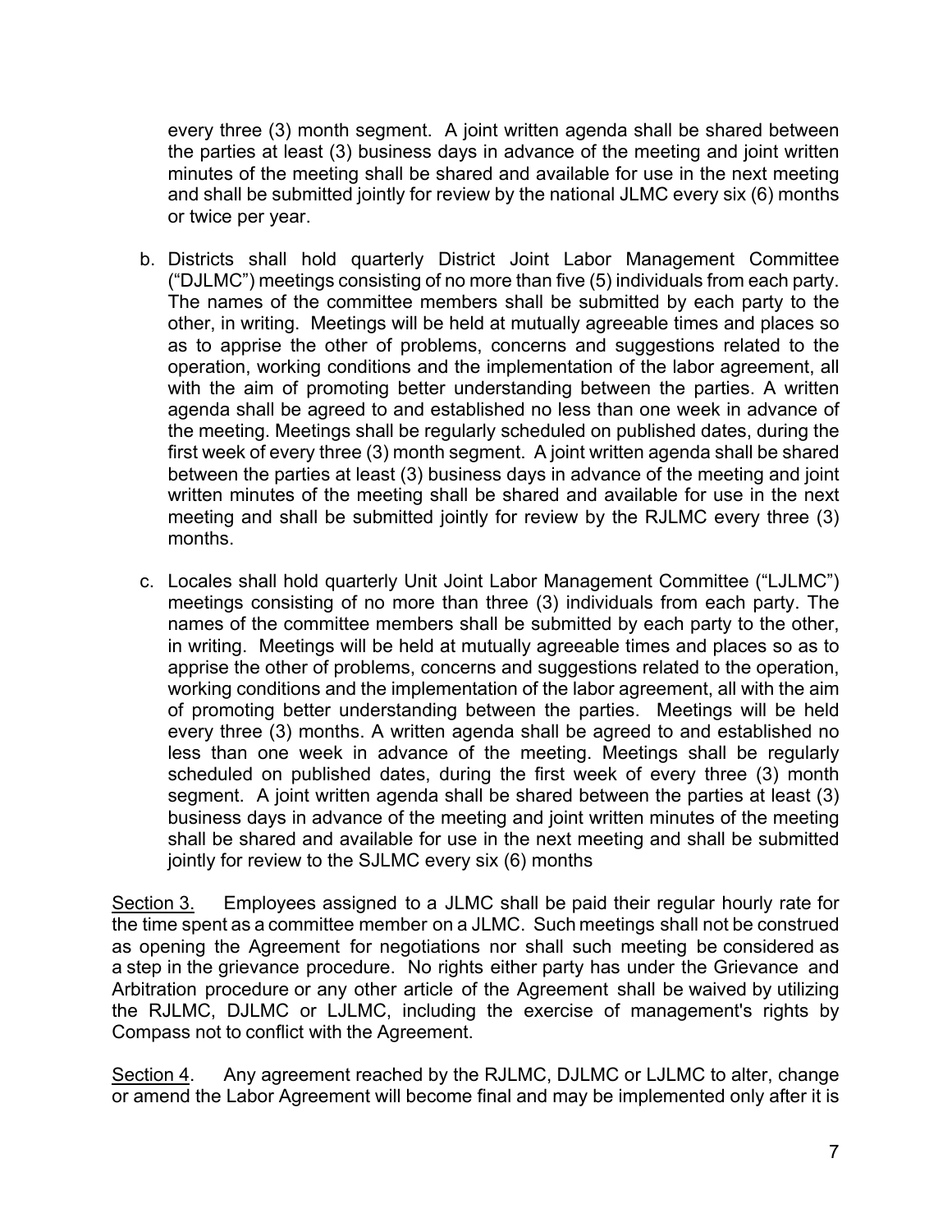every three (3) month segment. A joint written agenda shall be shared between the parties at least (3) business days in advance of the meeting and joint written minutes of the meeting shall be shared and available for use in the next meeting and shall be submitted jointly for review by the national JLMC every six (6) months or twice per year.

b. Districts shall hold quarterly District Joint Labor Management Committee ("DJLMC") meetings consisting of no more than five (5) individuals from each party. The names of the committee members shall be submitted by each party to the other, in writing. Meetings will be held at mutually agreeable times and places so as to apprise the other of problems, concerns and suggestions related to the operation, working conditions and the implementation of the labor agreement, all with the aim of promoting better understanding between the parties. A written agenda shall be agreed to and established no less than one week in advance of the meeting. Meetings shall be regularly scheduled on published dates, during the first week of every three (3) month segment. A joint written agenda shall be shared between the parties at least (3) business days in advance of the meeting and joint written minutes of the meeting shall be shared and available for use in the next meeting and shall be submitted jointly for review by the RJLMC every three (3) months.

c. Locales shall hold quarterly Unit Joint Labor Management Committee ("LJLMC") meetings consisting of no more than three (3) individuals from each party. The names of the committee members shall be submitted by each party to the other, in writing. Meetings will be held at mutually agreeable times and places so as to apprise the other of problems, concerns and suggestions related to the operation, working conditions and the implementation of the labor agreement, all with the aim of promoting better understanding between the parties. Meetings will be held every three (3) months. A written agenda shall be agreed to and established no less than one week in advance of the meeting. Meetings shall be regularly scheduled on published dates, during the first week of every three (3) month segment. A joint written agenda shall be shared between the parties at least (3) business days in advance of the meeting and joint written minutes of the meeting shall be shared and available for use in the next meeting and shall be submitted jointly for review to the SJLMC every six (6) months

Section 3. Employees assigned to a JLMC shall be paid their regular hourly rate for the time spent as a committee member on a JLMC. Such meetings shall not be construed as opening the Agreement for negotiations nor shall such meeting be considered as a step in the grievance procedure. No rights either party has under the Grievance and Arbitration procedure or any other article of the Agreement shall be waived by utilizing the RJLMC, DJLMC or LJLMC, including the exercise of management's rights by Compass not to conflict with the Agreement.

Section 4. Any agreement reached by the RJLMC, DJLMC or LJLMC to alter, change or amend the Labor Agreement will become final and may be implemented only after it is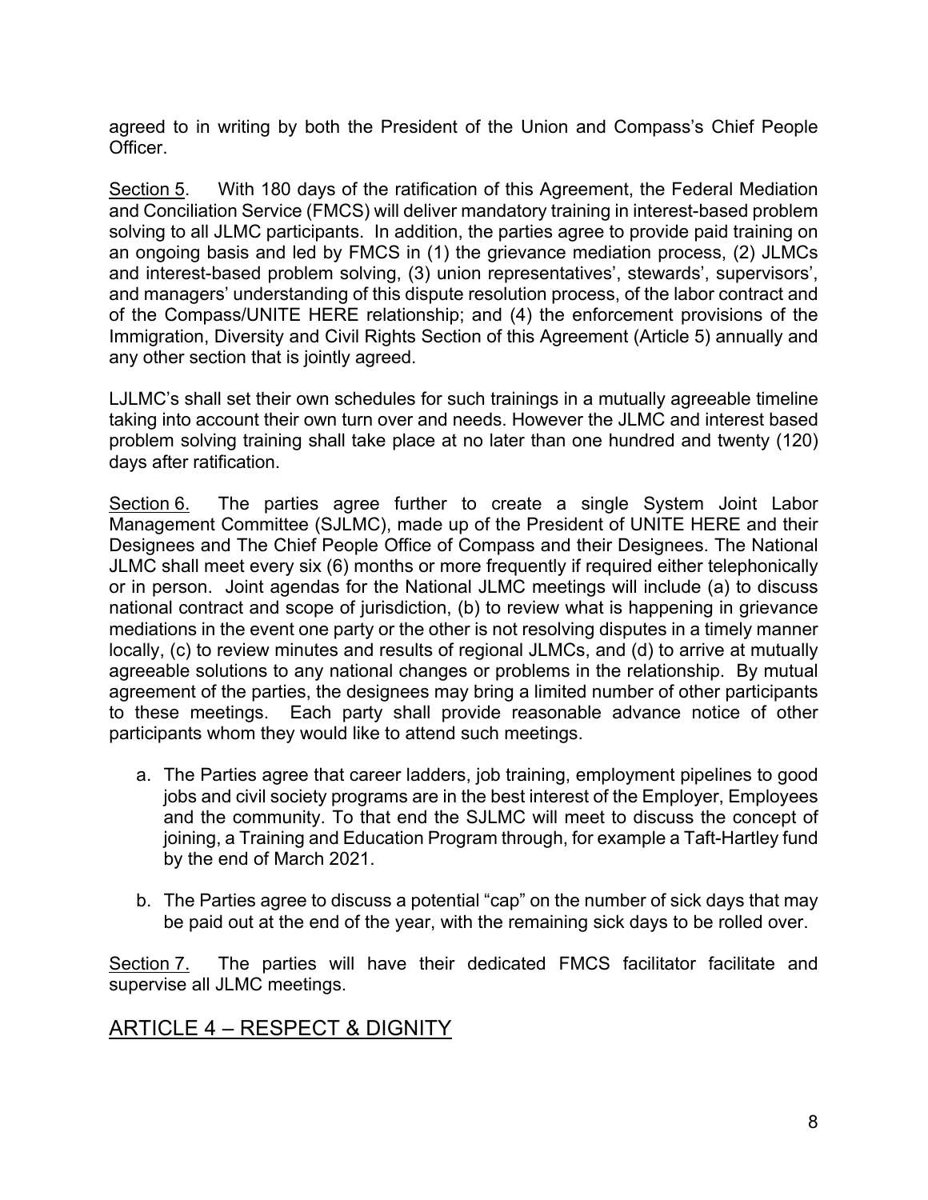agreed to in writing by both the President of the Union and Compass's Chief People Officer.

Section 5. With 180 days of the ratification of this Agreement, the Federal Mediation and Conciliation Service (FMCS) will deliver mandatory training in interest-based problem solving to all JLMC participants. In addition, the parties agree to provide paid training on an ongoing basis and led by FMCS in (1) the grievance mediation process, (2) JLMCs and interest-based problem solving, (3) union representatives', stewards', supervisors', and managers' understanding of this dispute resolution process, of the labor contract and of the Compass/UNITE HERE relationship; and (4) the enforcement provisions of the Immigration, Diversity and Civil Rights Section of this Agreement (Article 5) annually and any other section that is jointly agreed.

LJLMC's shall set their own schedules for such trainings in a mutually agreeable timeline taking into account their own turn over and needs. However the JLMC and interest based problem solving training shall take place at no later than one hundred and twenty (120) days after ratification.

Section 6. The parties agree further to create a single System Joint Labor Management Committee (SJLMC), made up of the President of UNITE HERE and their Designees and The Chief People Office of Compass and their Designees. The National JLMC shall meet every six (6) months or more frequently if required either telephonically or in person. Joint agendas for the National JLMC meetings will include (a) to discuss national contract and scope of jurisdiction, (b) to review what is happening in grievance mediations in the event one party or the other is not resolving disputes in a timely manner locally, (c) to review minutes and results of regional JLMCs, and (d) to arrive at mutually agreeable solutions to any national changes or problems in the relationship. By mutual agreement of the parties, the designees may bring a limited number of other participants to these meetings. Each party shall provide reasonable advance notice of other participants whom they would like to attend such meetings.

a. The Parties agree that career ladders, job training, employment pipelines to good jobs and civil society programs are in the best interest of the Employer, Employees and the community. To that end the SJLMC will meet to discuss the concept of joining, a Training and Education Program through, for example a Taft-Hartley fund by the end of March 2021.

b. The Parties agree to discuss a potential "cap" on the number of sick days that may be paid out at the end of the year, with the remaining sick days to be rolled over.

Section 7. The parties will have their dedicated FMCS facilitator facilitate and supervise all JLMC meetings.

## ARTICLE 4 – RESPECT & DIGNITY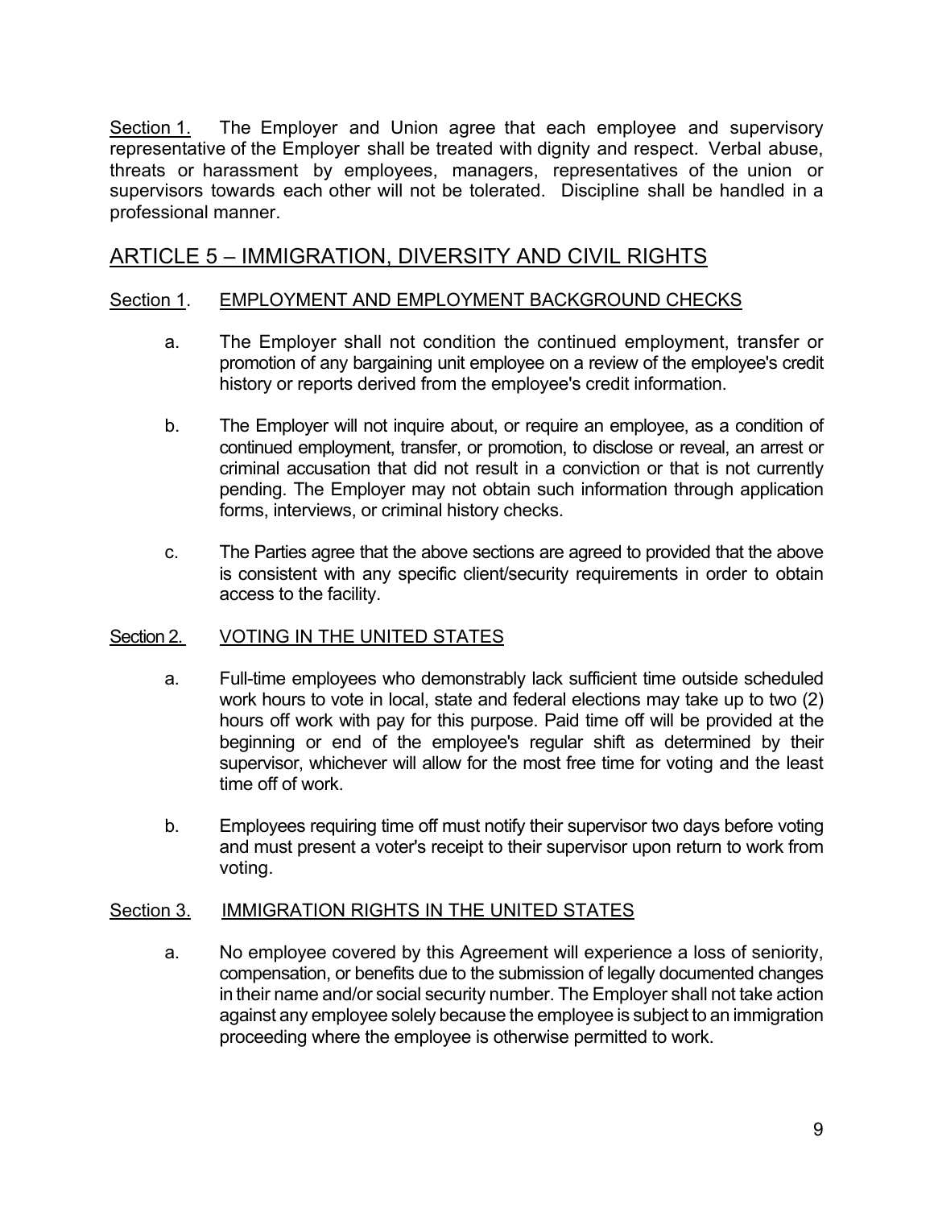Section 1. The Employer and Union agree that each employee and supervisory representative of the Employer shall be treated with dignity and respect. Verbal abuse, threats or harassment by employees, managers, representatives of the union or supervisors towards each other will not be tolerated. Discipline shall be handled in a professional manner.

## ARTICLE 5 – IMMIGRATION, DIVERSITY AND CIVIL RIGHTS

### Section 1. EMPLOYMENT AND EMPLOYMENT BACKGROUND CHECKS

a. The Employer shall not condition the continued employment, transfer or promotion of any bargaining unit employee on a review of the employee's credit history or reports derived from the employee's credit information.

b. The Employer will not inquire about, or require an employee, as a condition of continued employment, transfer, or promotion, to disclose or reveal, an arrest or criminal accusation that did not result in a conviction or that is not currently pending. The Employer may not obtain such information through application forms, interviews, or criminal history checks.

c. The Parties agree that the above sections are agreed to provided that the above is consistent with any specific client/security requirements in order to obtain access to the facility.

### Section 2. VOTING IN THE UNITED STATES

a. Full-time employees who demonstrably lack sufficient time outside scheduled work hours to vote in local, state and federal elections may take up to two (2) hours off work with pay for this purpose. Paid time off will be provided at the beginning or end of the employee's regular shift as determined by their supervisor, whichever will allow for the most free time for voting and the least time off of work.

b. Employees requiring time off must notify their supervisor two days before voting and must present a voter's receipt to their supervisor upon return to work from voting.

### Section 3. IMMIGRATION RIGHTS IN THE UNITED STATES

a. No employee covered by this Agreement will experience a loss of seniority, compensation, or benefits due to the submission of legally documented changes in their name and/or social security number. The Employer shall not take action against any employee solely because the employee is subject to an immigration proceeding where the employee is otherwise permitted to work.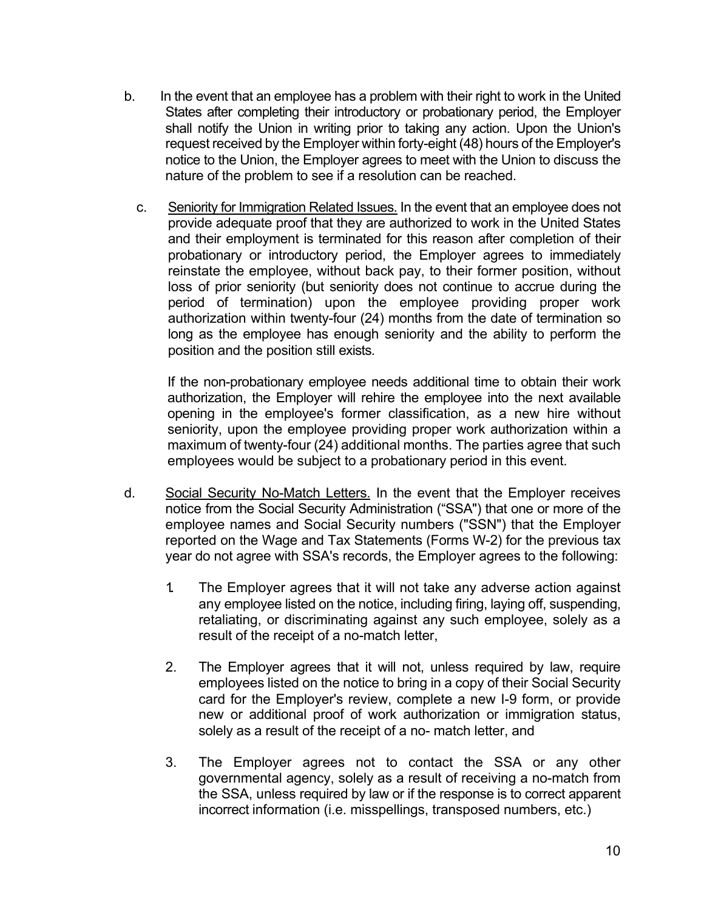b. In the event that an employee has a problem with their right to work in the United States after completing their introductory or probationary period, the Employer shall notify the Union in writing prior to taking any action. Upon the Union's request received by the Employer within forty-eight (48) hours of the Employer's notice to the Union, the Employer agrees to meet with the Union to discuss the nature of the problem to see if a resolution can be reached.

c. <u>Seniority for Immigration Related Issues.</u> In the event that an employee does not provide adequate proof that they are authorized to work in the United States and their employment is terminated for this reason after completion of their probationary or introductory period, the Employer agrees to immediately reinstate the employee, without back pay, to their former position, without loss of prior seniority (but seniority does not continue to accrue during the period of termination) upon the employee providing proper work authorization within twenty-four (24) months from the date of termination so long as the employee has enough seniority and the ability to perform the position and the position still exists.

   If the non-probationary employee needs additional time to obtain their work authorization, the Employer will rehire the employee into the next available opening in the employee's former classification, as a new hire without seniority, upon the employee providing proper work authorization within a maximum of twenty-four (24) additional months. The parties agree that such employees would be subject to a probationary period in this event.

d. <u>Social Security No-Match Letters.</u> In the event that the Employer receives notice from the Social Security Administration ("SSA") that one or more of the employee names and Social Security numbers ("SSN") that the Employer reported on the Wage and Tax Statements (Forms W-2) for the previous tax year do not agree with SSA's records, the Employer agrees to the following:

   1. The Employer agrees that it will not take any adverse action against any employee listed on the notice, including firing, laying off, suspending, retaliating, or discriminating against any such employee, solely as a result of the receipt of a no-match letter,

   2. The Employer agrees that it will not, unless required by law, require employees listed on the notice to bring in a copy of their Social Security card for the Employer's review, complete a new I-9 form, or provide new or additional proof of work authorization or immigration status, solely as a result of the receipt of a no- match letter, and

   3. The Employer agrees not to contact the SSA or any other governmental agency, solely as a result of receiving a no-match from the SSA, unless required by law or if the response is to correct apparent incorrect information (i.e. misspellings, transposed numbers, etc.)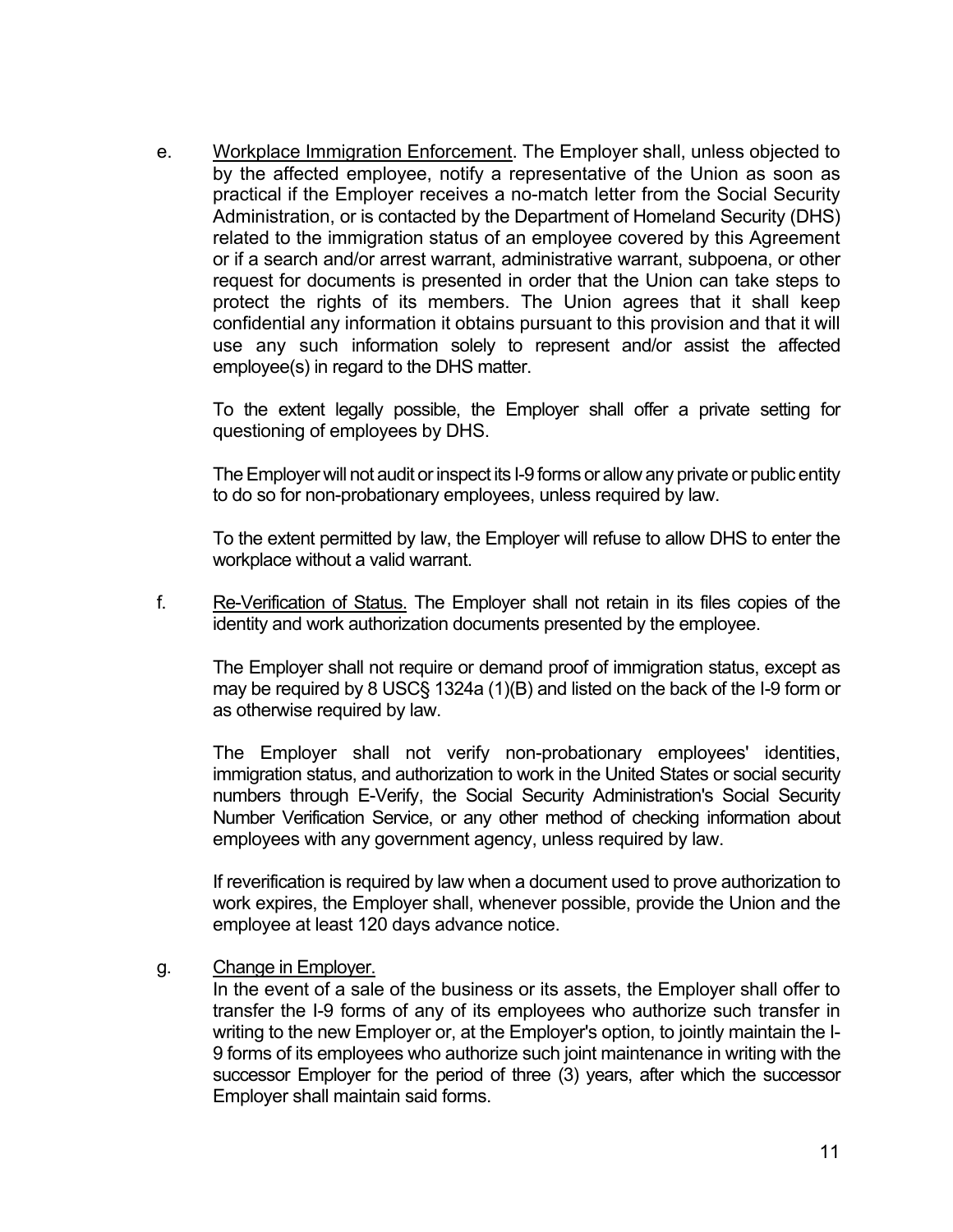e. <u>Workplace Immigration Enforcement</u>. The Employer shall, unless objected to by the affected employee, notify a representative of the Union as soon as practical if the Employer receives a no-match letter from the Social Security Administration, or is contacted by the Department of Homeland Security (DHS) related to the immigration status of an employee covered by this Agreement or if a search and/or arrest warrant, administrative warrant, subpoena, or other request for documents is presented in order that the Union can take steps to protect the rights of its members. The Union agrees that it shall keep confidential any information it obtains pursuant to this provision and that it will use any such information solely to represent and/or assist the affected employee(s) in regard to the DHS matter.

To the extent legally possible, the Employer shall offer a private setting for questioning of employees by DHS.

The Employer will not audit or inspect its I-9 forms or allow any private or public entity to do so for non-probationary employees, unless required by law.

To the extent permitted by law, the Employer will refuse to allow DHS to enter the workplace without a valid warrant.

f. <u>Re-Verification of Status.</u> The Employer shall not retain in its files copies of the identity and work authorization documents presented by the employee.

The Employer shall not require or demand proof of immigration status, except as may be required by 8 USC§ 1324a (1)(B) and listed on the back of the I-9 form or as otherwise required by law.

The Employer shall not verify non-probationary employees' identities, immigration status, and authorization to work in the United States or social security numbers through E-Verify, the Social Security Administration's Social Security Number Verification Service, or any other method of checking information about employees with any government agency, unless required by law.

If reverification is required by law when a document used to prove authorization to work expires, the Employer shall, whenever possible, provide the Union and the employee at least 120 days advance notice.

g. <u>Change in Employer.</u>
In the event of a sale of the business or its assets, the Employer shall offer to transfer the I-9 forms of any of its employees who authorize such transfer in writing to the new Employer or, at the Employer's option, to jointly maintain the I-9 forms of its employees who authorize such joint maintenance in writing with the successor Employer for the period of three (3) years, after which the successor Employer shall maintain said forms.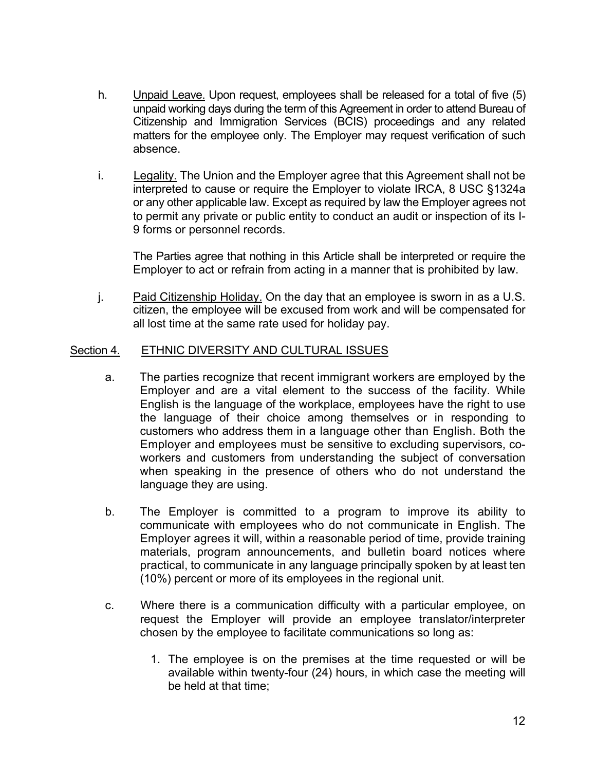h. Unpaid Leave. Upon request, employees shall be released for a total of five (5) unpaid working days during the term of this Agreement in order to attend Bureau of Citizenship and Immigration Services (BCIS) proceedings and any related matters for the employee only. The Employer may request verification of such absence.

i. Legality. The Union and the Employer agree that this Agreement shall not be interpreted to cause or require the Employer to violate IRCA, 8 USC §1324a or any other applicable law. Except as required by law the Employer agrees not to permit any private or public entity to conduct an audit or inspection of its I-9 forms or personnel records.

The Parties agree that nothing in this Article shall be interpreted or require the Employer to act or refrain from acting in a manner that is prohibited by law.

j. Paid Citizenship Holiday. On the day that an employee is sworn in as a U.S. citizen, the employee will be excused from work and will be compensated for all lost time at the same rate used for holiday pay.

## Section 4. ETHNIC DIVERSITY AND CULTURAL ISSUES

a. The parties recognize that recent immigrant workers are employed by the Employer and are a vital element to the success of the facility. While English is the language of the workplace, employees have the right to use the language of their choice among themselves or in responding to customers who address them in a language other than English. Both the Employer and employees must be sensitive to excluding supervisors, co-workers and customers from understanding the subject of conversation when speaking in the presence of others who do not understand the language they are using.

b. The Employer is committed to a program to improve its ability to communicate with employees who do not communicate in English. The Employer agrees it will, within a reasonable period of time, provide training materials, program announcements, and bulletin board notices where practical, to communicate in any language principally spoken by at least ten (10%) percent or more of its employees in the regional unit.

c. Where there is a communication difficulty with a particular employee, on request the Employer will provide an employee translator/interpreter chosen by the employee to facilitate communications so long as:

1. The employee is on the premises at the time requested or will be available within twenty-four (24) hours, in which case the meeting will be held at that time;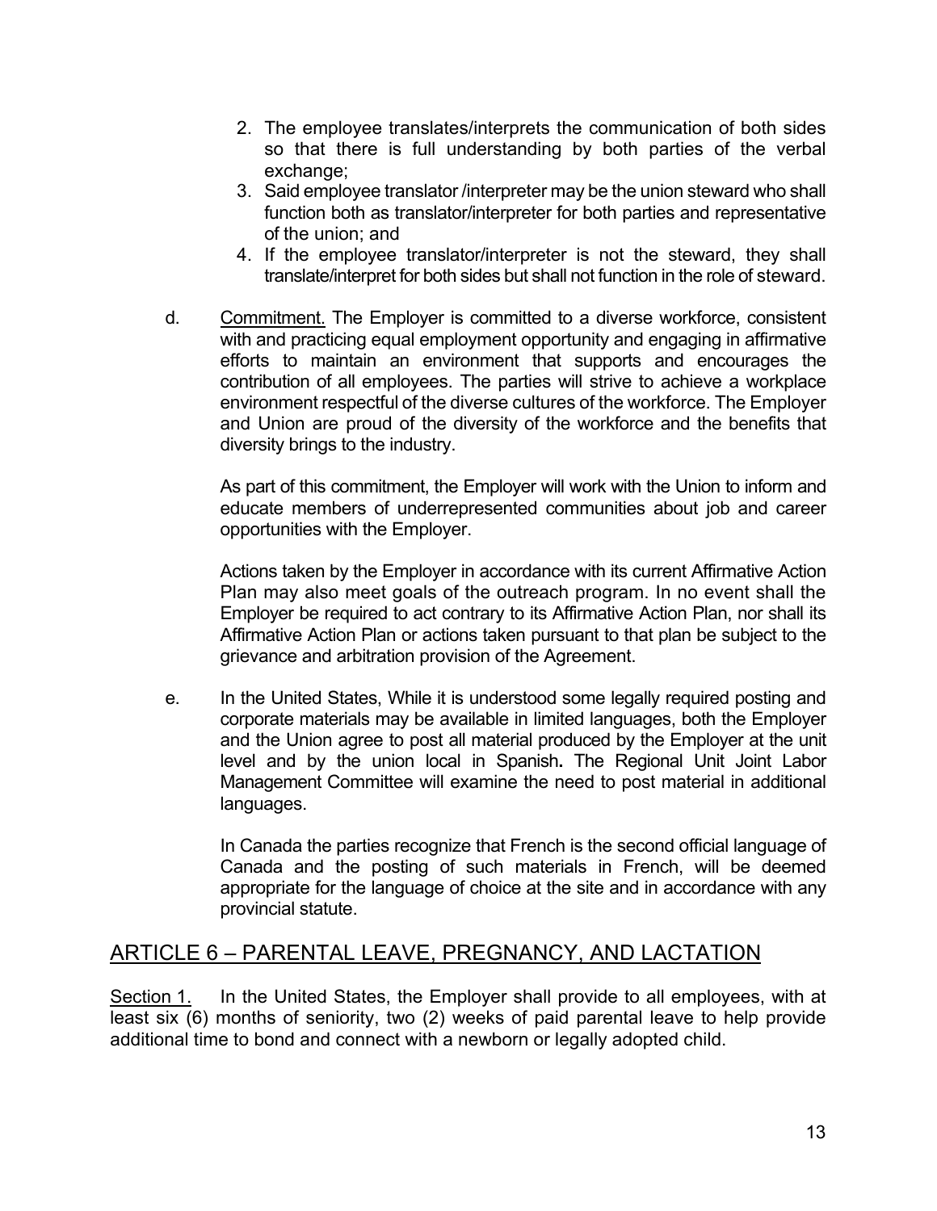2. The employee translates/interprets the communication of both sides so that there is full understanding by both parties of the verbal exchange;
3. Said employee translator /interpreter may be the union steward who shall function both as translator/interpreter for both parties and representative of the union; and
4. If the employee translator/interpreter is not the steward, they shall translate/interpret for both sides but shall not function in the role of steward.

d. Commitment. The Employer is committed to a diverse workforce, consistent with and practicing equal employment opportunity and engaging in affirmative efforts to maintain an environment that supports and encourages the contribution of all employees. The parties will strive to achieve a workplace environment respectful of the diverse cultures of the workforce. The Employer and Union are proud of the diversity of the workforce and the benefits that diversity brings to the industry.

As part of this commitment, the Employer will work with the Union to inform and educate members of underrepresented communities about job and career opportunities with the Employer.

Actions taken by the Employer in accordance with its current Affirmative Action Plan may also meet goals of the outreach program. In no event shall the Employer be required to act contrary to its Affirmative Action Plan, nor shall its Affirmative Action Plan or actions taken pursuant to that plan be subject to the grievance and arbitration provision of the Agreement.

e. In the United States, While it is understood some legally required posting and corporate materials may be available in limited languages, both the Employer and the Union agree to post all material produced by the Employer at the unit level and by the union local in Spanish**.** The Regional Unit Joint Labor Management Committee will examine the need to post material in additional languages.

In Canada the parties recognize that French is the second official language of Canada and the posting of such materials in French, will be deemed appropriate for the language of choice at the site and in accordance with any provincial statute.

## ARTICLE 6 – PARENTAL LEAVE, PREGNANCY, AND LACTATION

Section 1. In the United States, the Employer shall provide to all employees, with at least six (6) months of seniority, two (2) weeks of paid parental leave to help provide additional time to bond and connect with a newborn or legally adopted child.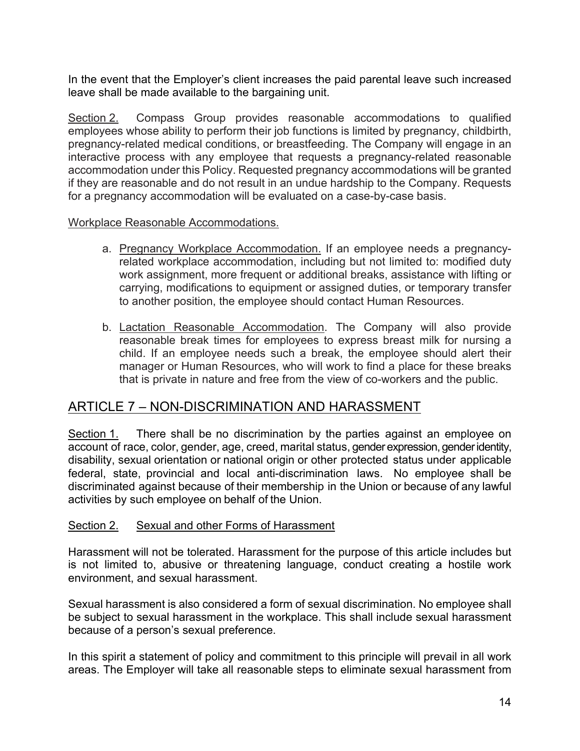In the event that the Employer's client increases the paid parental leave such increased leave shall be made available to the bargaining unit.

Section 2. Compass Group provides reasonable accommodations to qualified employees whose ability to perform their job functions is limited by pregnancy, childbirth, pregnancy-related medical conditions, or breastfeeding. The Company will engage in an interactive process with any employee that requests a pregnancy-related reasonable accommodation under this Policy. Requested pregnancy accommodations will be granted if they are reasonable and do not result in an undue hardship to the Company. Requests for a pregnancy accommodation will be evaluated on a case-by-case basis.

Workplace Reasonable Accommodations.

a. Pregnancy Workplace Accommodation. If an employee needs a pregnancy-related workplace accommodation, including but not limited to: modified duty work assignment, more frequent or additional breaks, assistance with lifting or carrying, modifications to equipment or assigned duties, or temporary transfer to another position, the employee should contact Human Resources.

b. Lactation Reasonable Accommodation. The Company will also provide reasonable break times for employees to express breast milk for nursing a child. If an employee needs such a break, the employee should alert their manager or Human Resources, who will work to find a place for these breaks that is private in nature and free from the view of co-workers and the public.

## ARTICLE 7 – NON-DISCRIMINATION AND HARASSMENT

Section 1. There shall be no discrimination by the parties against an employee on account of race, color, gender, age, creed, marital status, gender expression, gender identity, disability, sexual orientation or national origin or other protected status under applicable federal, state, provincial and local anti-discrimination laws. No employee shall be discriminated against because of their membership in the Union or because of any lawful activities by such employee on behalf of the Union.

Section 2. Sexual and other Forms of Harassment

Harassment will not be tolerated. Harassment for the purpose of this article includes but is not limited to, abusive or threatening language, conduct creating a hostile work environment, and sexual harassment.

Sexual harassment is also considered a form of sexual discrimination. No employee shall be subject to sexual harassment in the workplace. This shall include sexual harassment because of a person's sexual preference.

In this spirit a statement of policy and commitment to this principle will prevail in all work areas. The Employer will take all reasonable steps to eliminate sexual harassment from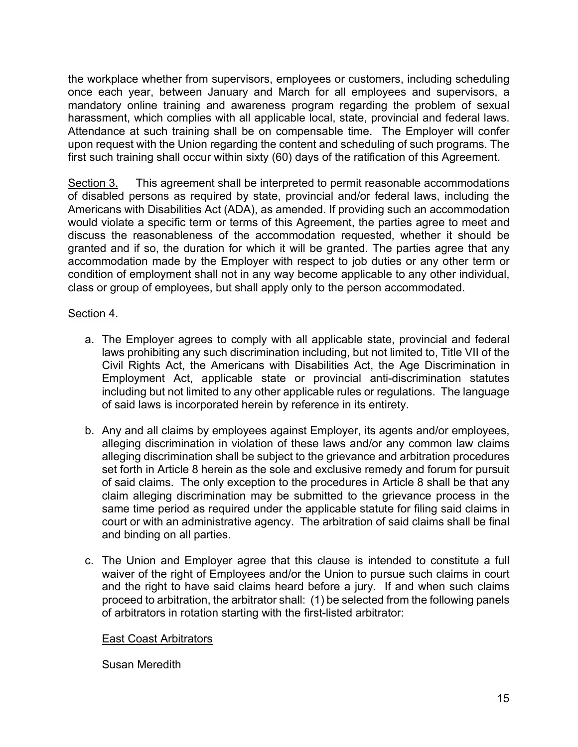the workplace whether from supervisors, employees or customers, including scheduling once each year, between January and March for all employees and supervisors, a mandatory online training and awareness program regarding the problem of sexual harassment, which complies with all applicable local, state, provincial and federal laws. Attendance at such training shall be on compensable time. The Employer will confer upon request with the Union regarding the content and scheduling of such programs. The first such training shall occur within sixty (60) days of the ratification of this Agreement.

Section 3. This agreement shall be interpreted to permit reasonable accommodations of disabled persons as required by state, provincial and/or federal laws, including the Americans with Disabilities Act (ADA), as amended. If providing such an accommodation would violate a specific term or terms of this Agreement, the parties agree to meet and discuss the reasonableness of the accommodation requested, whether it should be granted and if so, the duration for which it will be granted. The parties agree that any accommodation made by the Employer with respect to job duties or any other term or condition of employment shall not in any way become applicable to any other individual, class or group of employees, but shall apply only to the person accommodated.

Section 4.

a. The Employer agrees to comply with all applicable state, provincial and federal laws prohibiting any such discrimination including, but not limited to, Title VII of the Civil Rights Act, the Americans with Disabilities Act, the Age Discrimination in Employment Act, applicable state or provincial anti-discrimination statutes including but not limited to any other applicable rules or regulations. The language of said laws is incorporated herein by reference in its entirety.

b. Any and all claims by employees against Employer, its agents and/or employees, alleging discrimination in violation of these laws and/or any common law claims alleging discrimination shall be subject to the grievance and arbitration procedures set forth in Article 8 herein as the sole and exclusive remedy and forum for pursuit of said claims. The only exception to the procedures in Article 8 shall be that any claim alleging discrimination may be submitted to the grievance process in the same time period as required under the applicable statute for filing said claims in court or with an administrative agency. The arbitration of said claims shall be final and binding on all parties.

c. The Union and Employer agree that this clause is intended to constitute a full waiver of the right of Employees and/or the Union to pursue such claims in court and the right to have said claims heard before a jury. If and when such claims proceed to arbitration, the arbitrator shall: (1) be selected from the following panels of arbitrators in rotation starting with the first-listed arbitrator:

East Coast Arbitrators

Susan Meredith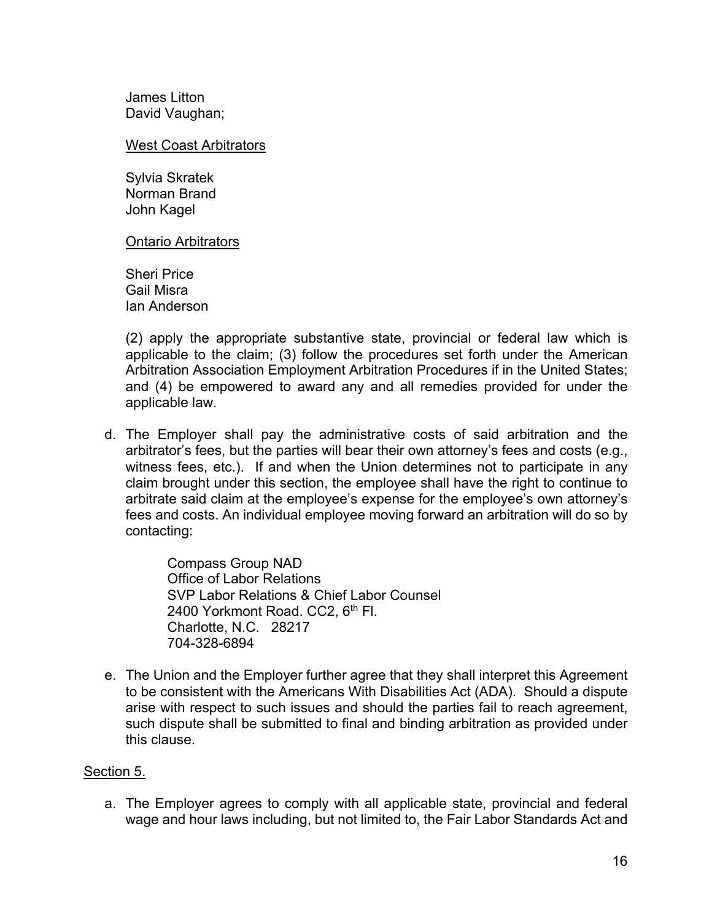James Litton
David Vaughan;

West Coast Arbitrators

Sylvia Skratek
Norman Brand
John Kagel

Ontario Arbitrators

Sheri Price
Gail Misra
Ian Anderson

(2) apply the appropriate substantive state, provincial or federal law which is applicable to the claim; (3) follow the procedures set forth under the American Arbitration Association Employment Arbitration Procedures if in the United States; and (4) be empowered to award any and all remedies provided for under the applicable law.

d. The Employer shall pay the administrative costs of said arbitration and the arbitrator's fees, but the parties will bear their own attorney's fees and costs (e.g., witness fees, etc.). If and when the Union determines not to participate in any claim brought under this section, the employee shall have the right to continue to arbitrate said claim at the employee's expense for the employee's own attorney's fees and costs. An individual employee moving forward an arbitration will do so by contacting:

    Compass Group NAD
    Office of Labor Relations
    SVP Labor Relations & Chief Labor Counsel
    2400 Yorkmont Road. CC2, 6th Fl.
    Charlotte, N.C. 28217
    704-328-6894

e. The Union and the Employer further agree that they shall interpret this Agreement to be consistent with the Americans With Disabilities Act (ADA). Should a dispute arise with respect to such issues and should the parties fail to reach agreement, such dispute shall be submitted to final and binding arbitration as provided under this clause.

Section 5.

a. The Employer agrees to comply with all applicable state, provincial and federal wage and hour laws including, but not limited to, the Fair Labor Standards Act and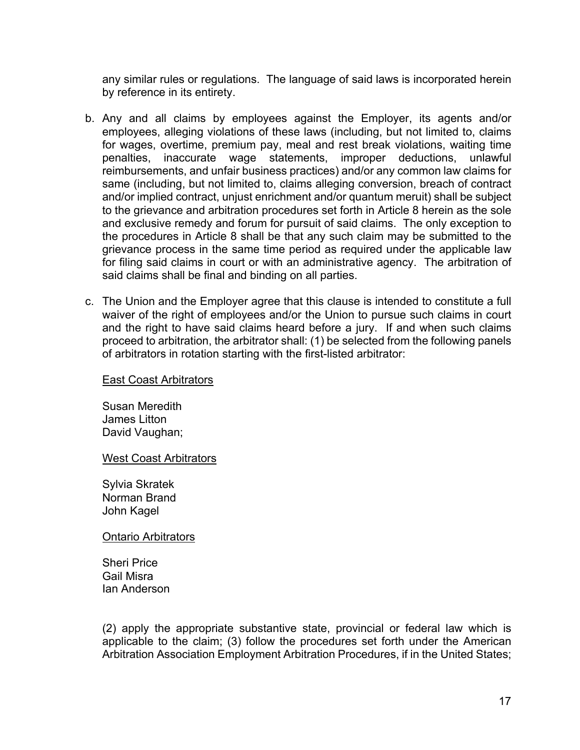any similar rules or regulations. The language of said laws is incorporated herein by reference in its entirety.

b. Any and all claims by employees against the Employer, its agents and/or employees, alleging violations of these laws (including, but not limited to, claims for wages, overtime, premium pay, meal and rest break violations, waiting time penalties, inaccurate wage statements, improper deductions, unlawful reimbursements, and unfair business practices) and/or any common law claims for same (including, but not limited to, claims alleging conversion, breach of contract and/or implied contract, unjust enrichment and/or quantum meruit) shall be subject to the grievance and arbitration procedures set forth in Article 8 herein as the sole and exclusive remedy and forum for pursuit of said claims. The only exception to the procedures in Article 8 shall be that any such claim may be submitted to the grievance process in the same time period as required under the applicable law for filing said claims in court or with an administrative agency. The arbitration of said claims shall be final and binding on all parties.

c. The Union and the Employer agree that this clause is intended to constitute a full waiver of the right of employees and/or the Union to pursue such claims in court and the right to have said claims heard before a jury. If and when such claims proceed to arbitration, the arbitrator shall: (1) be selected from the following panels of arbitrators in rotation starting with the first-listed arbitrator:

   East Coast Arbitrators

   Susan Meredith
   James Litton
   David Vaughan;

   West Coast Arbitrators

   Sylvia Skratek
   Norman Brand
   John Kagel

   Ontario Arbitrators

   Sheri Price
   Gail Misra
   Ian Anderson

   (2) apply the appropriate substantive state, provincial or federal law which is applicable to the claim; (3) follow the procedures set forth under the American Arbitration Association Employment Arbitration Procedures, if in the United States;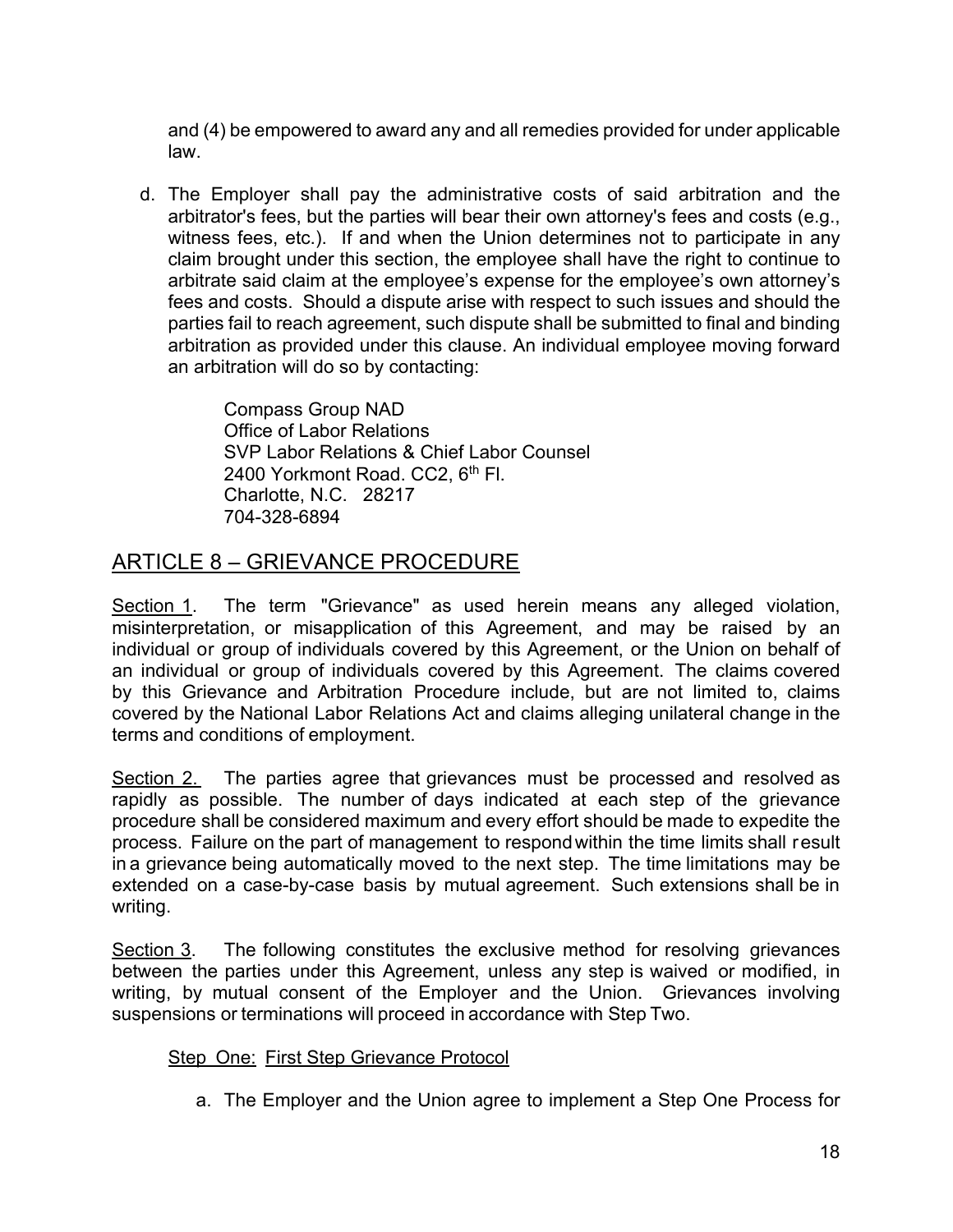and (4) be empowered to award any and all remedies provided for under applicable law.

d. The Employer shall pay the administrative costs of said arbitration and the arbitrator's fees, but the parties will bear their own attorney's fees and costs (e.g., witness fees, etc.). If and when the Union determines not to participate in any claim brought under this section, the employee shall have the right to continue to arbitrate said claim at the employee's expense for the employee's own attorney's fees and costs. Should a dispute arise with respect to such issues and should the parties fail to reach agreement, such dispute shall be submitted to final and binding arbitration as provided under this clause. An individual employee moving forward an arbitration will do so by contacting:

   Compass Group NAD
   Office of Labor Relations
   SVP Labor Relations & Chief Labor Counsel
   2400 Yorkmont Road. CC2, 6th Fl.
   Charlotte, N.C. 28217
   704-328-6894

## ARTICLE 8 – GRIEVANCE PROCEDURE

Section 1. The term "Grievance" as used herein means any alleged violation, misinterpretation, or misapplication of this Agreement, and may be raised by an individual or group of individuals covered by this Agreement, or the Union on behalf of an individual or group of individuals covered by this Agreement. The claims covered by this Grievance and Arbitration Procedure include, but are not limited to, claims covered by the National Labor Relations Act and claims alleging unilateral change in the terms and conditions of employment.

Section 2. The parties agree that grievances must be processed and resolved as rapidly as possible. The number of days indicated at each step of the grievance procedure shall be considered maximum and every effort should be made to expedite the process. Failure on the part of management to respond within the time limits shall result in a grievance being automatically moved to the next step. The time limitations may be extended on a case-by-case basis by mutual agreement. Such extensions shall be in writing.

Section 3. The following constitutes the exclusive method for resolving grievances between the parties under this Agreement, unless any step is waived or modified, in writing, by mutual consent of the Employer and the Union. Grievances involving suspensions or terminations will proceed in accordance with Step Two.

Step One: First Step Grievance Protocol

a. The Employer and the Union agree to implement a Step One Process for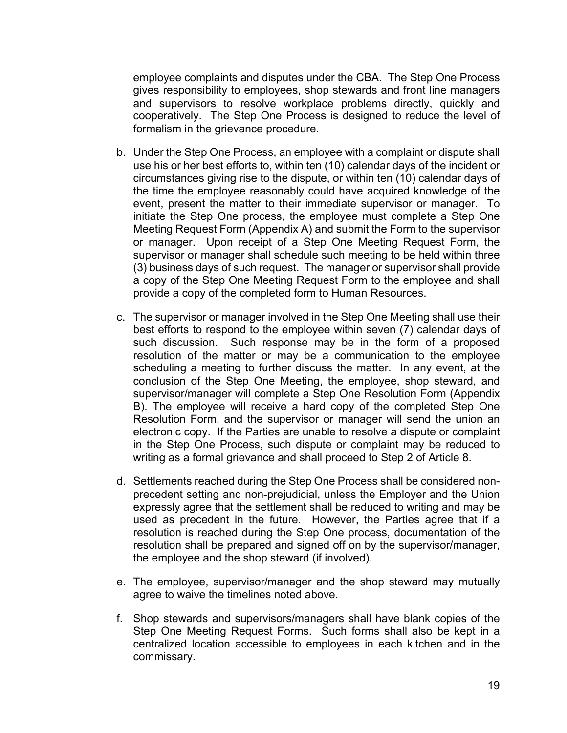employee complaints and disputes under the CBA. The Step One Process gives responsibility to employees, shop stewards and front line managers and supervisors to resolve workplace problems directly, quickly and cooperatively. The Step One Process is designed to reduce the level of formalism in the grievance procedure.

b. Under the Step One Process, an employee with a complaint or dispute shall use his or her best efforts to, within ten (10) calendar days of the incident or circumstances giving rise to the dispute, or within ten (10) calendar days of the time the employee reasonably could have acquired knowledge of the event, present the matter to their immediate supervisor or manager. To initiate the Step One process, the employee must complete a Step One Meeting Request Form (Appendix A) and submit the Form to the supervisor or manager. Upon receipt of a Step One Meeting Request Form, the supervisor or manager shall schedule such meeting to be held within three (3) business days of such request. The manager or supervisor shall provide a copy of the Step One Meeting Request Form to the employee and shall provide a copy of the completed form to Human Resources.

c. The supervisor or manager involved in the Step One Meeting shall use their best efforts to respond to the employee within seven (7) calendar days of such discussion. Such response may be in the form of a proposed resolution of the matter or may be a communication to the employee scheduling a meeting to further discuss the matter. In any event, at the conclusion of the Step One Meeting, the employee, shop steward, and supervisor/manager will complete a Step One Resolution Form (Appendix B). The employee will receive a hard copy of the completed Step One Resolution Form, and the supervisor or manager will send the union an electronic copy. If the Parties are unable to resolve a dispute or complaint in the Step One Process, such dispute or complaint may be reduced to writing as a formal grievance and shall proceed to Step 2 of Article 8.

d. Settlements reached during the Step One Process shall be considered non-precedent setting and non-prejudicial, unless the Employer and the Union expressly agree that the settlement shall be reduced to writing and may be used as precedent in the future. However, the Parties agree that if a resolution is reached during the Step One process, documentation of the resolution shall be prepared and signed off on by the supervisor/manager, the employee and the shop steward (if involved).

e. The employee, supervisor/manager and the shop steward may mutually agree to waive the timelines noted above.

f. Shop stewards and supervisors/managers shall have blank copies of the Step One Meeting Request Forms. Such forms shall also be kept in a centralized location accessible to employees in each kitchen and in the commissary.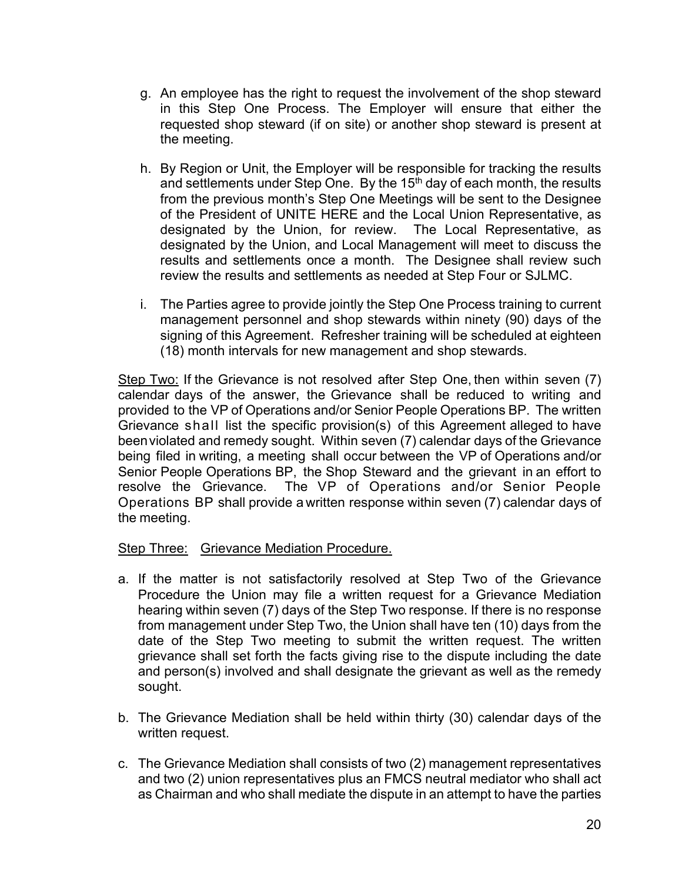g. An employee has the right to request the involvement of the shop steward in this Step One Process. The Employer will ensure that either the requested shop steward (if on site) or another shop steward is present at the meeting.

h. By Region or Unit, the Employer will be responsible for tracking the results and settlements under Step One. By the 15th day of each month, the results from the previous month's Step One Meetings will be sent to the Designee of the President of UNITE HERE and the Local Union Representative, as designated by the Union, for review. The Local Representative, as designated by the Union, and Local Management will meet to discuss the results and settlements once a month. The Designee shall review such review the results and settlements as needed at Step Four or SJLMC.

i. The Parties agree to provide jointly the Step One Process training to current management personnel and shop stewards within ninety (90) days of the signing of this Agreement. Refresher training will be scheduled at eighteen (18) month intervals for new management and shop stewards.

<u>Step Two:</u> If the Grievance is not resolved after Step One, then within seven (7) calendar days of the answer, the Grievance shall be reduced to writing and provided to the VP of Operations and/or Senior People Operations BP. The written Grievance shall list the specific provision(s) of this Agreement alleged to have been violated and remedy sought. Within seven (7) calendar days of the Grievance being filed in writing, a meeting shall occur between the VP of Operations and/or Senior People Operations BP, the Shop Steward and the grievant in an effort to resolve the Grievance. The VP of Operations and/or Senior People Operations BP shall provide a written response within seven (7) calendar days of the meeting.

<u>Step Three:</u> <u>Grievance Mediation Procedure.</u>

a. If the matter is not satisfactorily resolved at Step Two of the Grievance Procedure the Union may file a written request for a Grievance Mediation hearing within seven (7) days of the Step Two response. If there is no response from management under Step Two, the Union shall have ten (10) days from the date of the Step Two meeting to submit the written request. The written grievance shall set forth the facts giving rise to the dispute including the date and person(s) involved and shall designate the grievant as well as the remedy sought.

b. The Grievance Mediation shall be held within thirty (30) calendar days of the written request.

c. The Grievance Mediation shall consists of two (2) management representatives and two (2) union representatives plus an FMCS neutral mediator who shall act as Chairman and who shall mediate the dispute in an attempt to have the parties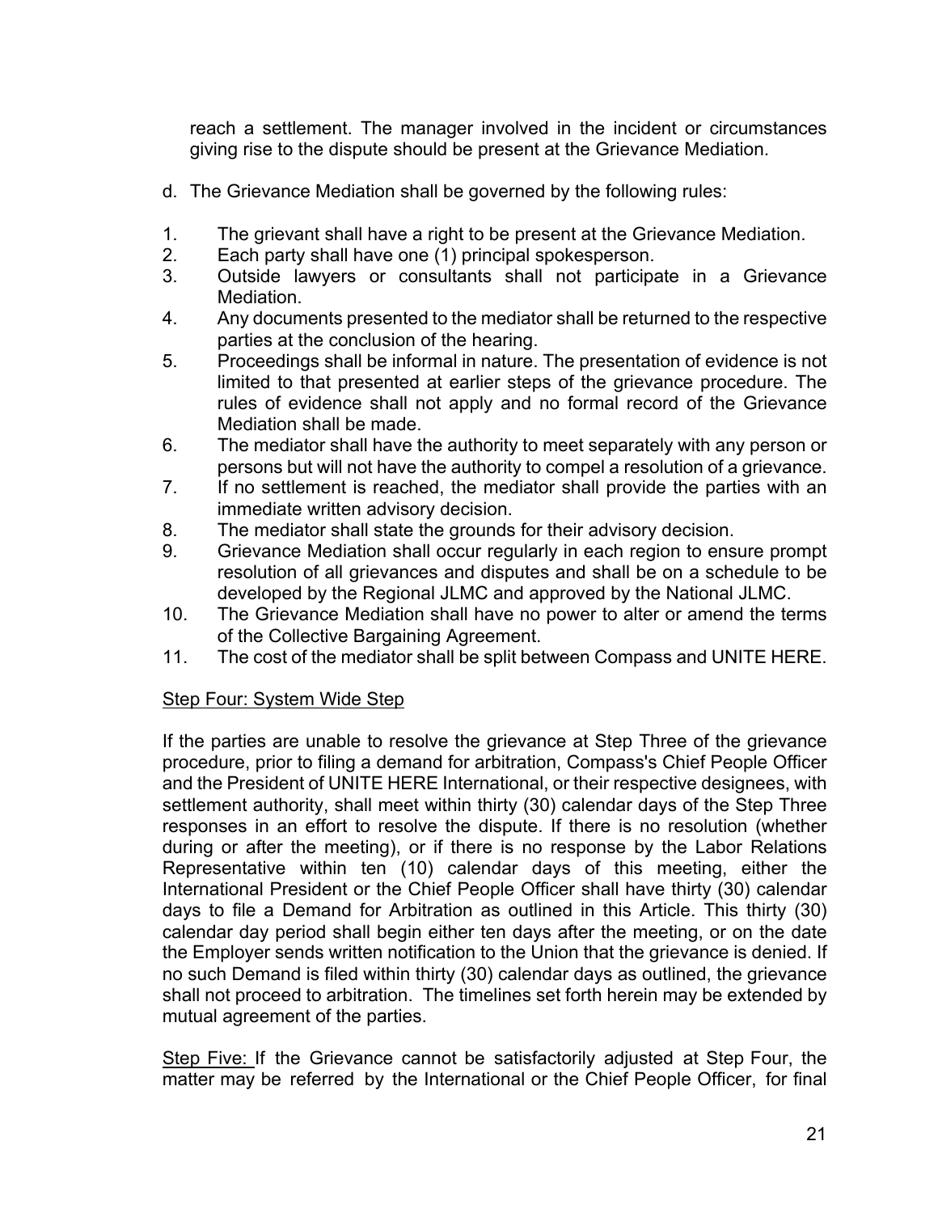reach a settlement. The manager involved in the incident or circumstances giving rise to the dispute should be present at the Grievance Mediation.

d. The Grievance Mediation shall be governed by the following rules:

1. The grievant shall have a right to be present at the Grievance Mediation.
2. Each party shall have one (1) principal spokesperson.
3. Outside lawyers or consultants shall not participate in a Grievance Mediation.
4. Any documents presented to the mediator shall be returned to the respective parties at the conclusion of the hearing.
5. Proceedings shall be informal in nature. The presentation of evidence is not limited to that presented at earlier steps of the grievance procedure. The rules of evidence shall not apply and no formal record of the Grievance Mediation shall be made.
6. The mediator shall have the authority to meet separately with any person or persons but will not have the authority to compel a resolution of a grievance.
7. If no settlement is reached, the mediator shall provide the parties with an immediate written advisory decision.
8. The mediator shall state the grounds for their advisory decision.
9. Grievance Mediation shall occur regularly in each region to ensure prompt resolution of all grievances and disputes and shall be on a schedule to be developed by the Regional JLMC and approved by the National JLMC.
10. The Grievance Mediation shall have no power to alter or amend the terms of the Collective Bargaining Agreement.
11. The cost of the mediator shall be split between Compass and UNITE HERE.

<u>Step Four: System Wide Step</u>

If the parties are unable to resolve the grievance at Step Three of the grievance procedure, prior to filing a demand for arbitration, Compass's Chief People Officer and the President of UNITE HERE International, or their respective designees, with settlement authority, shall meet within thirty (30) calendar days of the Step Three responses in an effort to resolve the dispute. If there is no resolution (whether during or after the meeting), or if there is no response by the Labor Relations Representative within ten (10) calendar days of this meeting, either the International President or the Chief People Officer shall have thirty (30) calendar days to file a Demand for Arbitration as outlined in this Article. This thirty (30) calendar day period shall begin either ten days after the meeting, or on the date the Employer sends written notification to the Union that the grievance is denied. If no such Demand is filed within thirty (30) calendar days as outlined, the grievance shall not proceed to arbitration. The timelines set forth herein may be extended by mutual agreement of the parties.

<u>Step Five:</u> If the Grievance cannot be satisfactorily adjusted at Step Four, the matter may be referred by the International or the Chief People Officer, for final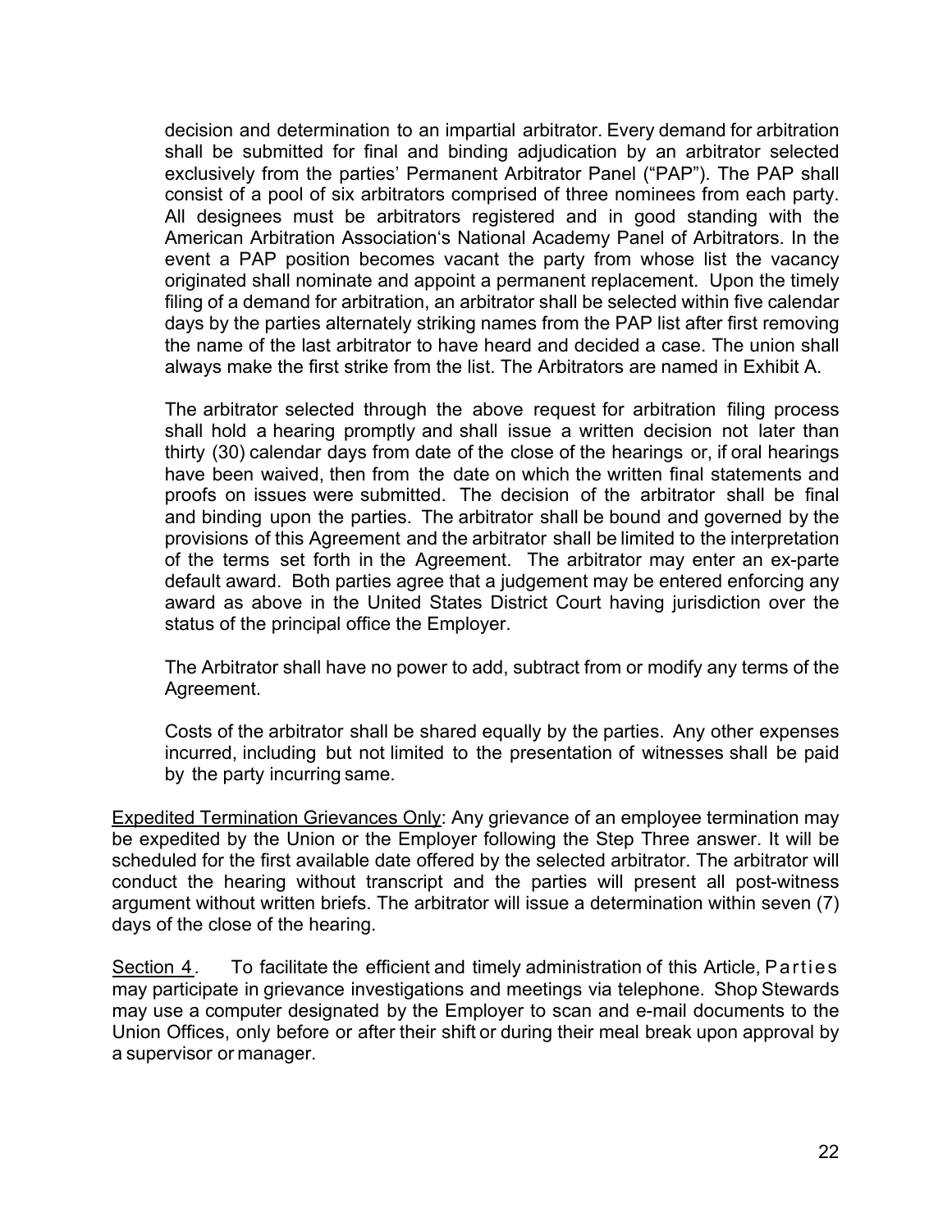decision and determination to an impartial arbitrator. Every demand for arbitration shall be submitted for final and binding adjudication by an arbitrator selected exclusively from the parties' Permanent Arbitrator Panel ("PAP"). The PAP shall consist of a pool of six arbitrators comprised of three nominees from each party. All designees must be arbitrators registered and in good standing with the American Arbitration Association's National Academy Panel of Arbitrators. In the event a PAP position becomes vacant the party from whose list the vacancy originated shall nominate and appoint a permanent replacement. Upon the timely filing of a demand for arbitration, an arbitrator shall be selected within five calendar days by the parties alternately striking names from the PAP list after first removing the name of the last arbitrator to have heard and decided a case. The union shall always make the first strike from the list. The Arbitrators are named in Exhibit A.

The arbitrator selected through the above request for arbitration filing process shall hold a hearing promptly and shall issue a written decision not later than thirty (30) calendar days from date of the close of the hearings or, if oral hearings have been waived, then from the date on which the written final statements and proofs on issues were submitted. The decision of the arbitrator shall be final and binding upon the parties. The arbitrator shall be bound and governed by the provisions of this Agreement and the arbitrator shall be limited to the interpretation of the terms set forth in the Agreement. The arbitrator may enter an ex-parte default award. Both parties agree that a judgement may be entered enforcing any award as above in the United States District Court having jurisdiction over the status of the principal office the Employer.

The Arbitrator shall have no power to add, subtract from or modify any terms of the Agreement.

Costs of the arbitrator shall be shared equally by the parties. Any other expenses incurred, including but not limited to the presentation of witnesses shall be paid by the party incurring same.

Expedited Termination Grievances Only: Any grievance of an employee termination may be expedited by the Union or the Employer following the Step Three answer. It will be scheduled for the first available date offered by the selected arbitrator. The arbitrator will conduct the hearing without transcript and the parties will present all post-witness argument without written briefs. The arbitrator will issue a determination within seven (7) days of the close of the hearing.

Section 4. To facilitate the efficient and timely administration of this Article, Parties may participate in grievance investigations and meetings via telephone. Shop Stewards may use a computer designated by the Employer to scan and e-mail documents to the Union Offices, only before or after their shift or during their meal break upon approval by a supervisor or manager.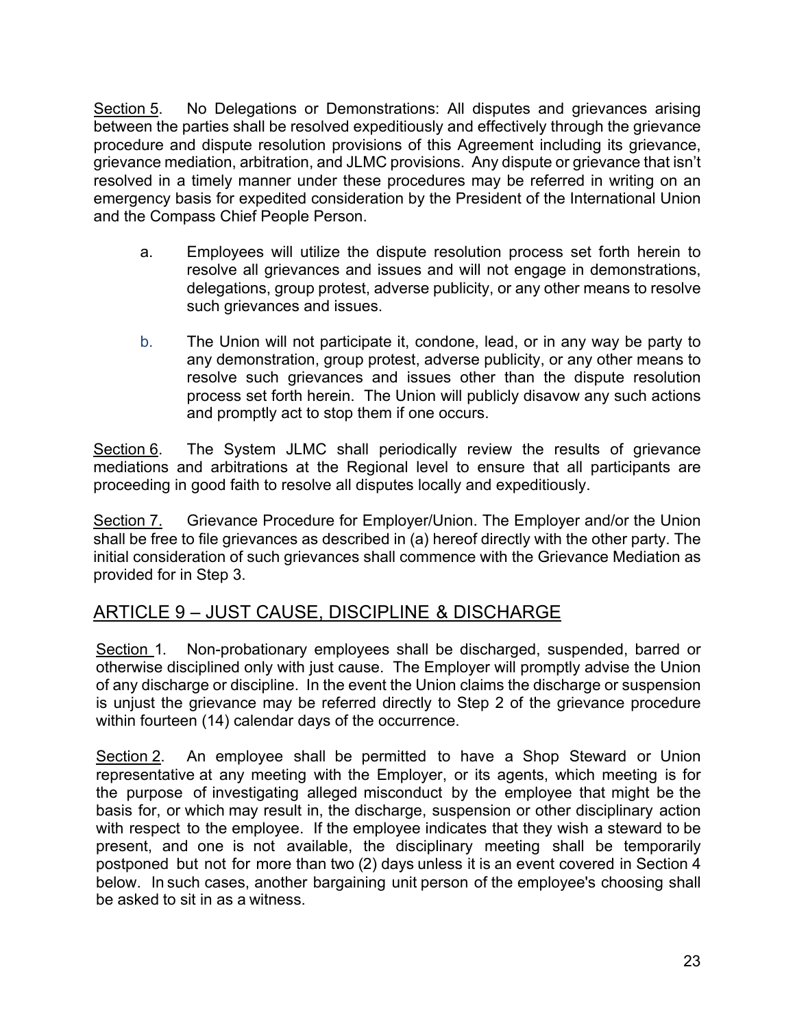Section 5. No Delegations or Demonstrations: All disputes and grievances arising between the parties shall be resolved expeditiously and effectively through the grievance procedure and dispute resolution provisions of this Agreement including its grievance, grievance mediation, arbitration, and JLMC provisions. Any dispute or grievance that isn't resolved in a timely manner under these procedures may be referred in writing on an emergency basis for expedited consideration by the President of the International Union and the Compass Chief People Person.

a. Employees will utilize the dispute resolution process set forth herein to resolve all grievances and issues and will not engage in demonstrations, delegations, group protest, adverse publicity, or any other means to resolve such grievances and issues.

b. The Union will not participate it, condone, lead, or in any way be party to any demonstration, group protest, adverse publicity, or any other means to resolve such grievances and issues other than the dispute resolution process set forth herein. The Union will publicly disavow any such actions and promptly act to stop them if one occurs.

Section 6. The System JLMC shall periodically review the results of grievance mediations and arbitrations at the Regional level to ensure that all participants are proceeding in good faith to resolve all disputes locally and expeditiously.

Section 7. Grievance Procedure for Employer/Union. The Employer and/or the Union shall be free to file grievances as described in (a) hereof directly with the other party. The initial consideration of such grievances shall commence with the Grievance Mediation as provided for in Step 3.

## ARTICLE 9 – JUST CAUSE, DISCIPLINE & DISCHARGE

Section 1. Non-probationary employees shall be discharged, suspended, barred or otherwise disciplined only with just cause. The Employer will promptly advise the Union of any discharge or discipline. In the event the Union claims the discharge or suspension is unjust the grievance may be referred directly to Step 2 of the grievance procedure within fourteen (14) calendar days of the occurrence.

Section 2. An employee shall be permitted to have a Shop Steward or Union representative at any meeting with the Employer, or its agents, which meeting is for the purpose of investigating alleged misconduct by the employee that might be the basis for, or which may result in, the discharge, suspension or other disciplinary action with respect to the employee. If the employee indicates that they wish a steward to be present, and one is not available, the disciplinary meeting shall be temporarily postponed but not for more than two (2) days unless it is an event covered in Section 4 below. In such cases, another bargaining unit person of the employee's choosing shall be asked to sit in as a witness.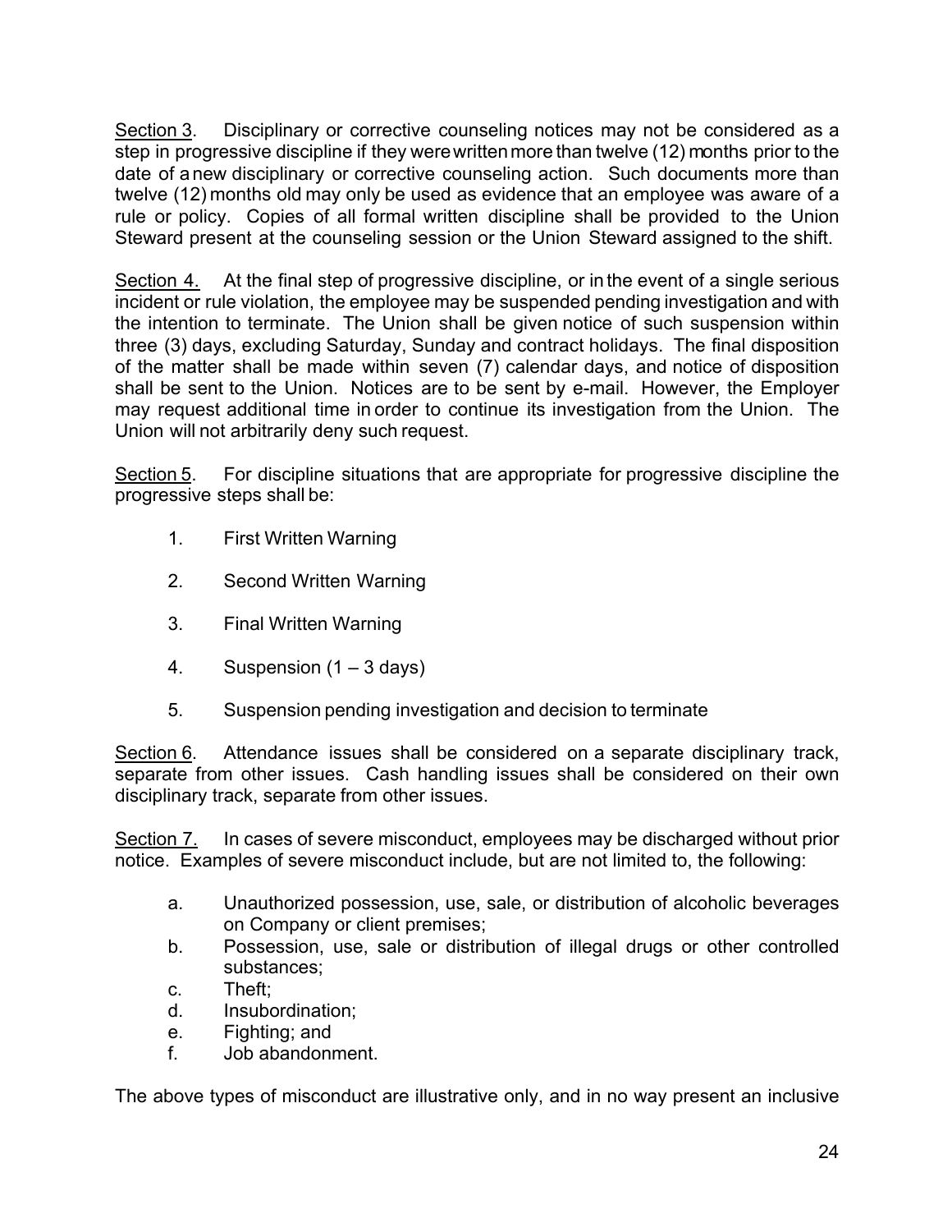<u>Section 3</u>. Disciplinary or corrective counseling notices may not be considered as a step in progressive discipline if they were written more than twelve (12) months prior to the date of a new disciplinary or corrective counseling action. Such documents more than twelve (12) months old may only be used as evidence that an employee was aware of a rule or policy. Copies of all formal written discipline shall be provided to the Union Steward present at the counseling session or the Union Steward assigned to the shift.

<u>Section 4.</u> At the final step of progressive discipline, or in the event of a single serious incident or rule violation, the employee may be suspended pending investigation and with the intention to terminate. The Union shall be given notice of such suspension within three (3) days, excluding Saturday, Sunday and contract holidays. The final disposition of the matter shall be made within seven (7) calendar days, and notice of disposition shall be sent to the Union. Notices are to be sent by e-mail. However, the Employer may request additional time in order to continue its investigation from the Union. The Union will not arbitrarily deny such request.

<u>Section 5</u>. For discipline situations that are appropriate for progressive discipline the progressive steps shall be:

1. First Written Warning
2. Second Written Warning
3. Final Written Warning
4. Suspension (1 – 3 days)
5. Suspension pending investigation and decision to terminate

<u>Section 6</u>. Attendance issues shall be considered on a separate disciplinary track, separate from other issues. Cash handling issues shall be considered on their own disciplinary track, separate from other issues.

<u>Section 7.</u> In cases of severe misconduct, employees may be discharged without prior notice. Examples of severe misconduct include, but are not limited to, the following:

a. Unauthorized possession, use, sale, or distribution of alcoholic beverages on Company or client premises;
b. Possession, use, sale or distribution of illegal drugs or other controlled substances;
c. Theft;
d. Insubordination;
e. Fighting; and
f. Job abandonment.

The above types of misconduct are illustrative only, and in no way present an inclusive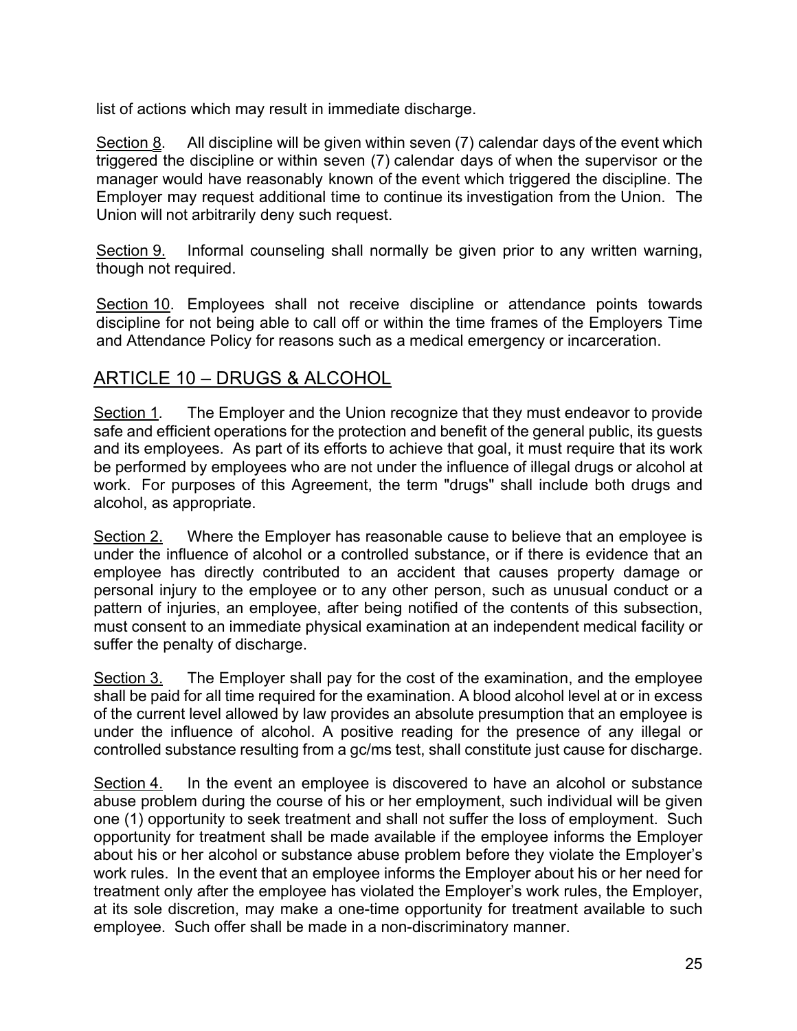list of actions which may result in immediate discharge.

Section 8. All discipline will be given within seven (7) calendar days of the event which triggered the discipline or within seven (7) calendar days of when the supervisor or the manager would have reasonably known of the event which triggered the discipline. The Employer may request additional time to continue its investigation from the Union. The Union will not arbitrarily deny such request.

Section 9. Informal counseling shall normally be given prior to any written warning, though not required.

Section 10. Employees shall not receive discipline or attendance points towards discipline for not being able to call off or within the time frames of the Employers Time and Attendance Policy for reasons such as a medical emergency or incarceration.

## ARTICLE 10 – DRUGS & ALCOHOL

Section 1. The Employer and the Union recognize that they must endeavor to provide safe and efficient operations for the protection and benefit of the general public, its guests and its employees. As part of its efforts to achieve that goal, it must require that its work be performed by employees who are not under the influence of illegal drugs or alcohol at work. For purposes of this Agreement, the term "drugs" shall include both drugs and alcohol, as appropriate.

Section 2. Where the Employer has reasonable cause to believe that an employee is under the influence of alcohol or a controlled substance, or if there is evidence that an employee has directly contributed to an accident that causes property damage or personal injury to the employee or to any other person, such as unusual conduct or a pattern of injuries, an employee, after being notified of the contents of this subsection, must consent to an immediate physical examination at an independent medical facility or suffer the penalty of discharge.

Section 3. The Employer shall pay for the cost of the examination, and the employee shall be paid for all time required for the examination. A blood alcohol level at or in excess of the current level allowed by law provides an absolute presumption that an employee is under the influence of alcohol. A positive reading for the presence of any illegal or controlled substance resulting from a gc/ms test, shall constitute just cause for discharge.

Section 4. In the event an employee is discovered to have an alcohol or substance abuse problem during the course of his or her employment, such individual will be given one (1) opportunity to seek treatment and shall not suffer the loss of employment. Such opportunity for treatment shall be made available if the employee informs the Employer about his or her alcohol or substance abuse problem before they violate the Employer's work rules. In the event that an employee informs the Employer about his or her need for treatment only after the employee has violated the Employer's work rules, the Employer, at its sole discretion, may make a one-time opportunity for treatment available to such employee. Such offer shall be made in a non-discriminatory manner.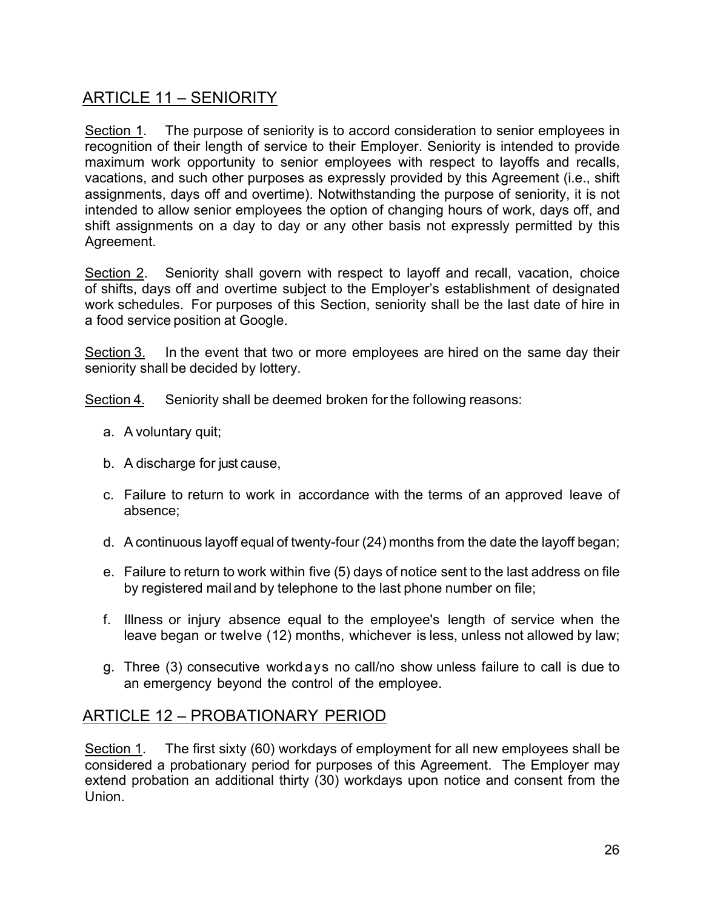## ARTICLE 11 – SENIORITY

Section 1. The purpose of seniority is to accord consideration to senior employees in recognition of their length of service to their Employer. Seniority is intended to provide maximum work opportunity to senior employees with respect to layoffs and recalls, vacations, and such other purposes as expressly provided by this Agreement (i.e., shift assignments, days off and overtime). Notwithstanding the purpose of seniority, it is not intended to allow senior employees the option of changing hours of work, days off, and shift assignments on a day to day or any other basis not expressly permitted by this Agreement.

Section 2. Seniority shall govern with respect to layoff and recall, vacation, choice of shifts, days off and overtime subject to the Employer's establishment of designated work schedules. For purposes of this Section, seniority shall be the last date of hire in a food service position at Google.

Section 3. In the event that two or more employees are hired on the same day their seniority shall be decided by lottery.

Section 4. Seniority shall be deemed broken for the following reasons:

a. A voluntary quit;

b. A discharge for just cause,

c. Failure to return to work in accordance with the terms of an approved leave of absence;

d. A continuous layoff equal of twenty-four (24) months from the date the layoff began;

e. Failure to return to work within five (5) days of notice sent to the last address on file by registered mail and by telephone to the last phone number on file;

f. Illness or injury absence equal to the employee's length of service when the leave began or twelve (12) months, whichever is less, unless not allowed by law;

g. Three (3) consecutive workdays no call/no show unless failure to call is due to an emergency beyond the control of the employee.

## ARTICLE 12 – PROBATIONARY PERIOD

Section 1. The first sixty (60) workdays of employment for all new employees shall be considered a probationary period for purposes of this Agreement. The Employer may extend probation an additional thirty (30) workdays upon notice and consent from the Union.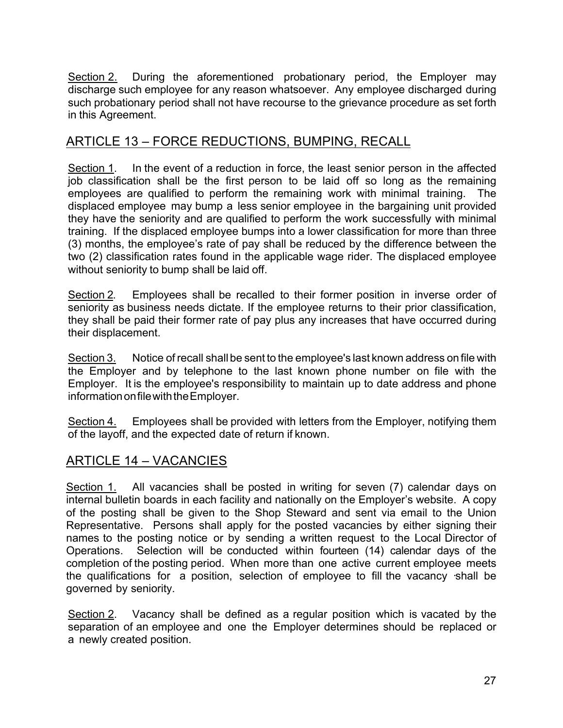Section 2. During the aforementioned probationary period, the Employer may discharge such employee for any reason whatsoever. Any employee discharged during such probationary period shall not have recourse to the grievance procedure as set forth in this Agreement.

## ARTICLE 13 – FORCE REDUCTIONS, BUMPING, RECALL

Section 1. In the event of a reduction in force, the least senior person in the affected job classification shall be the first person to be laid off so long as the remaining employees are qualified to perform the remaining work with minimal training. The displaced employee may bump a less senior employee in the bargaining unit provided they have the seniority and are qualified to perform the work successfully with minimal training. If the displaced employee bumps into a lower classification for more than three (3) months, the employee's rate of pay shall be reduced by the difference between the two (2) classification rates found in the applicable wage rider. The displaced employee without seniority to bump shall be laid off.

Section 2. Employees shall be recalled to their former position in inverse order of seniority as business needs dictate. If the employee returns to their prior classification, they shall be paid their former rate of pay plus any increases that have occurred during their displacement.

Section 3. Notice of recall shall be sent to the employee's last known address on file with the Employer and by telephone to the last known phone number on file with the Employer. It is the employee's responsibility to maintain up to date address and phone information on file with the Employer.

Section 4. Employees shall be provided with letters from the Employer, notifying them of the layoff, and the expected date of return if known.

## ARTICLE 14 – VACANCIES

Section 1. All vacancies shall be posted in writing for seven (7) calendar days on internal bulletin boards in each facility and nationally on the Employer's website. A copy of the posting shall be given to the Shop Steward and sent via email to the Union Representative. Persons shall apply for the posted vacancies by either signing their names to the posting notice or by sending a written request to the Local Director of Operations. Selection will be conducted within fourteen (14) calendar days of the completion of the posting period. When more than one active current employee meets the qualifications for a position, selection of employee to fill the vacancy shall be governed by seniority.

Section 2. Vacancy shall be defined as a regular position which is vacated by the separation of an employee and one the Employer determines should be replaced or a newly created position.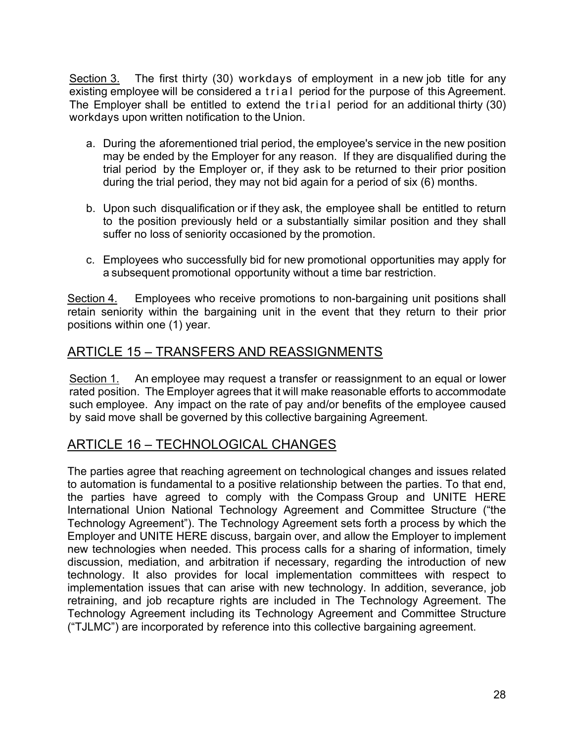<u>Section 3.</u> The first thirty (30) workdays of employment in a new job title for any existing employee will be considered a trial period for the purpose of this Agreement. The Employer shall be entitled to extend the trial period for an additional thirty (30) workdays upon written notification to the Union.

a. During the aforementioned trial period, the employee's service in the new position may be ended by the Employer for any reason. If they are disqualified during the trial period by the Employer or, if they ask to be returned to their prior position during the trial period, they may not bid again for a period of six (6) months.

b. Upon such disqualification or if they ask, the employee shall be entitled to return to the position previously held or a substantially similar position and they shall suffer no loss of seniority occasioned by the promotion.

c. Employees who successfully bid for new promotional opportunities may apply for a subsequent promotional opportunity without a time bar restriction.

<u>Section 4.</u> Employees who receive promotions to non-bargaining unit positions shall retain seniority within the bargaining unit in the event that they return to their prior positions within one (1) year.

## ARTICLE 15 – TRANSFERS AND REASSIGNMENTS

<u>Section 1.</u> An employee may request a transfer or reassignment to an equal or lower rated position. The Employer agrees that it will make reasonable efforts to accommodate such employee. Any impact on the rate of pay and/or benefits of the employee caused by said move shall be governed by this collective bargaining Agreement.

## ARTICLE 16 – TECHNOLOGICAL CHANGES

The parties agree that reaching agreement on technological changes and issues related to automation is fundamental to a positive relationship between the parties. To that end, the parties have agreed to comply with the Compass Group and UNITE HERE International Union National Technology Agreement and Committee Structure ("the Technology Agreement"). The Technology Agreement sets forth a process by which the Employer and UNITE HERE discuss, bargain over, and allow the Employer to implement new technologies when needed. This process calls for a sharing of information, timely discussion, mediation, and arbitration if necessary, regarding the introduction of new technology. It also provides for local implementation committees with respect to implementation issues that can arise with new technology. In addition, severance, job retraining, and job recapture rights are included in The Technology Agreement. The Technology Agreement including its Technology Agreement and Committee Structure ("TJLMC") are incorporated by reference into this collective bargaining agreement.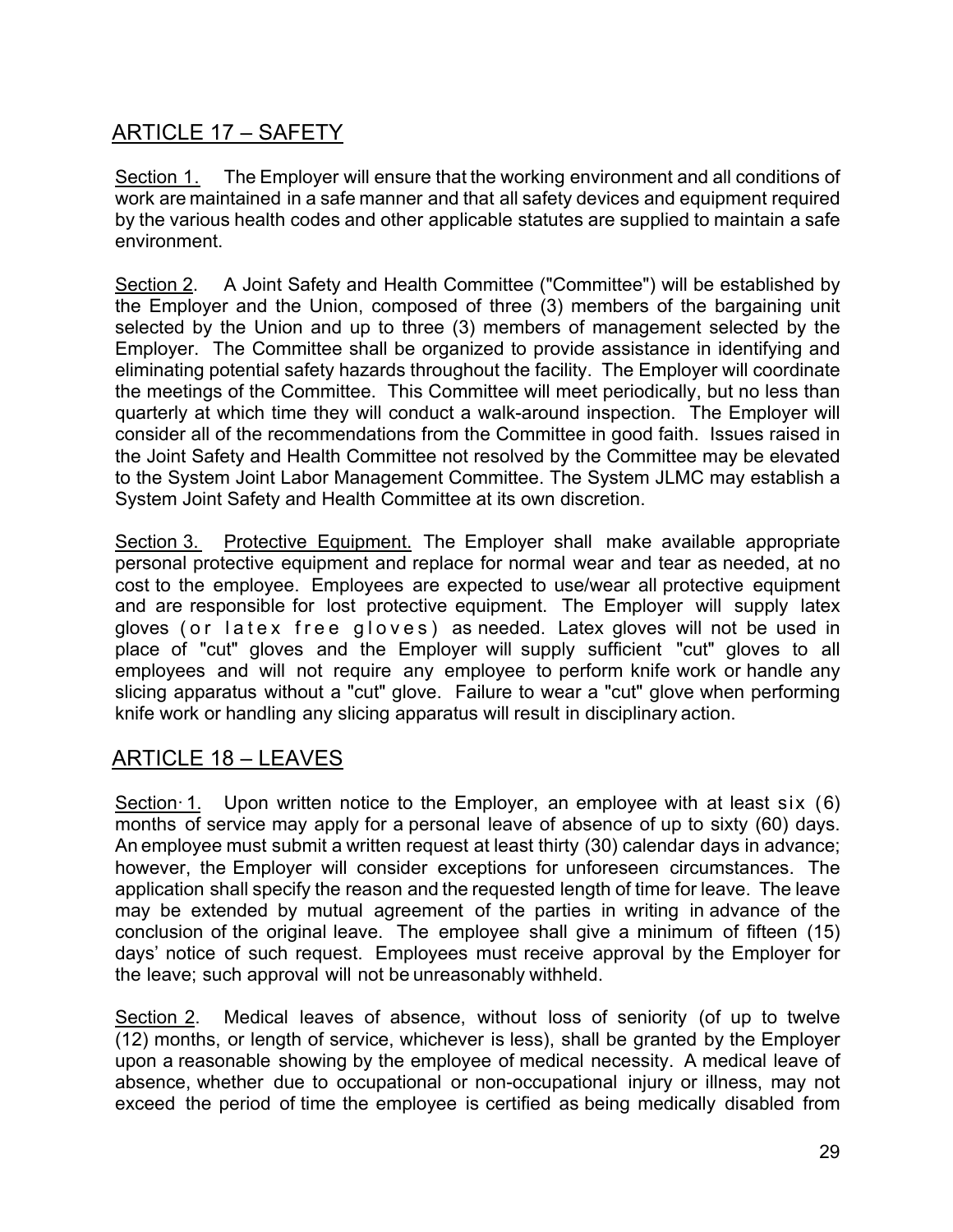## ARTICLE 17 – SAFETY

Section 1. The Employer will ensure that the working environment and all conditions of work are maintained in a safe manner and that all safety devices and equipment required by the various health codes and other applicable statutes are supplied to maintain a safe environment.

Section 2. A Joint Safety and Health Committee ("Committee") will be established by the Employer and the Union, composed of three (3) members of the bargaining unit selected by the Union and up to three (3) members of management selected by the Employer. The Committee shall be organized to provide assistance in identifying and eliminating potential safety hazards throughout the facility. The Employer will coordinate the meetings of the Committee. This Committee will meet periodically, but no less than quarterly at which time they will conduct a walk-around inspection. The Employer will consider all of the recommendations from the Committee in good faith. Issues raised in the Joint Safety and Health Committee not resolved by the Committee may be elevated to the System Joint Labor Management Committee. The System JLMC may establish a System Joint Safety and Health Committee at its own discretion.

Section 3. Protective Equipment. The Employer shall make available appropriate personal protective equipment and replace for normal wear and tear as needed, at no cost to the employee. Employees are expected to use/wear all protective equipment and are responsible for lost protective equipment. The Employer will supply latex gloves (or latex free gloves) as needed. Latex gloves will not be used in place of "cut" gloves and the Employer will supply sufficient "cut" gloves to all employees and will not require any employee to perform knife work or handle any slicing apparatus without a "cut" glove. Failure to wear a "cut" glove when performing knife work or handling any slicing apparatus will result in disciplinary action.

## ARTICLE 18 – LEAVES

Section· 1. Upon written notice to the Employer, an employee with at least six (6) months of service may apply for a personal leave of absence of up to sixty (60) days. An employee must submit a written request at least thirty (30) calendar days in advance; however, the Employer will consider exceptions for unforeseen circumstances. The application shall specify the reason and the requested length of time for leave. The leave may be extended by mutual agreement of the parties in writing in advance of the conclusion of the original leave. The employee shall give a minimum of fifteen (15) days' notice of such request. Employees must receive approval by the Employer for the leave; such approval will not be unreasonably withheld.

Section 2. Medical leaves of absence, without loss of seniority (of up to twelve (12) months, or length of service, whichever is less), shall be granted by the Employer upon a reasonable showing by the employee of medical necessity. A medical leave of absence, whether due to occupational or non-occupational injury or illness, may not exceed the period of time the employee is certified as being medically disabled from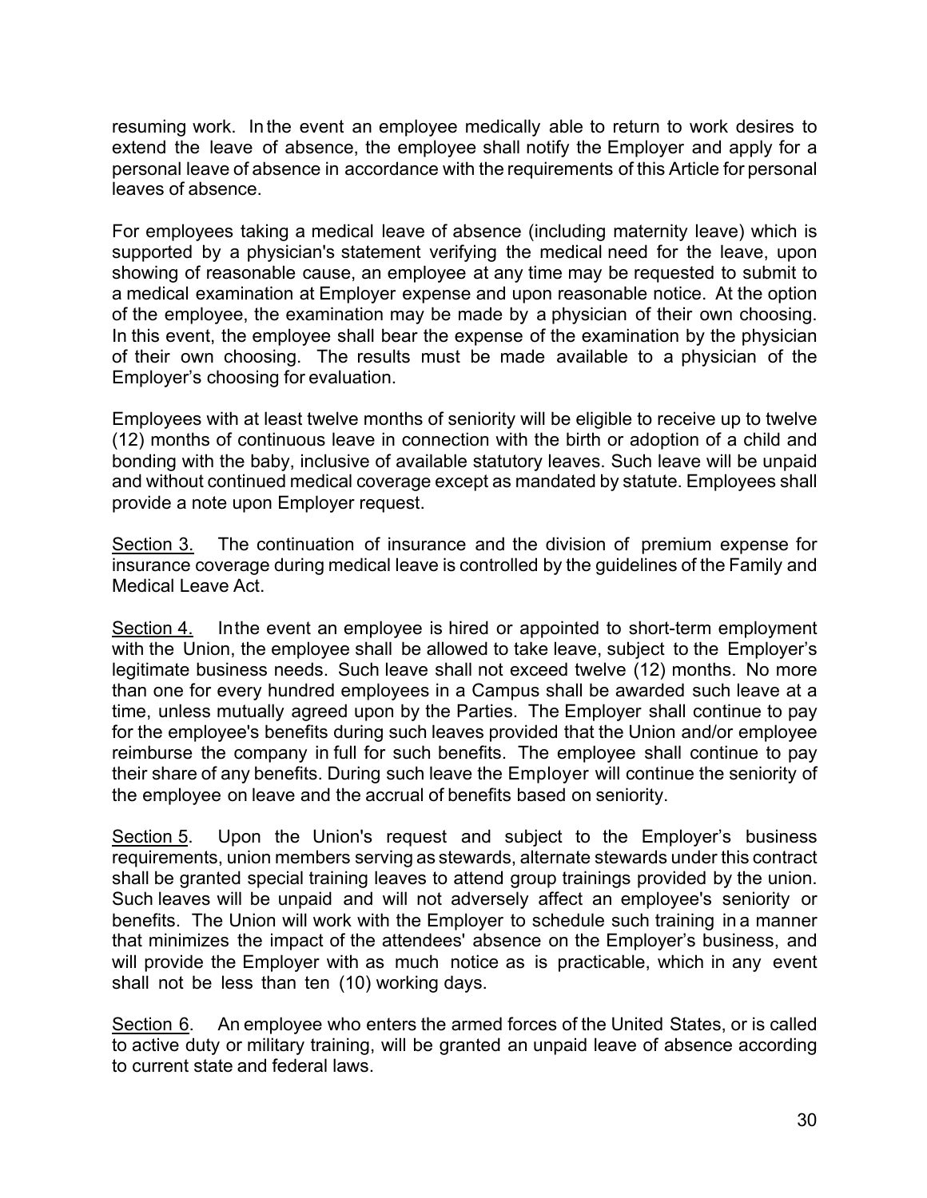resuming work. In the event an employee medically able to return to work desires to extend the leave of absence, the employee shall notify the Employer and apply for a personal leave of absence in accordance with the requirements of this Article for personal leaves of absence.

For employees taking a medical leave of absence (including maternity leave) which is supported by a physician's statement verifying the medical need for the leave, upon showing of reasonable cause, an employee at any time may be requested to submit to a medical examination at Employer expense and upon reasonable notice. At the option of the employee, the examination may be made by a physician of their own choosing. In this event, the employee shall bear the expense of the examination by the physician of their own choosing. The results must be made available to a physician of the Employer's choosing for evaluation.

Employees with at least twelve months of seniority will be eligible to receive up to twelve (12) months of continuous leave in connection with the birth or adoption of a child and bonding with the baby, inclusive of available statutory leaves. Such leave will be unpaid and without continued medical coverage except as mandated by statute. Employees shall provide a note upon Employer request.

Section 3. The continuation of insurance and the division of premium expense for insurance coverage during medical leave is controlled by the guidelines of the Family and Medical Leave Act.

Section 4. Inthe event an employee is hired or appointed to short-term employment with the Union, the employee shall be allowed to take leave, subject to the Employer's legitimate business needs. Such leave shall not exceed twelve (12) months. No more than one for every hundred employees in a Campus shall be awarded such leave at a time, unless mutually agreed upon by the Parties. The Employer shall continue to pay for the employee's benefits during such leaves provided that the Union and/or employee reimburse the company in full for such benefits. The employee shall continue to pay their share of any benefits. During such leave the Employer will continue the seniority of the employee on leave and the accrual of benefits based on seniority.

Section 5. Upon the Union's request and subject to the Employer's business requirements, union members serving as stewards, alternate stewards under this contract shall be granted special training leaves to attend group trainings provided by the union. Such leaves will be unpaid and will not adversely affect an employee's seniority or benefits. The Union will work with the Employer to schedule such training in a manner that minimizes the impact of the attendees' absence on the Employer's business, and will provide the Employer with as much notice as is practicable, which in any event shall not be less than ten (10) working days.

Section 6. An employee who enters the armed forces of the United States, or is called to active duty or military training, will be granted an unpaid leave of absence according to current state and federal laws.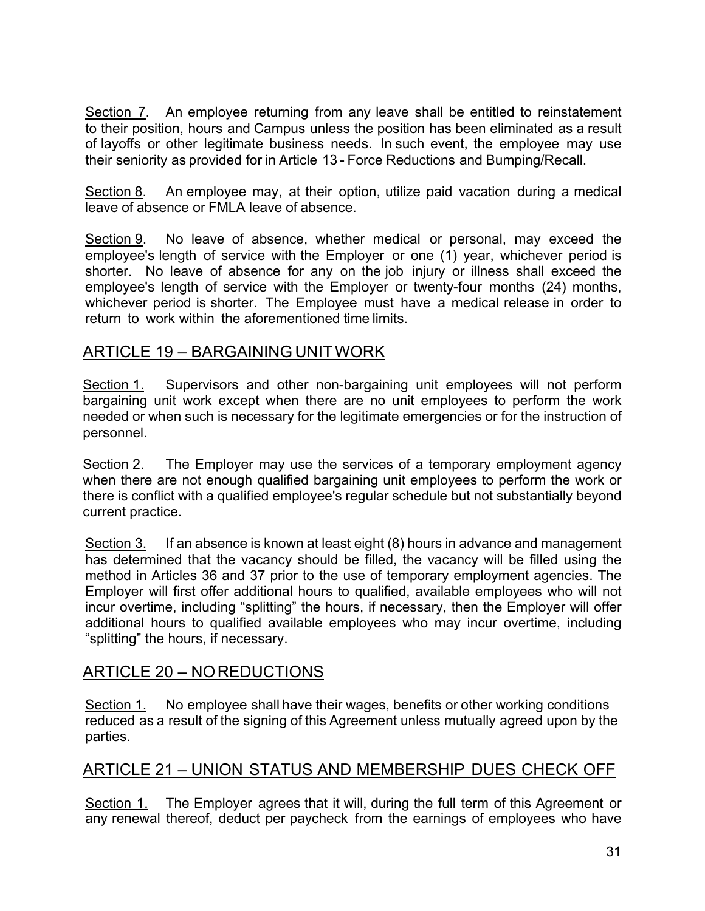Section 7. An employee returning from any leave shall be entitled to reinstatement to their position, hours and Campus unless the position has been eliminated as a result of layoffs or other legitimate business needs. In such event, the employee may use their seniority as provided for in Article 13 - Force Reductions and Bumping/Recall.

Section 8. An employee may, at their option, utilize paid vacation during a medical leave of absence or FMLA leave of absence.

Section 9. No leave of absence, whether medical or personal, may exceed the employee's length of service with the Employer or one (1) year, whichever period is shorter. No leave of absence for any on the job injury or illness shall exceed the employee's length of service with the Employer or twenty-four months (24) months, whichever period is shorter. The Employee must have a medical release in order to return to work within the aforementioned time limits.

## ARTICLE 19 – BARGAINING UNIT WORK

Section 1. Supervisors and other non-bargaining unit employees will not perform bargaining unit work except when there are no unit employees to perform the work needed or when such is necessary for the legitimate emergencies or for the instruction of personnel.

Section 2. The Employer may use the services of a temporary employment agency when there are not enough qualified bargaining unit employees to perform the work or there is conflict with a qualified employee's regular schedule but not substantially beyond current practice.

Section 3. If an absence is known at least eight (8) hours in advance and management has determined that the vacancy should be filled, the vacancy will be filled using the method in Articles 36 and 37 prior to the use of temporary employment agencies. The Employer will first offer additional hours to qualified, available employees who will not incur overtime, including "splitting" the hours, if necessary, then the Employer will offer additional hours to qualified available employees who may incur overtime, including "splitting" the hours, if necessary.

## ARTICLE 20 – NO REDUCTIONS

Section 1. No employee shall have their wages, benefits or other working conditions reduced as a result of the signing of this Agreement unless mutually agreed upon by the parties.

## ARTICLE 21 – UNION STATUS AND MEMBERSHIP DUES CHECK OFF

Section 1. The Employer agrees that it will, during the full term of this Agreement or any renewal thereof, deduct per paycheck from the earnings of employees who have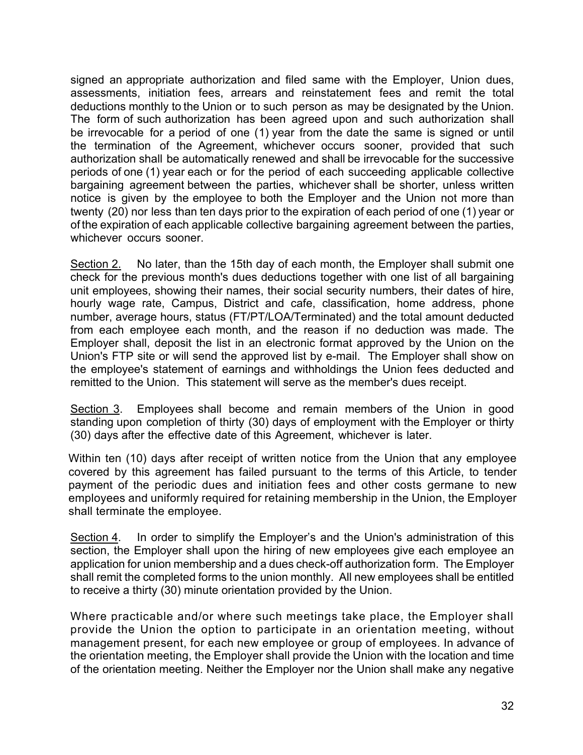signed an appropriate authorization and filed same with the Employer, Union dues, assessments, initiation fees, arrears and reinstatement fees and remit the total deductions monthly to the Union or to such person as may be designated by the Union. The form of such authorization has been agreed upon and such authorization shall be irrevocable for a period of one (1) year from the date the same is signed or until the termination of the Agreement, whichever occurs sooner, provided that such authorization shall be automatically renewed and shall be irrevocable for the successive periods of one (1) year each or for the period of each succeeding applicable collective bargaining agreement between the parties, whichever shall be shorter, unless written notice is given by the employee to both the Employer and the Union not more than twenty (20) nor less than ten days prior to the expiration of each period of one (1) year or of the expiration of each applicable collective bargaining agreement between the parties, whichever occurs sooner.

Section 2. No later, than the 15th day of each month, the Employer shall submit one check for the previous month's dues deductions together with one list of all bargaining unit employees, showing their names, their social security numbers, their dates of hire, hourly wage rate, Campus, District and cafe, classification, home address, phone number, average hours, status (FT/PT/LOA/Terminated) and the total amount deducted from each employee each month, and the reason if no deduction was made. The Employer shall, deposit the list in an electronic format approved by the Union on the Union's FTP site or will send the approved list by e-mail. The Employer shall show on the employee's statement of earnings and withholdings the Union fees deducted and remitted to the Union. This statement will serve as the member's dues receipt.

Section 3. Employees shall become and remain members of the Union in good standing upon completion of thirty (30) days of employment with the Employer or thirty (30) days after the effective date of this Agreement, whichever is later.

Within ten (10) days after receipt of written notice from the Union that any employee covered by this agreement has failed pursuant to the terms of this Article, to tender payment of the periodic dues and initiation fees and other costs germane to new employees and uniformly required for retaining membership in the Union, the Employer shall terminate the employee.

Section 4. In order to simplify the Employer's and the Union's administration of this section, the Employer shall upon the hiring of new employees give each employee an application for union membership and a dues check-off authorization form. The Employer shall remit the completed forms to the union monthly. All new employees shall be entitled to receive a thirty (30) minute orientation provided by the Union.

Where practicable and/or where such meetings take place, the Employer shall provide the Union the option to participate in an orientation meeting, without management present, for each new employee or group of employees. In advance of the orientation meeting, the Employer shall provide the Union with the location and time of the orientation meeting. Neither the Employer nor the Union shall make any negative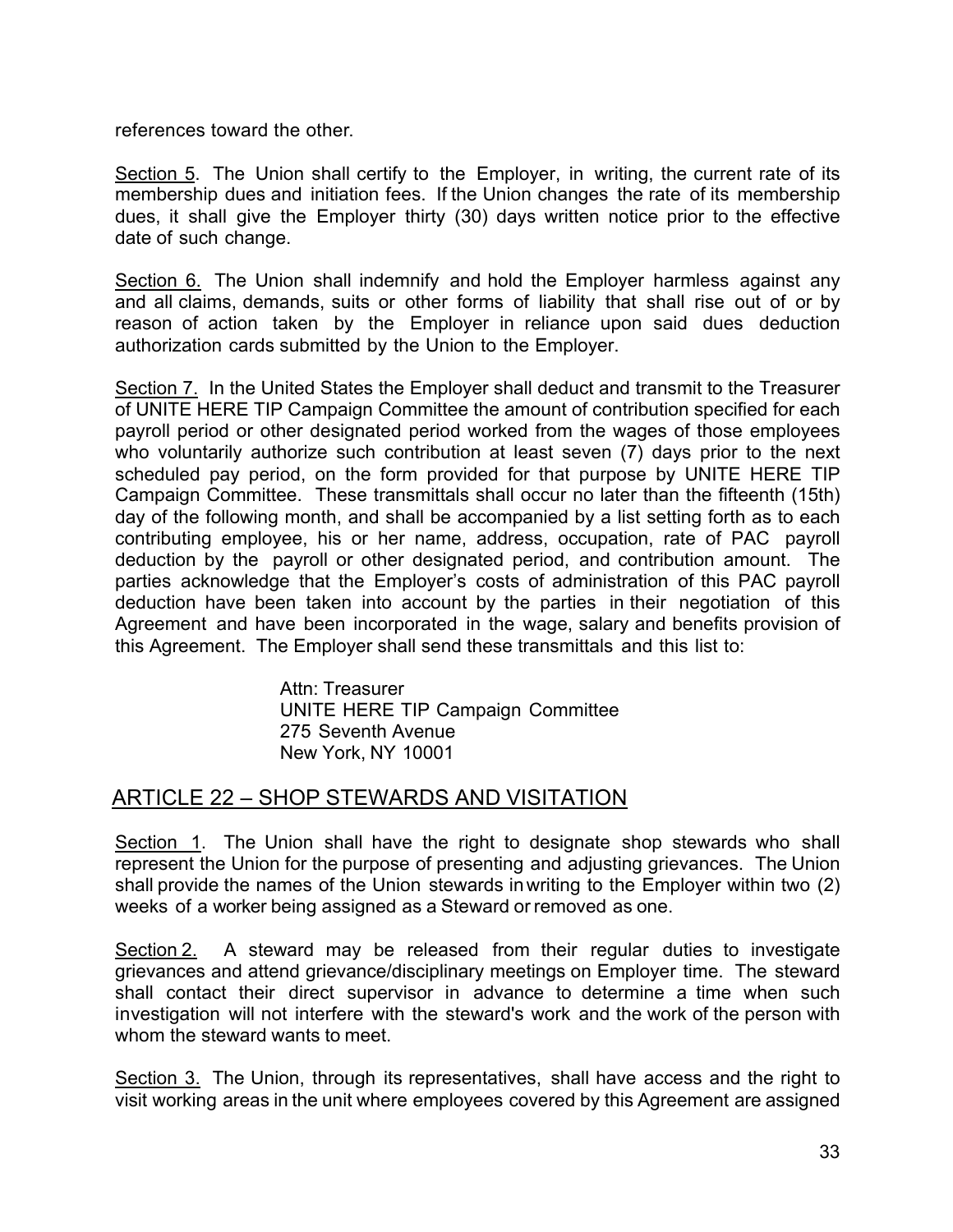references toward the other.

Section 5. The Union shall certify to the Employer, in writing, the current rate of its membership dues and initiation fees. If the Union changes the rate of its membership dues, it shall give the Employer thirty (30) days written notice prior to the effective date of such change.

Section 6. The Union shall indemnify and hold the Employer harmless against any and all claims, demands, suits or other forms of liability that shall rise out of or by reason of action taken by the Employer in reliance upon said dues deduction authorization cards submitted by the Union to the Employer.

Section 7. In the United States the Employer shall deduct and transmit to the Treasurer of UNITE HERE TIP Campaign Committee the amount of contribution specified for each payroll period or other designated period worked from the wages of those employees who voluntarily authorize such contribution at least seven (7) days prior to the next scheduled pay period, on the form provided for that purpose by UNITE HERE TIP Campaign Committee. These transmittals shall occur no later than the fifteenth (15th) day of the following month, and shall be accompanied by a list setting forth as to each contributing employee, his or her name, address, occupation, rate of PAC payroll deduction by the payroll or other designated period, and contribution amount. The parties acknowledge that the Employer's costs of administration of this PAC payroll deduction have been taken into account by the parties in their negotiation of this Agreement and have been incorporated in the wage, salary and benefits provision of this Agreement. The Employer shall send these transmittals and this list to:

> Attn: Treasurer
> UNITE HERE TIP Campaign Committee
> 275 Seventh Avenue
> New York, NY 10001

## ARTICLE 22 – SHOP STEWARDS AND VISITATION

Section 1. The Union shall have the right to designate shop stewards who shall represent the Union for the purpose of presenting and adjusting grievances. The Union shall provide the names of the Union stewards in writing to the Employer within two (2) weeks of a worker being assigned as a Steward or removed as one.

Section 2. A steward may be released from their regular duties to investigate grievances and attend grievance/disciplinary meetings on Employer time. The steward shall contact their direct supervisor in advance to determine a time when such investigation will not interfere with the steward's work and the work of the person with whom the steward wants to meet.

Section 3. The Union, through its representatives, shall have access and the right to visit working areas in the unit where employees covered by this Agreement are assigned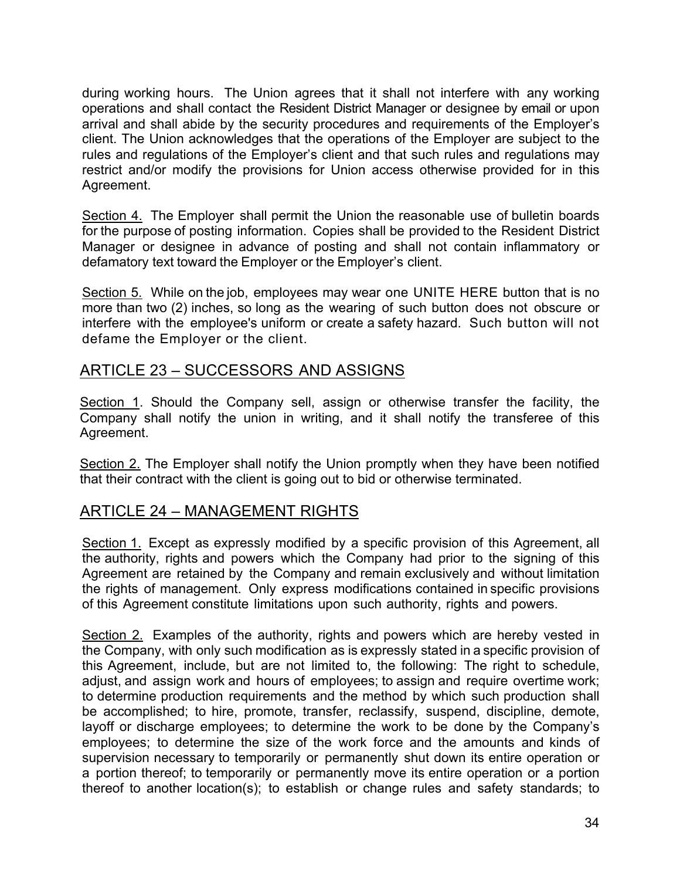during working hours. The Union agrees that it shall not interfere with any working operations and shall contact the Resident District Manager or designee by email or upon arrival and shall abide by the security procedures and requirements of the Employer's client. The Union acknowledges that the operations of the Employer are subject to the rules and regulations of the Employer's client and that such rules and regulations may restrict and/or modify the provisions for Union access otherwise provided for in this Agreement.

Section 4. The Employer shall permit the Union the reasonable use of bulletin boards for the purpose of posting information. Copies shall be provided to the Resident District Manager or designee in advance of posting and shall not contain inflammatory or defamatory text toward the Employer or the Employer's client.

Section 5. While on the job, employees may wear one UNITE HERE button that is no more than two (2) inches, so long as the wearing of such button does not obscure or interfere with the employee's uniform or create a safety hazard. Such button will not defame the Employer or the client.

## ARTICLE 23 – SUCCESSORS AND ASSIGNS

Section 1. Should the Company sell, assign or otherwise transfer the facility, the Company shall notify the union in writing, and it shall notify the transferee of this Agreement.

Section 2. The Employer shall notify the Union promptly when they have been notified that their contract with the client is going out to bid or otherwise terminated.

## ARTICLE 24 – MANAGEMENT RIGHTS

Section 1. Except as expressly modified by a specific provision of this Agreement, all the authority, rights and powers which the Company had prior to the signing of this Agreement are retained by the Company and remain exclusively and without limitation the rights of management. Only express modifications contained in specific provisions of this Agreement constitute limitations upon such authority, rights and powers.

Section 2. Examples of the authority, rights and powers which are hereby vested in the Company, with only such modification as is expressly stated in a specific provision of this Agreement, include, but are not limited to, the following: The right to schedule, adjust, and assign work and hours of employees; to assign and require overtime work; to determine production requirements and the method by which such production shall be accomplished; to hire, promote, transfer, reclassify, suspend, discipline, demote, layoff or discharge employees; to determine the work to be done by the Company's employees; to determine the size of the work force and the amounts and kinds of supervision necessary to temporarily or permanently shut down its entire operation or a portion thereof; to temporarily or permanently move its entire operation or a portion thereof to another location(s); to establish or change rules and safety standards; to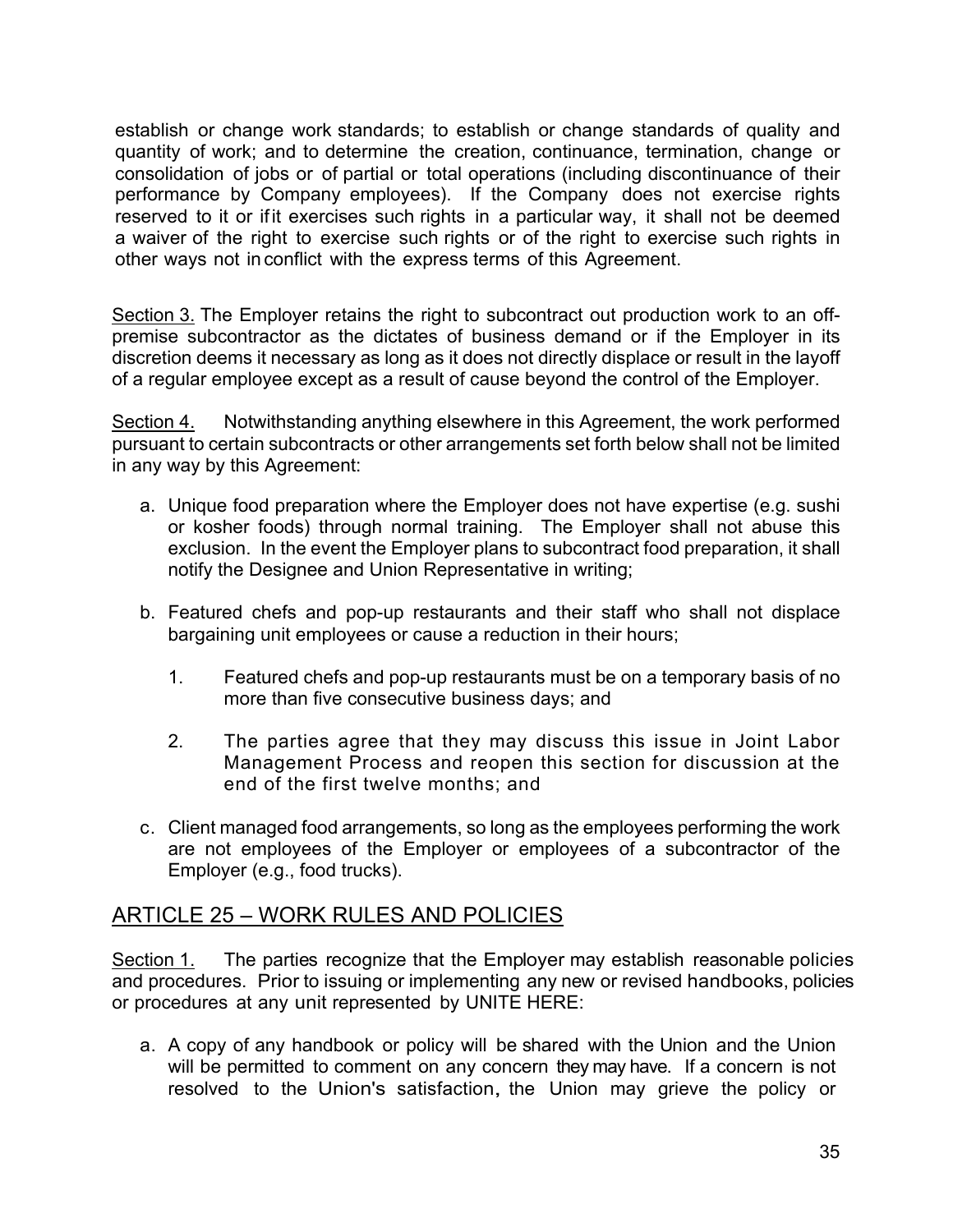establish or change work standards; to establish or change standards of quality and quantity of work; and to determine the creation, continuance, termination, change or consolidation of jobs or of partial or total operations (including discontinuance of their performance by Company employees). If the Company does not exercise rights reserved to it or if it exercises such rights in a particular way, it shall not be deemed a waiver of the right to exercise such rights or of the right to exercise such rights in other ways not in conflict with the express terms of this Agreement.

Section 3. The Employer retains the right to subcontract out production work to an off-premise subcontractor as the dictates of business demand or if the Employer in its discretion deems it necessary as long as it does not directly displace or result in the layoff of a regular employee except as a result of cause beyond the control of the Employer.

Section 4. Notwithstanding anything elsewhere in this Agreement, the work performed pursuant to certain subcontracts or other arrangements set forth below shall not be limited in any way by this Agreement:

a. Unique food preparation where the Employer does not have expertise (e.g. sushi or kosher foods) through normal training. The Employer shall not abuse this exclusion. In the event the Employer plans to subcontract food preparation, it shall notify the Designee and Union Representative in writing;

b. Featured chefs and pop-up restaurants and their staff who shall not displace bargaining unit employees or cause a reduction in their hours;

   1. Featured chefs and pop-up restaurants must be on a temporary basis of no more than five consecutive business days; and

   2. The parties agree that they may discuss this issue in Joint Labor Management Process and reopen this section for discussion at the end of the first twelve months; and

c. Client managed food arrangements, so long as the employees performing the work are not employees of the Employer or employees of a subcontractor of the Employer (e.g., food trucks).

## ARTICLE 25 – WORK RULES AND POLICIES

Section 1. The parties recognize that the Employer may establish reasonable policies and procedures. Prior to issuing or implementing any new or revised handbooks, policies or procedures at any unit represented by UNITE HERE:

a. A copy of any handbook or policy will be shared with the Union and the Union will be permitted to comment on any concern they may have. If a concern is not resolved to the Union's satisfaction, the Union may grieve the policy or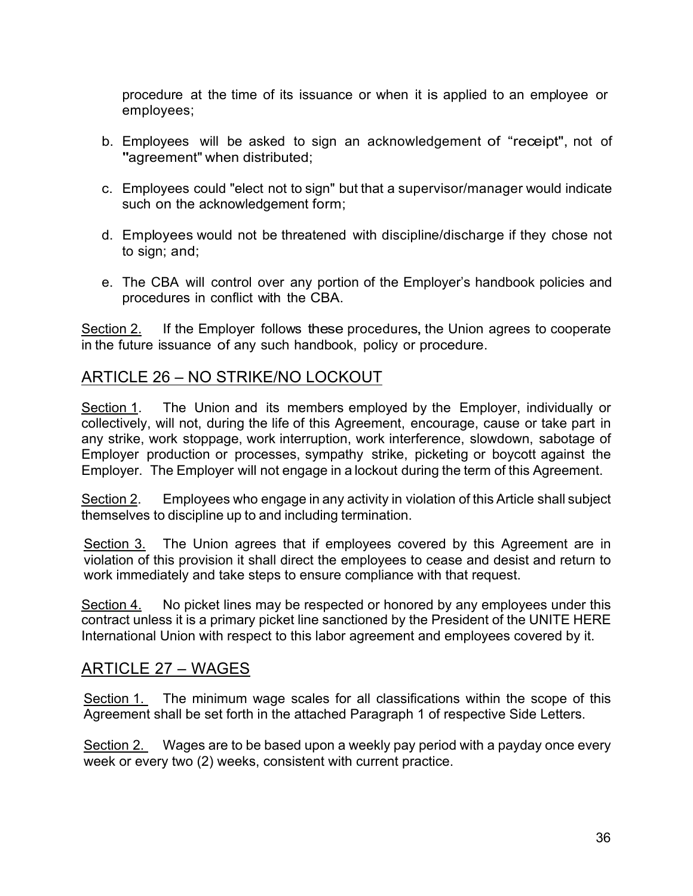procedure at the time of its issuance or when it is applied to an employee or employees;

b. Employees will be asked to sign an acknowledgement of "receipt", not of "agreement" when distributed;

c. Employees could "elect not to sign" but that a supervisor/manager would indicate such on the acknowledgement form;

d. Employees would not be threatened with discipline/discharge if they chose not to sign; and;

e. The CBA will control over any portion of the Employer's handbook policies and procedures in conflict with the CBA.

Section 2. If the Employer follows these procedures, the Union agrees to cooperate in the future issuance of any such handbook, policy or procedure.

## ARTICLE 26 – NO STRIKE/NO LOCKOUT

Section 1. The Union and its members employed by the Employer, individually or collectively, will not, during the life of this Agreement, encourage, cause or take part in any strike, work stoppage, work interruption, work interference, slowdown, sabotage of Employer production or processes, sympathy strike, picketing or boycott against the Employer. The Employer will not engage in a lockout during the term of this Agreement.

Section 2. Employees who engage in any activity in violation of this Article shall subject themselves to discipline up to and including termination.

Section 3. The Union agrees that if employees covered by this Agreement are in violation of this provision it shall direct the employees to cease and desist and return to work immediately and take steps to ensure compliance with that request.

Section 4. No picket lines may be respected or honored by any employees under this contract unless it is a primary picket line sanctioned by the President of the UNITE HERE International Union with respect to this labor agreement and employees covered by it.

## ARTICLE 27 – WAGES

Section 1. The minimum wage scales for all classifications within the scope of this Agreement shall be set forth in the attached Paragraph 1 of respective Side Letters.

Section 2. Wages are to be based upon a weekly pay period with a payday once every week or every two (2) weeks, consistent with current practice.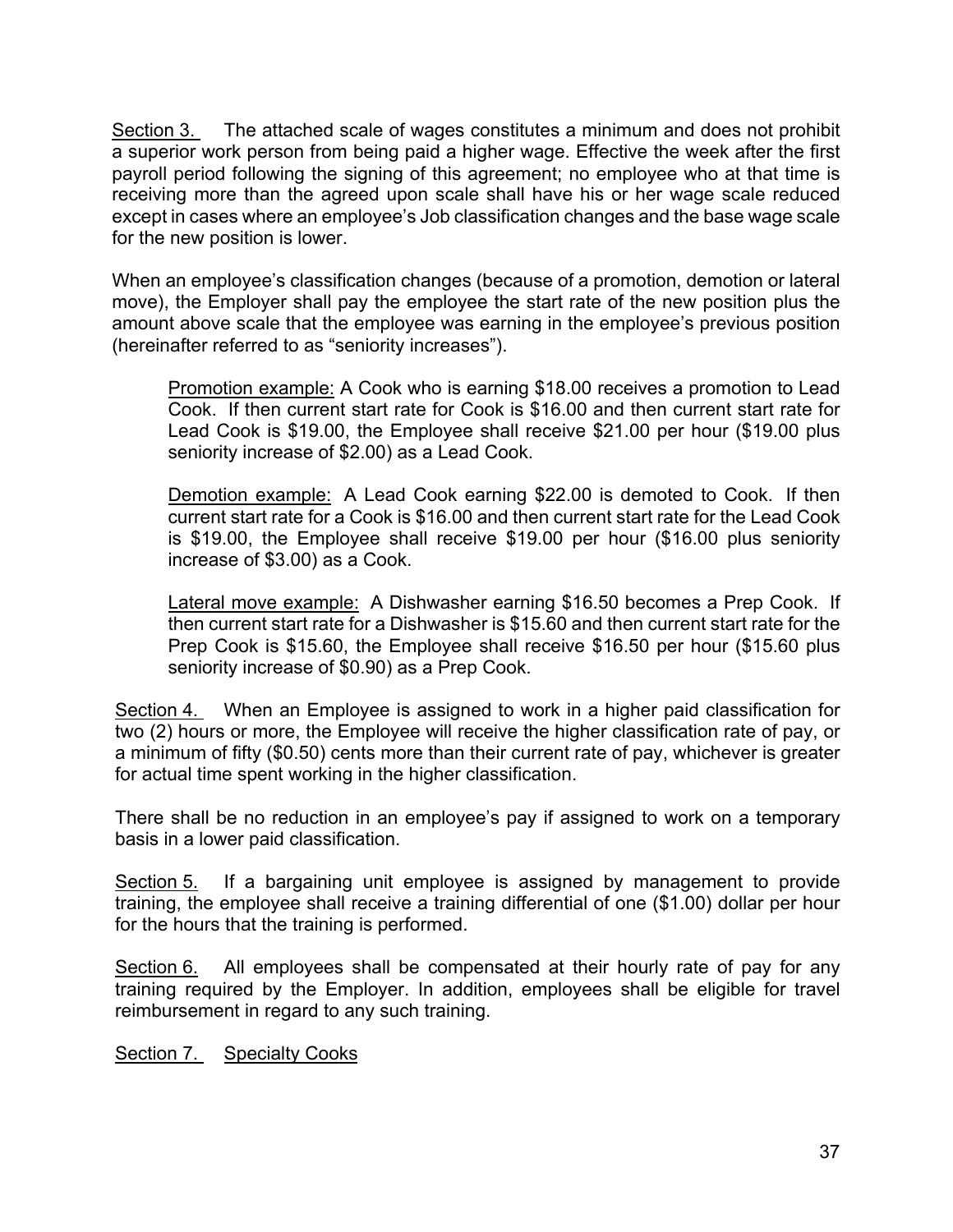<u>Section 3.</u> The attached scale of wages constitutes a minimum and does not prohibit a superior work person from being paid a higher wage. Effective the week after the first payroll period following the signing of this agreement; no employee who at that time is receiving more than the agreed upon scale shall have his or her wage scale reduced except in cases where an employee's Job classification changes and the base wage scale for the new position is lower.

When an employee's classification changes (because of a promotion, demotion or lateral move), the Employer shall pay the employee the start rate of the new position plus the amount above scale that the employee was earning in the employee's previous position (hereinafter referred to as "seniority increases").

> <u>Promotion example:</u> A Cook who is earning $18.00 receives a promotion to Lead Cook. If then current start rate for Cook is $16.00 and then current start rate for Lead Cook is $19.00, the Employee shall receive $21.00 per hour ($19.00 plus seniority increase of $2.00) as a Lead Cook.
>
> <u>Demotion example:</u> A Lead Cook earning $22.00 is demoted to Cook. If then current start rate for a Cook is $16.00 and then current start rate for the Lead Cook is $19.00, the Employee shall receive $19.00 per hour ($16.00 plus seniority increase of $3.00) as a Cook.
>
> <u>Lateral move example:</u> A Dishwasher earning $16.50 becomes a Prep Cook. If then current start rate for a Dishwasher is $15.60 and then current start rate for the Prep Cook is $15.60, the Employee shall receive $16.50 per hour ($15.60 plus seniority increase of $0.90) as a Prep Cook.

<u>Section 4.</u> When an Employee is assigned to work in a higher paid classification for two (2) hours or more, the Employee will receive the higher classification rate of pay, or a minimum of fifty ($0.50) cents more than their current rate of pay, whichever is greater for actual time spent working in the higher classification.

There shall be no reduction in an employee's pay if assigned to work on a temporary basis in a lower paid classification.

<u>Section 5.</u> If a bargaining unit employee is assigned by management to provide training, the employee shall receive a training differential of one ($1.00) dollar per hour for the hours that the training is performed.

<u>Section 6.</u> All employees shall be compensated at their hourly rate of pay for any training required by the Employer. In addition, employees shall be eligible for travel reimbursement in regard to any such training.

<u>Section 7.</u> <u>Specialty Cooks</u>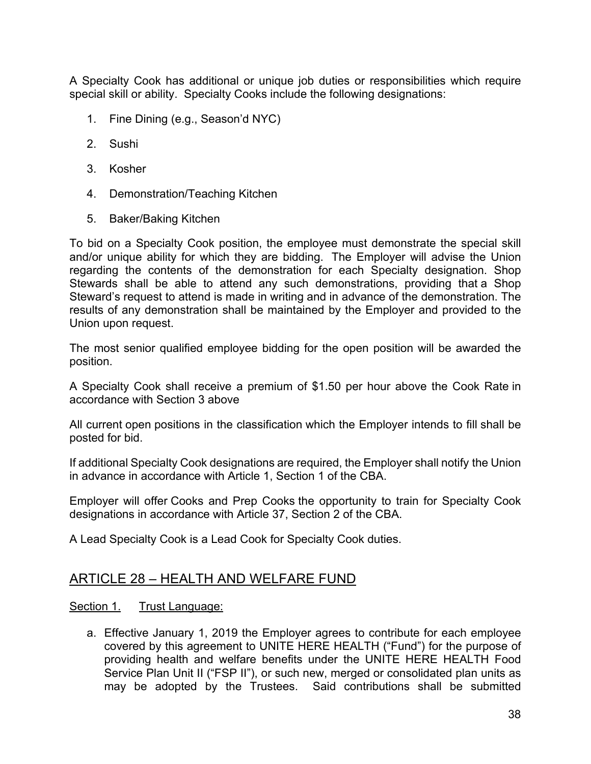A Specialty Cook has additional or unique job duties or responsibilities which require special skill or ability. Specialty Cooks include the following designations:

1. Fine Dining (e.g., Season'd NYC)
2. Sushi
3. Kosher
4. Demonstration/Teaching Kitchen
5. Baker/Baking Kitchen

To bid on a Specialty Cook position, the employee must demonstrate the special skill and/or unique ability for which they are bidding. The Employer will advise the Union regarding the contents of the demonstration for each Specialty designation. Shop Stewards shall be able to attend any such demonstrations, providing that a Shop Steward's request to attend is made in writing and in advance of the demonstration. The results of any demonstration shall be maintained by the Employer and provided to the Union upon request.

The most senior qualified employee bidding for the open position will be awarded the position.

A Specialty Cook shall receive a premium of $1.50 per hour above the Cook Rate in accordance with Section 3 above

All current open positions in the classification which the Employer intends to fill shall be posted for bid.

If additional Specialty Cook designations are required, the Employer shall notify the Union in advance in accordance with Article 1, Section 1 of the CBA.

Employer will offer Cooks and Prep Cooks the opportunity to train for Specialty Cook designations in accordance with Article 37, Section 2 of the CBA.

A Lead Specialty Cook is a Lead Cook for Specialty Cook duties.

## ARTICLE 28 – HEALTH AND WELFARE FUND

Section 1. Trust Language:

a. Effective January 1, 2019 the Employer agrees to contribute for each employee covered by this agreement to UNITE HERE HEALTH ("Fund") for the purpose of providing health and welfare benefits under the UNITE HERE HEALTH Food Service Plan Unit II ("FSP II"), or such new, merged or consolidated plan units as may be adopted by the Trustees. Said contributions shall be submitted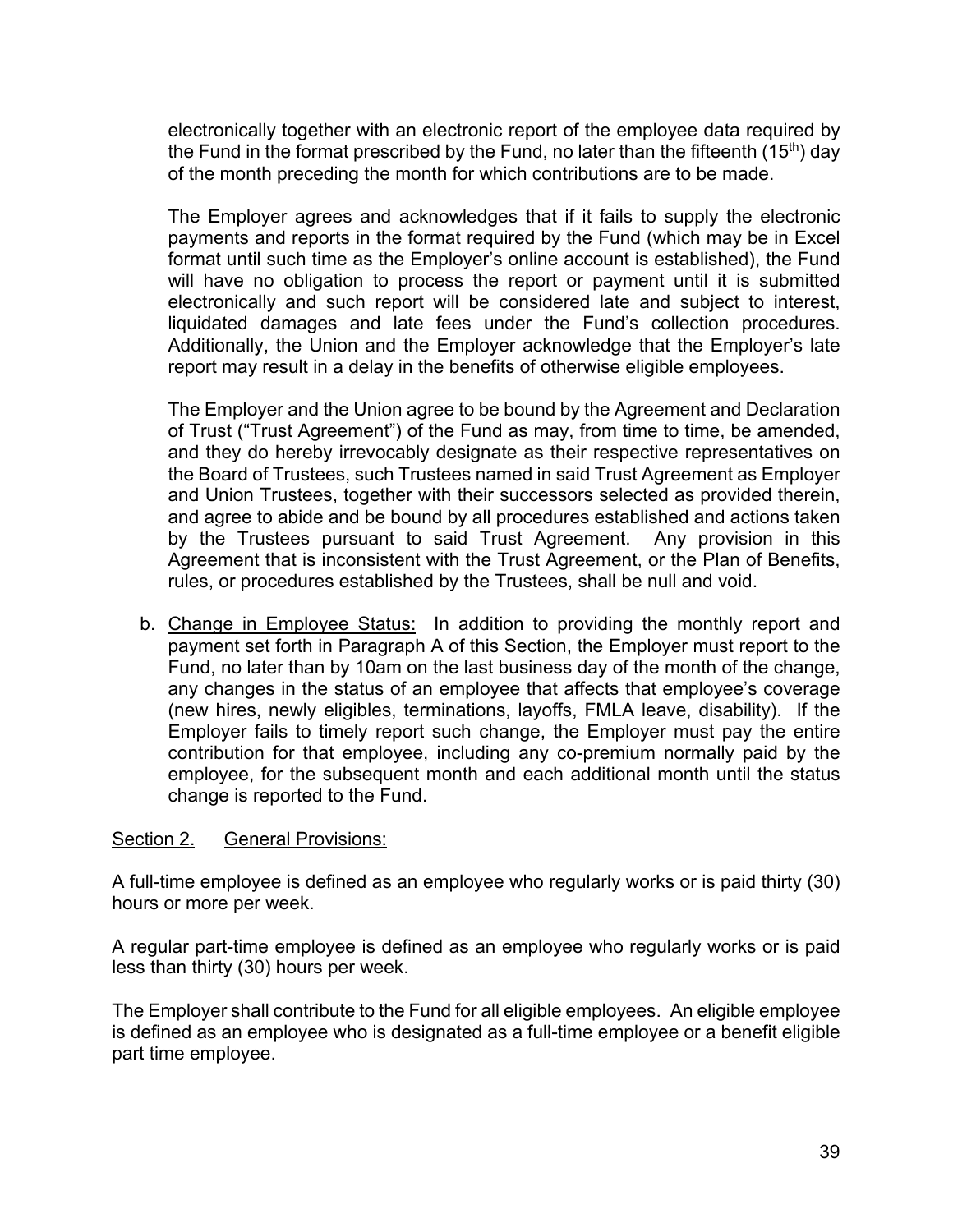electronically together with an electronic report of the employee data required by the Fund in the format prescribed by the Fund, no later than the fifteenth (15th) day of the month preceding the month for which contributions are to be made.

The Employer agrees and acknowledges that if it fails to supply the electronic payments and reports in the format required by the Fund (which may be in Excel format until such time as the Employer's online account is established), the Fund will have no obligation to process the report or payment until it is submitted electronically and such report will be considered late and subject to interest, liquidated damages and late fees under the Fund's collection procedures. Additionally, the Union and the Employer acknowledge that the Employer's late report may result in a delay in the benefits of otherwise eligible employees.

The Employer and the Union agree to be bound by the Agreement and Declaration of Trust ("Trust Agreement") of the Fund as may, from time to time, be amended, and they do hereby irrevocably designate as their respective representatives on the Board of Trustees, such Trustees named in said Trust Agreement as Employer and Union Trustees, together with their successors selected as provided therein, and agree to abide and be bound by all procedures established and actions taken by the Trustees pursuant to said Trust Agreement. Any provision in this Agreement that is inconsistent with the Trust Agreement, or the Plan of Benefits, rules, or procedures established by the Trustees, shall be null and void.

b. Change in Employee Status: In addition to providing the monthly report and payment set forth in Paragraph A of this Section, the Employer must report to the Fund, no later than by 10am on the last business day of the month of the change, any changes in the status of an employee that affects that employee's coverage (new hires, newly eligibles, terminations, layoffs, FMLA leave, disability). If the Employer fails to timely report such change, the Employer must pay the entire contribution for that employee, including any co-premium normally paid by the employee, for the subsequent month and each additional month until the status change is reported to the Fund.

Section 2. General Provisions:

A full-time employee is defined as an employee who regularly works or is paid thirty (30) hours or more per week.

A regular part-time employee is defined as an employee who regularly works or is paid less than thirty (30) hours per week.

The Employer shall contribute to the Fund for all eligible employees. An eligible employee is defined as an employee who is designated as a full-time employee or a benefit eligible part time employee.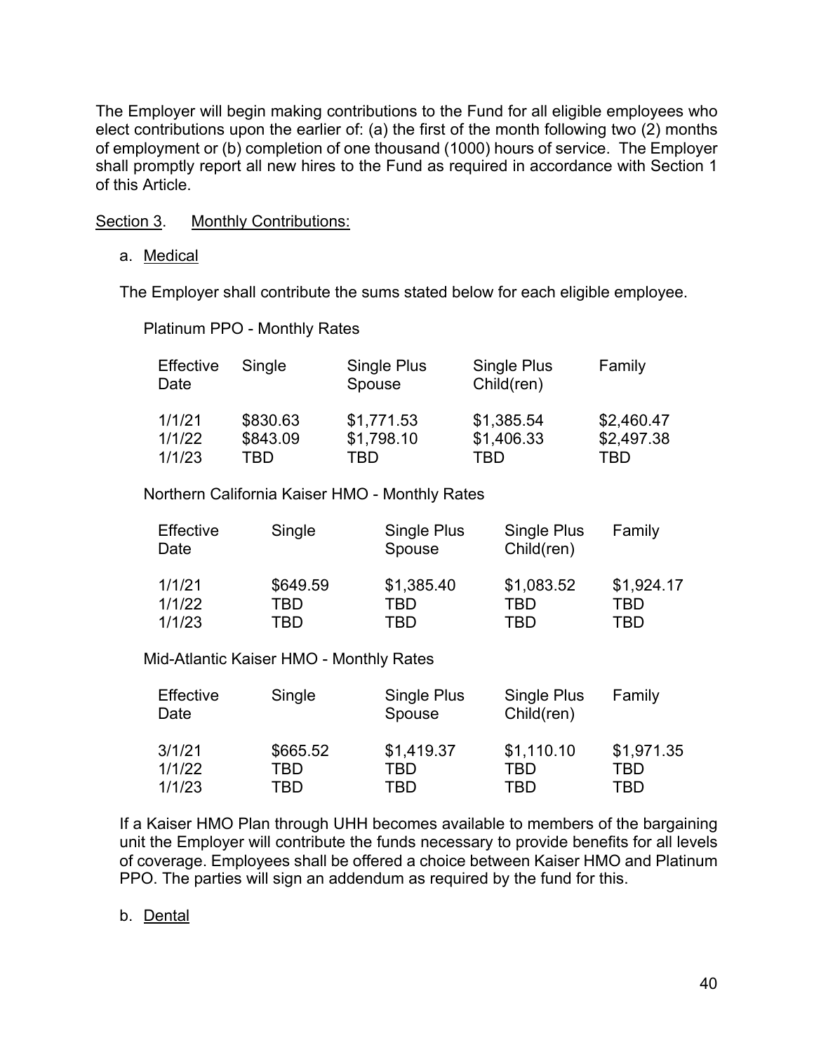The Employer will begin making contributions to the Fund for all eligible employees who elect contributions upon the earlier of: (a) the first of the month following two (2) months of employment or (b) completion of one thousand (1000) hours of service. The Employer shall promptly report all new hires to the Fund as required in accordance with Section 1 of this Article.

<u>Section 3</u>. <u>Monthly Contributions:</u>

a. <u>Medical</u>

The Employer shall contribute the sums stated below for each eligible employee.

Platinum PPO - Monthly Rates

| Effective Date | Single | Single Plus Spouse | Single Plus Child(ren) | Family |
|---|---|---|---|---|
| 1/1/21 | $830.63 | $1,771.53 | $1,385.54 | $2,460.47 |
| 1/1/22 | $843.09 | $1,798.10 | $1,406.33 | $2,497.38 |
| 1/1/23 | TBD | TBD | TBD | TBD |

Northern California Kaiser HMO - Monthly Rates

| Effective Date | Single | Single Plus Spouse | Single Plus Child(ren) | Family |
|---|---|---|---|---|
| 1/1/21 | $649.59 | $1,385.40 | $1,083.52 | $1,924.17 |
| 1/1/22 | TBD | TBD | TBD | TBD |
| 1/1/23 | TBD | TBD | TBD | TBD |

Mid-Atlantic Kaiser HMO - Monthly Rates

| Effective Date | Single | Single Plus Spouse | Single Plus Child(ren) | Family |
|---|---|---|---|---|
| 3/1/21 | $665.52 | $1,419.37 | $1,110.10 | $1,971.35 |
| 1/1/22 | TBD | TBD | TBD | TBD |
| 1/1/23 | TBD | TBD | TBD | TBD |

If a Kaiser HMO Plan through UHH becomes available to members of the bargaining unit the Employer will contribute the funds necessary to provide benefits for all levels of coverage. Employees shall be offered a choice between Kaiser HMO and Platinum PPO. The parties will sign an addendum as required by the fund for this.

b. <u>Dental</u>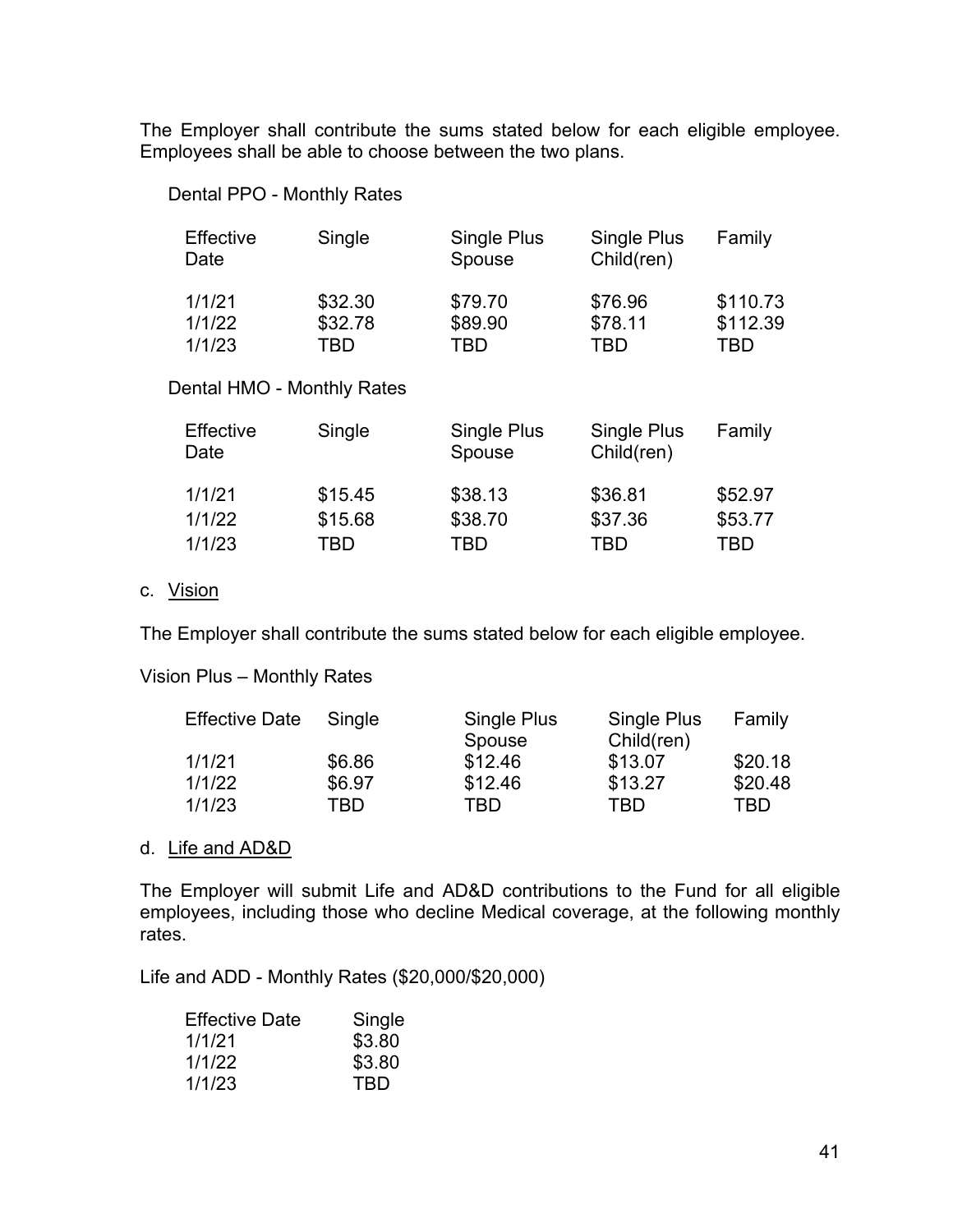The Employer shall contribute the sums stated below for each eligible employee. Employees shall be able to choose between the two plans.

Dental PPO - Monthly Rates

| Effective Date | Single | Single Plus Spouse | Single Plus Child(ren) | Family |
|---|---|---|---|---|
| 1/1/21 | $32.30 | $79.70 | $76.96 | $110.73 |
| 1/1/22 | $32.78 | $89.90 | $78.11 | $112.39 |
| 1/1/23 | TBD | TBD | TBD | TBD |

Dental HMO - Monthly Rates

| Effective Date | Single | Single Plus Spouse | Single Plus Child(ren) | Family |
|---|---|---|---|---|
| 1/1/21 | $15.45 | $38.13 | $36.81 | $52.97 |
| 1/1/22 | $15.68 | $38.70 | $37.36 | $53.77 |
| 1/1/23 | TBD | TBD | TBD | TBD |

c. Vision

The Employer shall contribute the sums stated below for each eligible employee.

Vision Plus – Monthly Rates

| Effective Date | Single | Single Plus Spouse | Single Plus Child(ren) | Family |
|---|---|---|---|---|
| 1/1/21 | $6.86 | $12.46 | $13.07 | $20.18 |
| 1/1/22 | $6.97 | $12.46 | $13.27 | $20.48 |
| 1/1/23 | TBD | TBD | TBD | TBD |

d. Life and AD&D

The Employer will submit Life and AD&D contributions to the Fund for all eligible employees, including those who decline Medical coverage, at the following monthly rates.

Life and ADD - Monthly Rates ($20,000/$20,000)

| Effective Date | Single |
|---|---|
| 1/1/21 | $3.80 |
| 1/1/22 | $3.80 |
| 1/1/23 | TBD |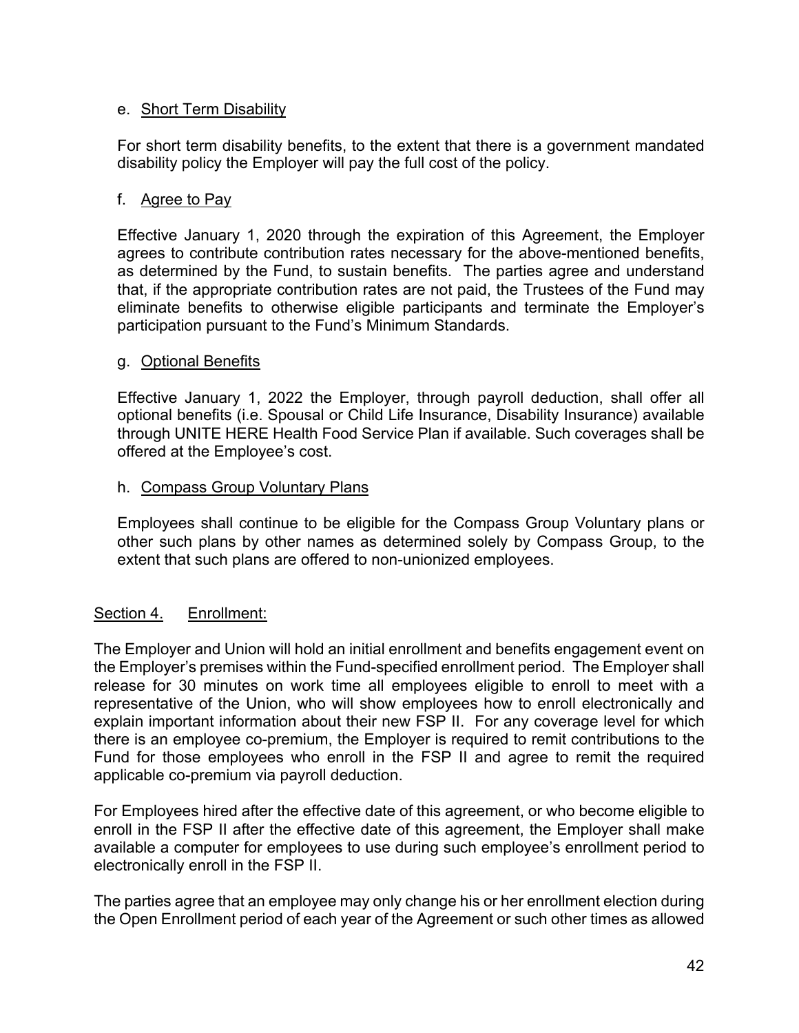e. Short Term Disability

For short term disability benefits, to the extent that there is a government mandated disability policy the Employer will pay the full cost of the policy.

f. Agree to Pay

Effective January 1, 2020 through the expiration of this Agreement, the Employer agrees to contribute contribution rates necessary for the above-mentioned benefits, as determined by the Fund, to sustain benefits. The parties agree and understand that, if the appropriate contribution rates are not paid, the Trustees of the Fund may eliminate benefits to otherwise eligible participants and terminate the Employer's participation pursuant to the Fund's Minimum Standards.

g. Optional Benefits

Effective January 1, 2022 the Employer, through payroll deduction, shall offer all optional benefits (i.e. Spousal or Child Life Insurance, Disability Insurance) available through UNITE HERE Health Food Service Plan if available. Such coverages shall be offered at the Employee's cost.

h. Compass Group Voluntary Plans

Employees shall continue to be eligible for the Compass Group Voluntary plans or other such plans by other names as determined solely by Compass Group, to the extent that such plans are offered to non-unionized employees.

## Section 4. Enrollment:

The Employer and Union will hold an initial enrollment and benefits engagement event on the Employer's premises within the Fund-specified enrollment period. The Employer shall release for 30 minutes on work time all employees eligible to enroll to meet with a representative of the Union, who will show employees how to enroll electronically and explain important information about their new FSP II. For any coverage level for which there is an employee co-premium, the Employer is required to remit contributions to the Fund for those employees who enroll in the FSP II and agree to remit the required applicable co-premium via payroll deduction.

For Employees hired after the effective date of this agreement, or who become eligible to enroll in the FSP II after the effective date of this agreement, the Employer shall make available a computer for employees to use during such employee's enrollment period to electronically enroll in the FSP II.

The parties agree that an employee may only change his or her enrollment election during the Open Enrollment period of each year of the Agreement or such other times as allowed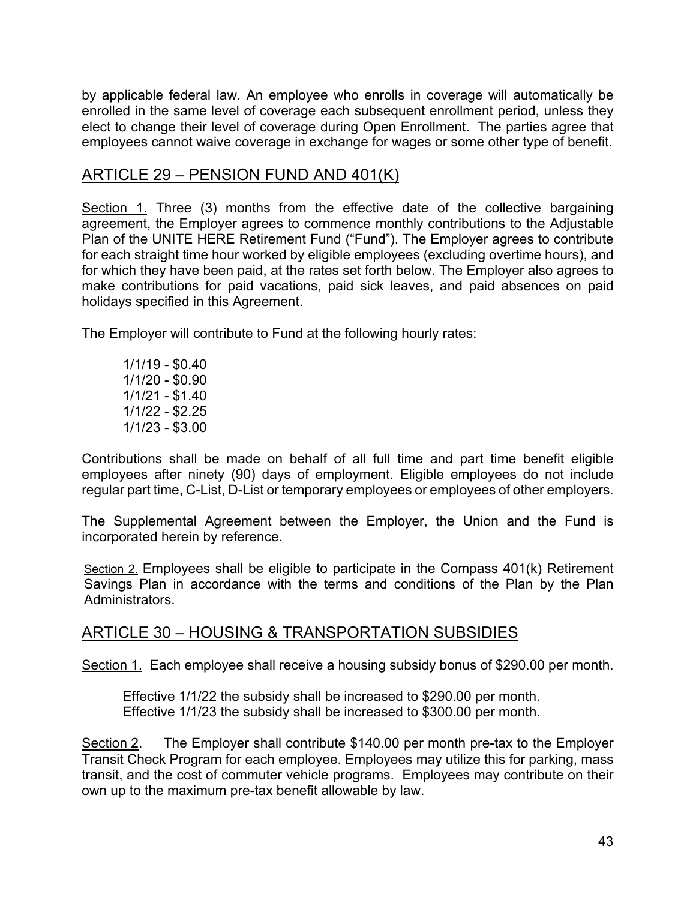by applicable federal law. An employee who enrolls in coverage will automatically be enrolled in the same level of coverage each subsequent enrollment period, unless they elect to change their level of coverage during Open Enrollment. The parties agree that employees cannot waive coverage in exchange for wages or some other type of benefit.

## ARTICLE 29 – PENSION FUND AND 401(K)

Section 1. Three (3) months from the effective date of the collective bargaining agreement, the Employer agrees to commence monthly contributions to the Adjustable Plan of the UNITE HERE Retirement Fund ("Fund"). The Employer agrees to contribute for each straight time hour worked by eligible employees (excluding overtime hours), and for which they have been paid, at the rates set forth below. The Employer also agrees to make contributions for paid vacations, paid sick leaves, and paid absences on paid holidays specified in this Agreement.

The Employer will contribute to Fund at the following hourly rates:

1/1/19 - $0.40
1/1/20 - $0.90
1/1/21 - $1.40
1/1/22 - $2.25
1/1/23 - $3.00

Contributions shall be made on behalf of all full time and part time benefit eligible employees after ninety (90) days of employment. Eligible employees do not include regular part time, C-List, D-List or temporary employees or employees of other employers.

The Supplemental Agreement between the Employer, the Union and the Fund is incorporated herein by reference.

Section 2. Employees shall be eligible to participate in the Compass 401(k) Retirement Savings Plan in accordance with the terms and conditions of the Plan by the Plan Administrators.

## ARTICLE 30 – HOUSING & TRANSPORTATION SUBSIDIES

Section 1. Each employee shall receive a housing subsidy bonus of $290.00 per month.

Effective 1/1/22 the subsidy shall be increased to $290.00 per month.
Effective 1/1/23 the subsidy shall be increased to $300.00 per month.

Section 2. The Employer shall contribute $140.00 per month pre-tax to the Employer Transit Check Program for each employee. Employees may utilize this for parking, mass transit, and the cost of commuter vehicle programs. Employees may contribute on their own up to the maximum pre-tax benefit allowable by law.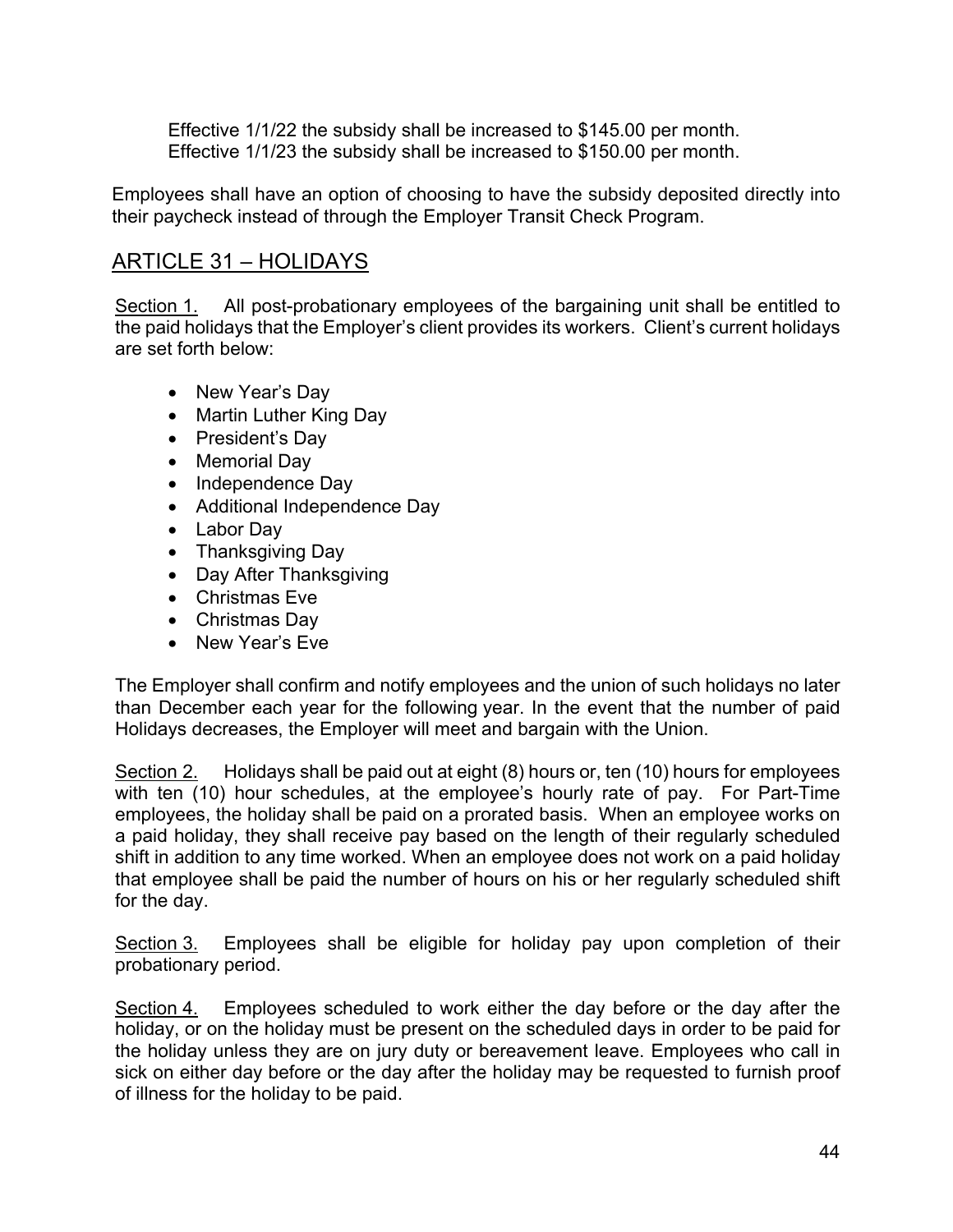Effective 1/1/22 the subsidy shall be increased to $145.00 per month.
Effective 1/1/23 the subsidy shall be increased to $150.00 per month.

Employees shall have an option of choosing to have the subsidy deposited directly into their paycheck instead of through the Employer Transit Check Program.

## ARTICLE 31 – HOLIDAYS

Section 1. All post-probationary employees of the bargaining unit shall be entitled to the paid holidays that the Employer's client provides its workers. Client's current holidays are set forth below:

- New Year's Day
- Martin Luther King Day
- President's Day
- Memorial Day
- Independence Day
- Additional Independence Day
- Labor Day
- Thanksgiving Day
- Day After Thanksgiving
- Christmas Eve
- Christmas Day
- New Year's Eve

The Employer shall confirm and notify employees and the union of such holidays no later than December each year for the following year. In the event that the number of paid Holidays decreases, the Employer will meet and bargain with the Union.

Section 2. Holidays shall be paid out at eight (8) hours or, ten (10) hours for employees with ten (10) hour schedules, at the employee's hourly rate of pay. For Part-Time employees, the holiday shall be paid on a prorated basis. When an employee works on a paid holiday, they shall receive pay based on the length of their regularly scheduled shift in addition to any time worked. When an employee does not work on a paid holiday that employee shall be paid the number of hours on his or her regularly scheduled shift for the day.

Section 3. Employees shall be eligible for holiday pay upon completion of their probationary period.

Section 4. Employees scheduled to work either the day before or the day after the holiday, or on the holiday must be present on the scheduled days in order to be paid for the holiday unless they are on jury duty or bereavement leave. Employees who call in sick on either day before or the day after the holiday may be requested to furnish proof of illness for the holiday to be paid.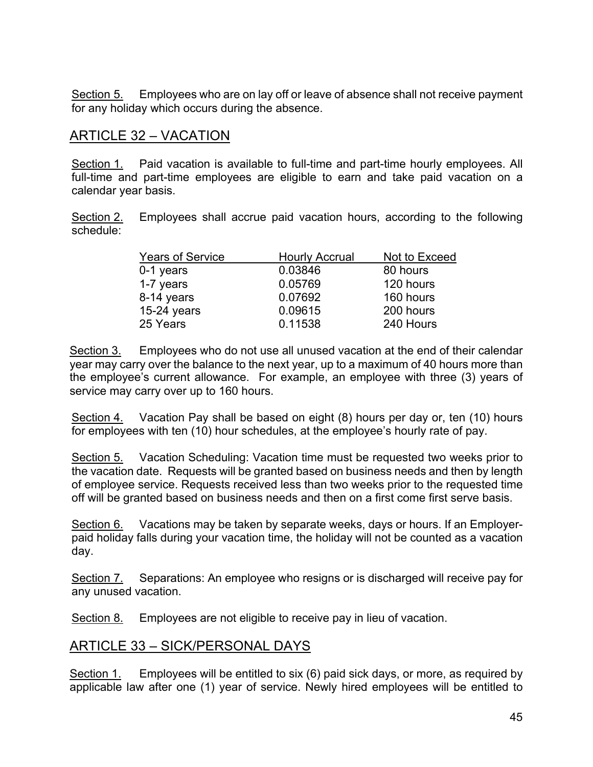Section 5. Employees who are on lay off or leave of absence shall not receive payment for any holiday which occurs during the absence.

## ARTICLE 32 – VACATION

Section 1. Paid vacation is available to full-time and part-time hourly employees. All full-time and part-time employees are eligible to earn and take paid vacation on a calendar year basis.

Section 2. Employees shall accrue paid vacation hours, according to the following schedule:

| Years of Service | Hourly Accrual | Not to Exceed |
|---|---|---|
| 0-1 years | 0.03846 | 80 hours |
| 1-7 years | 0.05769 | 120 hours |
| 8-14 years | 0.07692 | 160 hours |
| 15-24 years | 0.09615 | 200 hours |
| 25 Years | 0.11538 | 240 Hours |

Section 3. Employees who do not use all unused vacation at the end of their calendar year may carry over the balance to the next year, up to a maximum of 40 hours more than the employee's current allowance. For example, an employee with three (3) years of service may carry over up to 160 hours.

Section 4. Vacation Pay shall be based on eight (8) hours per day or, ten (10) hours for employees with ten (10) hour schedules, at the employee's hourly rate of pay.

Section 5. Vacation Scheduling: Vacation time must be requested two weeks prior to the vacation date. Requests will be granted based on business needs and then by length of employee service. Requests received less than two weeks prior to the requested time off will be granted based on business needs and then on a first come first serve basis.

Section 6. Vacations may be taken by separate weeks, days or hours. If an Employer-paid holiday falls during your vacation time, the holiday will not be counted as a vacation day.

Section 7. Separations: An employee who resigns or is discharged will receive pay for any unused vacation.

Section 8. Employees are not eligible to receive pay in lieu of vacation.

## ARTICLE 33 – SICK/PERSONAL DAYS

Section 1. Employees will be entitled to six (6) paid sick days, or more, as required by applicable law after one (1) year of service. Newly hired employees will be entitled to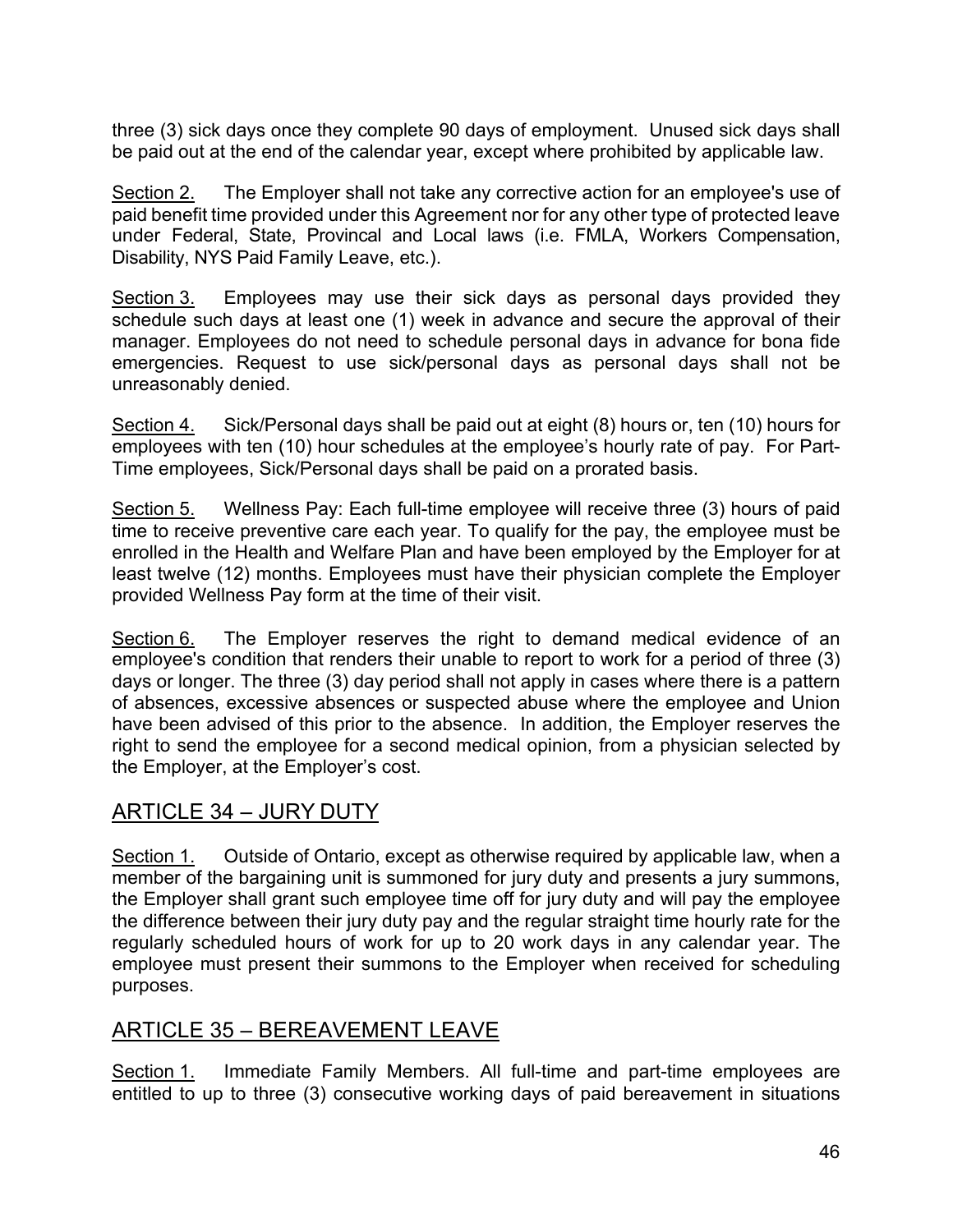three (3) sick days once they complete 90 days of employment. Unused sick days shall be paid out at the end of the calendar year, except where prohibited by applicable law.

Section 2. The Employer shall not take any corrective action for an employee's use of paid benefit time provided under this Agreement nor for any other type of protected leave under Federal, State, Provincal and Local laws (i.e. FMLA, Workers Compensation, Disability, NYS Paid Family Leave, etc.).

Section 3. Employees may use their sick days as personal days provided they schedule such days at least one (1) week in advance and secure the approval of their manager. Employees do not need to schedule personal days in advance for bona fide emergencies. Request to use sick/personal days as personal days shall not be unreasonably denied.

Section 4. Sick/Personal days shall be paid out at eight (8) hours or, ten (10) hours for employees with ten (10) hour schedules at the employee's hourly rate of pay. For Part-Time employees, Sick/Personal days shall be paid on a prorated basis.

Section 5. Wellness Pay: Each full-time employee will receive three (3) hours of paid time to receive preventive care each year. To qualify for the pay, the employee must be enrolled in the Health and Welfare Plan and have been employed by the Employer for at least twelve (12) months. Employees must have their physician complete the Employer provided Wellness Pay form at the time of their visit.

Section 6. The Employer reserves the right to demand medical evidence of an employee's condition that renders their unable to report to work for a period of three (3) days or longer. The three (3) day period shall not apply in cases where there is a pattern of absences, excessive absences or suspected abuse where the employee and Union have been advised of this prior to the absence. In addition, the Employer reserves the right to send the employee for a second medical opinion, from a physician selected by the Employer, at the Employer's cost.

## ARTICLE 34 – JURY DUTY

Section 1. Outside of Ontario, except as otherwise required by applicable law, when a member of the bargaining unit is summoned for jury duty and presents a jury summons, the Employer shall grant such employee time off for jury duty and will pay the employee the difference between their jury duty pay and the regular straight time hourly rate for the regularly scheduled hours of work for up to 20 work days in any calendar year. The employee must present their summons to the Employer when received for scheduling purposes.

## ARTICLE 35 – BEREAVEMENT LEAVE

Section 1. Immediate Family Members. All full-time and part-time employees are entitled to up to three (3) consecutive working days of paid bereavement in situations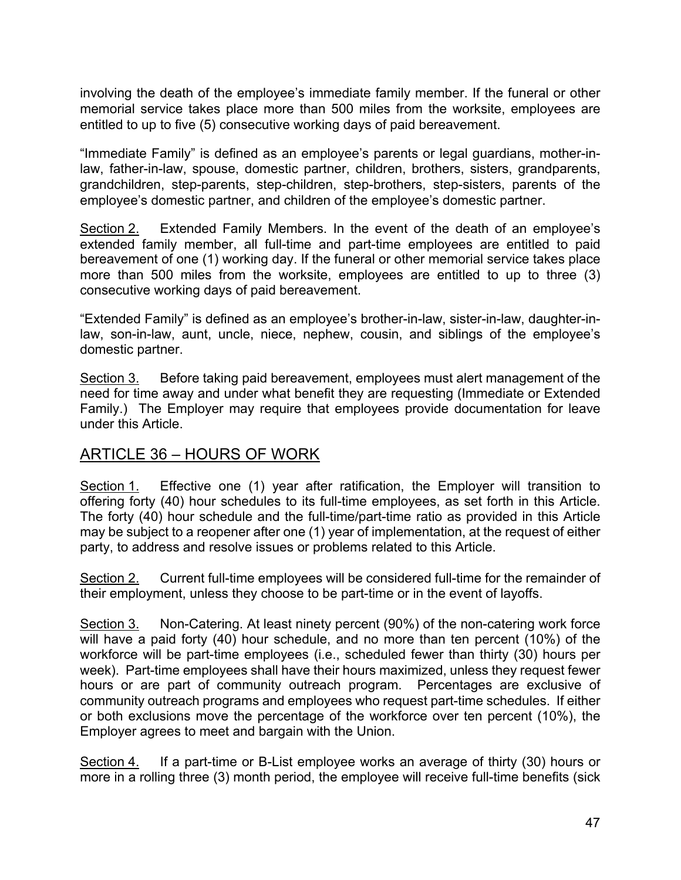involving the death of the employee's immediate family member. If the funeral or other memorial service takes place more than 500 miles from the worksite, employees are entitled to up to five (5) consecutive working days of paid bereavement.

"Immediate Family" is defined as an employee's parents or legal guardians, mother-in-law, father-in-law, spouse, domestic partner, children, brothers, sisters, grandparents, grandchildren, step-parents, step-children, step-brothers, step-sisters, parents of the employee's domestic partner, and children of the employee's domestic partner.

Section 2. Extended Family Members. In the event of the death of an employee's extended family member, all full-time and part-time employees are entitled to paid bereavement of one (1) working day. If the funeral or other memorial service takes place more than 500 miles from the worksite, employees are entitled to up to three (3) consecutive working days of paid bereavement.

"Extended Family" is defined as an employee's brother-in-law, sister-in-law, daughter-in-law, son-in-law, aunt, uncle, niece, nephew, cousin, and siblings of the employee's domestic partner.

Section 3. Before taking paid bereavement, employees must alert management of the need for time away and under what benefit they are requesting (Immediate or Extended Family.) The Employer may require that employees provide documentation for leave under this Article.

## ARTICLE 36 – HOURS OF WORK

Section 1. Effective one (1) year after ratification, the Employer will transition to offering forty (40) hour schedules to its full-time employees, as set forth in this Article. The forty (40) hour schedule and the full-time/part-time ratio as provided in this Article may be subject to a reopener after one (1) year of implementation, at the request of either party, to address and resolve issues or problems related to this Article.

Section 2. Current full-time employees will be considered full-time for the remainder of their employment, unless they choose to be part-time or in the event of layoffs.

Section 3. Non-Catering. At least ninety percent (90%) of the non-catering work force will have a paid forty (40) hour schedule, and no more than ten percent (10%) of the workforce will be part-time employees (i.e., scheduled fewer than thirty (30) hours per week). Part-time employees shall have their hours maximized, unless they request fewer hours or are part of community outreach program. Percentages are exclusive of community outreach programs and employees who request part-time schedules. If either or both exclusions move the percentage of the workforce over ten percent (10%), the Employer agrees to meet and bargain with the Union.

Section 4. If a part-time or B-List employee works an average of thirty (30) hours or more in a rolling three (3) month period, the employee will receive full-time benefits (sick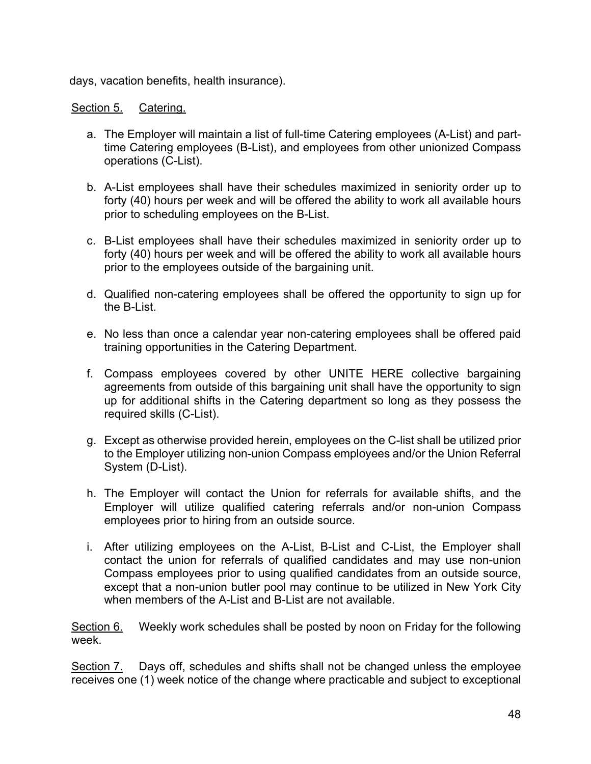days, vacation benefits, health insurance).

Section 5. Catering.

a. The Employer will maintain a list of full-time Catering employees (A-List) and part-time Catering employees (B-List), and employees from other unionized Compass operations (C-List).

b. A-List employees shall have their schedules maximized in seniority order up to forty (40) hours per week and will be offered the ability to work all available hours prior to scheduling employees on the B-List.

c. B-List employees shall have their schedules maximized in seniority order up to forty (40) hours per week and will be offered the ability to work all available hours prior to the employees outside of the bargaining unit.

d. Qualified non-catering employees shall be offered the opportunity to sign up for the B-List.

e. No less than once a calendar year non-catering employees shall be offered paid training opportunities in the Catering Department.

f. Compass employees covered by other UNITE HERE collective bargaining agreements from outside of this bargaining unit shall have the opportunity to sign up for additional shifts in the Catering department so long as they possess the required skills (C-List).

g. Except as otherwise provided herein, employees on the C-list shall be utilized prior to the Employer utilizing non-union Compass employees and/or the Union Referral System (D-List).

h. The Employer will contact the Union for referrals for available shifts, and the Employer will utilize qualified catering referrals and/or non-union Compass employees prior to hiring from an outside source.

i. After utilizing employees on the A-List, B-List and C-List, the Employer shall contact the union for referrals of qualified candidates and may use non-union Compass employees prior to using qualified candidates from an outside source, except that a non-union butler pool may continue to be utilized in New York City when members of the A-List and B-List are not available.

Section 6. Weekly work schedules shall be posted by noon on Friday for the following week.

Section 7. Days off, schedules and shifts shall not be changed unless the employee receives one (1) week notice of the change where practicable and subject to exceptional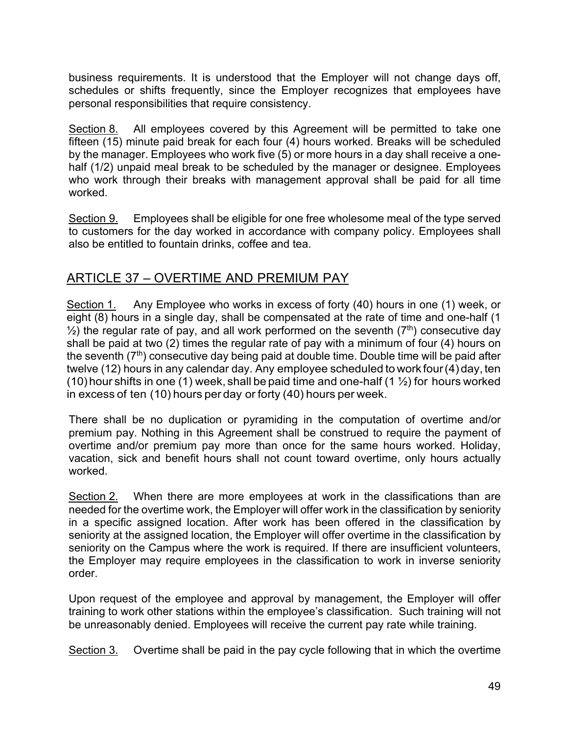business requirements. It is understood that the Employer will not change days off, schedules or shifts frequently, since the Employer recognizes that employees have personal responsibilities that require consistency.

Section 8. All employees covered by this Agreement will be permitted to take one fifteen (15) minute paid break for each four (4) hours worked. Breaks will be scheduled by the manager. Employees who work five (5) or more hours in a day shall receive a one-half (1/2) unpaid meal break to be scheduled by the manager or designee. Employees who work through their breaks with management approval shall be paid for all time worked.

Section 9. Employees shall be eligible for one free wholesome meal of the type served to customers for the day worked in accordance with company policy. Employees shall also be entitled to fountain drinks, coffee and tea.

## ARTICLE 37 – OVERTIME AND PREMIUM PAY

Section 1. Any Employee who works in excess of forty (40) hours in one (1) week, or eight (8) hours in a single day, shall be compensated at the rate of time and one-half (1 ½) the regular rate of pay, and all work performed on the seventh (7th) consecutive day shall be paid at two (2) times the regular rate of pay with a minimum of four (4) hours on the seventh (7th) consecutive day being paid at double time. Double time will be paid after twelve (12) hours in any calendar day. Any employee scheduled to work four (4) day, ten (10) hour shifts in one (1) week, shall be paid time and one-half (1 ½) for hours worked in excess of ten (10) hours per day or forty (40) hours per week.

There shall be no duplication or pyramiding in the computation of overtime and/or premium pay. Nothing in this Agreement shall be construed to require the payment of overtime and/or premium pay more than once for the same hours worked. Holiday, vacation, sick and benefit hours shall not count toward overtime, only hours actually worked.

Section 2. When there are more employees at work in the classifications than are needed for the overtime work, the Employer will offer work in the classification by seniority in a specific assigned location. After work has been offered in the classification by seniority at the assigned location, the Employer will offer overtime in the classification by seniority on the Campus where the work is required. If there are insufficient volunteers, the Employer may require employees in the classification to work in inverse seniority order.

Upon request of the employee and approval by management, the Employer will offer training to work other stations within the employee's classification. Such training will not be unreasonably denied. Employees will receive the current pay rate while training.

Section 3. Overtime shall be paid in the pay cycle following that in which the overtime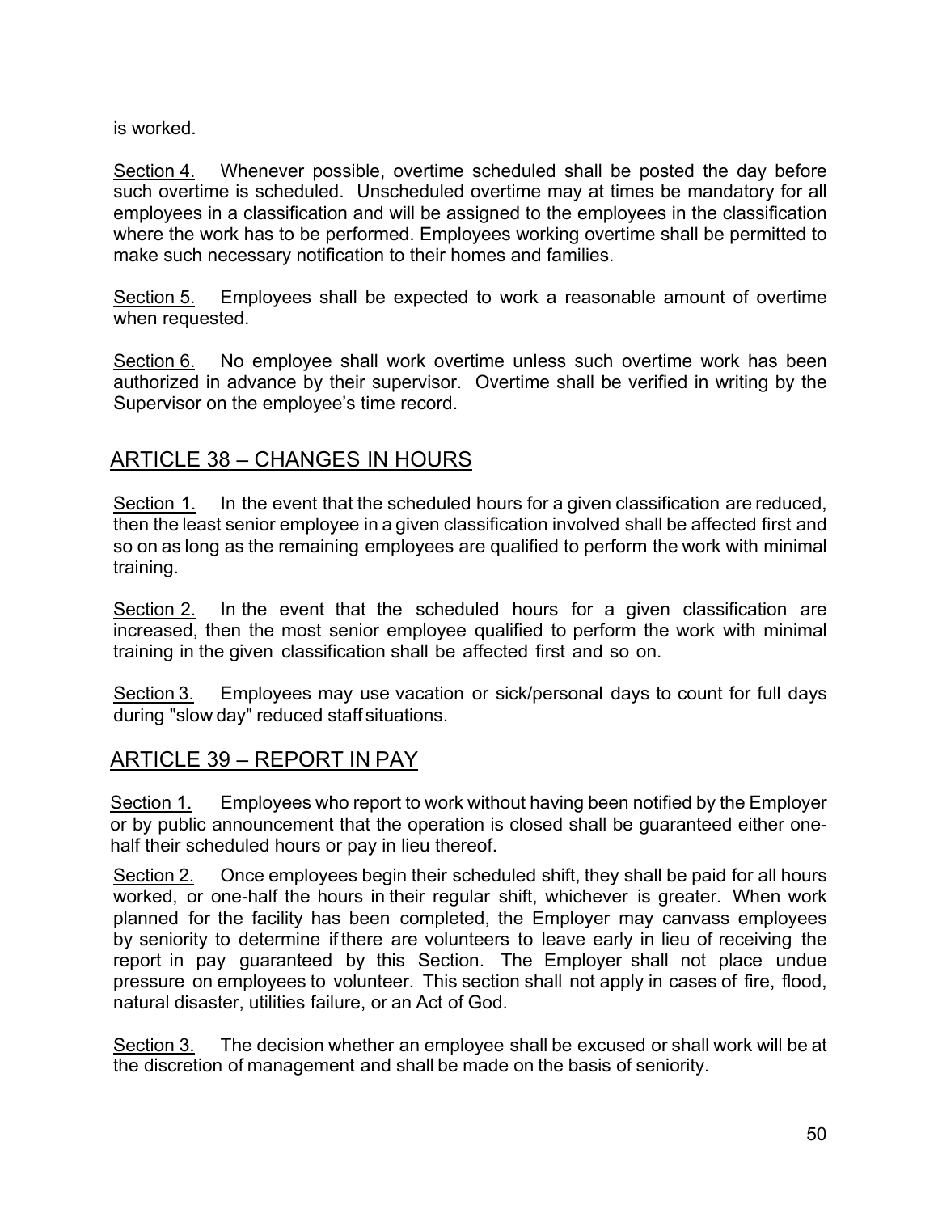is worked.

Section 4. Whenever possible, overtime scheduled shall be posted the day before such overtime is scheduled. Unscheduled overtime may at times be mandatory for all employees in a classification and will be assigned to the employees in the classification where the work has to be performed. Employees working overtime shall be permitted to make such necessary notification to their homes and families.

Section 5. Employees shall be expected to work a reasonable amount of overtime when requested.

Section 6. No employee shall work overtime unless such overtime work has been authorized in advance by their supervisor. Overtime shall be verified in writing by the Supervisor on the employee's time record.

## ARTICLE 38 – CHANGES IN HOURS

Section 1. In the event that the scheduled hours for a given classification are reduced, then the least senior employee in a given classification involved shall be affected first and so on as long as the remaining employees are qualified to perform the work with minimal training.

Section 2. In the event that the scheduled hours for a given classification are increased, then the most senior employee qualified to perform the work with minimal training in the given classification shall be affected first and so on.

Section 3. Employees may use vacation or sick/personal days to count for full days during "slow day" reduced staff situations.

## ARTICLE 39 – REPORT IN PAY

Section 1. Employees who report to work without having been notified by the Employer or by public announcement that the operation is closed shall be guaranteed either one-half their scheduled hours or pay in lieu thereof.

Section 2. Once employees begin their scheduled shift, they shall be paid for all hours worked, or one-half the hours in their regular shift, whichever is greater. When work planned for the facility has been completed, the Employer may canvass employees by seniority to determine if there are volunteers to leave early in lieu of receiving the report in pay guaranteed by this Section. The Employer shall not place undue pressure on employees to volunteer. This section shall not apply in cases of fire, flood, natural disaster, utilities failure, or an Act of God.

Section 3. The decision whether an employee shall be excused or shall work will be at the discretion of management and shall be made on the basis of seniority.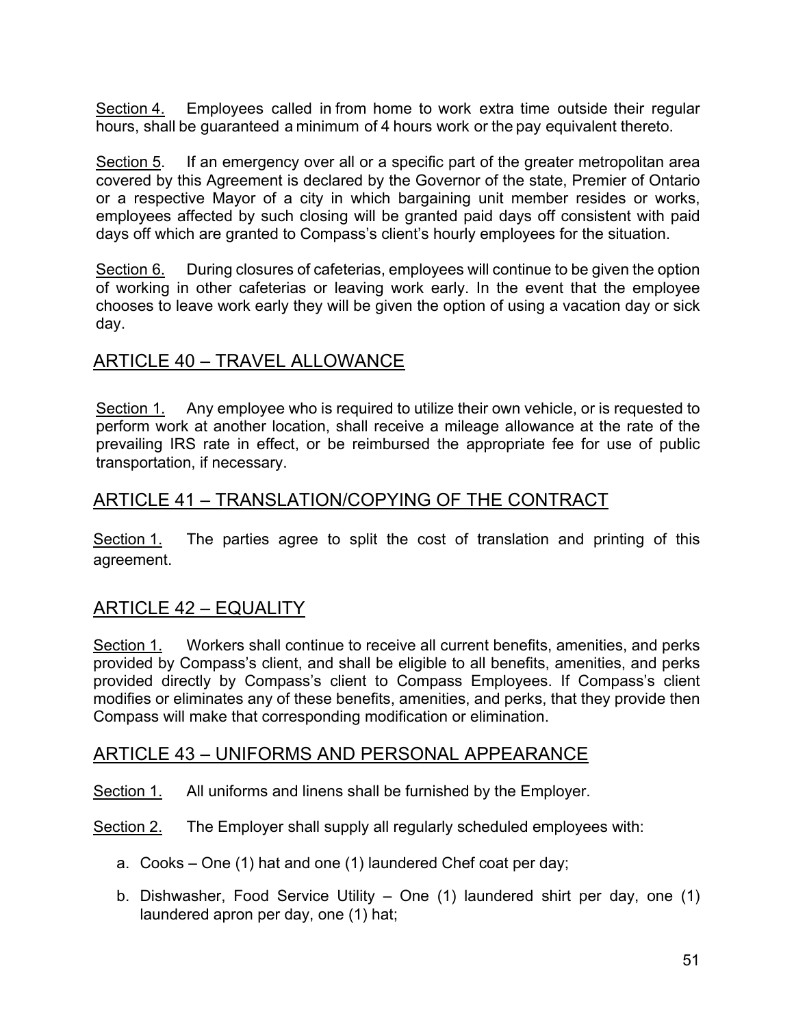<u>Section 4.</u> Employees called in from home to work extra time outside their regular hours, shall be guaranteed a minimum of 4 hours work or the pay equivalent thereto.

<u>Section 5</u>. If an emergency over all or a specific part of the greater metropolitan area covered by this Agreement is declared by the Governor of the state, Premier of Ontario or a respective Mayor of a city in which bargaining unit member resides or works, employees affected by such closing will be granted paid days off consistent with paid days off which are granted to Compass's client's hourly employees for the situation.

<u>Section 6.</u> During closures of cafeterias, employees will continue to be given the option of working in other cafeterias or leaving work early. In the event that the employee chooses to leave work early they will be given the option of using a vacation day or sick day.

## ARTICLE 40 – TRAVEL ALLOWANCE

<u>Section 1.</u> Any employee who is required to utilize their own vehicle, or is requested to perform work at another location, shall receive a mileage allowance at the rate of the prevailing IRS rate in effect, or be reimbursed the appropriate fee for use of public transportation, if necessary.

## ARTICLE 41 – TRANSLATION/COPYING OF THE CONTRACT

<u>Section 1.</u> The parties agree to split the cost of translation and printing of this agreement.

## ARTICLE 42 – EQUALITY

<u>Section 1.</u> Workers shall continue to receive all current benefits, amenities, and perks provided by Compass's client, and shall be eligible to all benefits, amenities, and perks provided directly by Compass's client to Compass Employees. If Compass's client modifies or eliminates any of these benefits, amenities, and perks, that they provide then Compass will make that corresponding modification or elimination.

## ARTICLE 43 – UNIFORMS AND PERSONAL APPEARANCE

<u>Section 1.</u> All uniforms and linens shall be furnished by the Employer.

<u>Section 2.</u> The Employer shall supply all regularly scheduled employees with:

a. Cooks – One (1) hat and one (1) laundered Chef coat per day;

b. Dishwasher, Food Service Utility – One (1) laundered shirt per day, one (1) laundered apron per day, one (1) hat;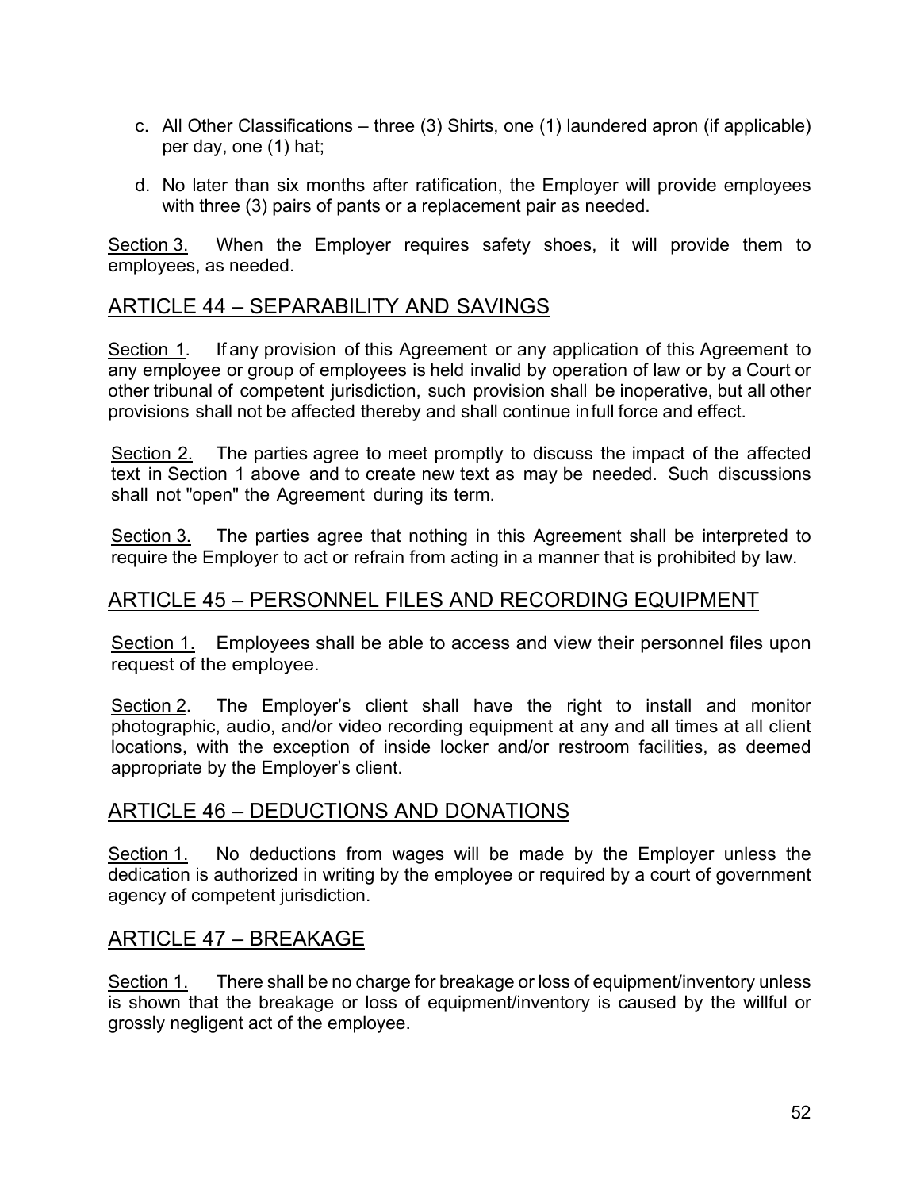c. All Other Classifications – three (3) Shirts, one (1) laundered apron (if applicable) per day, one (1) hat;

d. No later than six months after ratification, the Employer will provide employees with three (3) pairs of pants or a replacement pair as needed.

Section 3. When the Employer requires safety shoes, it will provide them to employees, as needed.

## ARTICLE 44 – SEPARABILITY AND SAVINGS

Section 1. If any provision of this Agreement or any application of this Agreement to any employee or group of employees is held invalid by operation of law or by a Court or other tribunal of competent jurisdiction, such provision shall be inoperative, but all other provisions shall not be affected thereby and shall continue in full force and effect.

Section 2. The parties agree to meet promptly to discuss the impact of the affected text in Section 1 above and to create new text as may be needed. Such discussions shall not "open" the Agreement during its term.

Section 3. The parties agree that nothing in this Agreement shall be interpreted to require the Employer to act or refrain from acting in a manner that is prohibited by law.

## ARTICLE 45 – PERSONNEL FILES AND RECORDING EQUIPMENT

Section 1. Employees shall be able to access and view their personnel files upon request of the employee.

Section 2. The Employer's client shall have the right to install and monitor photographic, audio, and/or video recording equipment at any and all times at all client locations, with the exception of inside locker and/or restroom facilities, as deemed appropriate by the Employer's client.

## ARTICLE 46 – DEDUCTIONS AND DONATIONS

Section 1. No deductions from wages will be made by the Employer unless the dedication is authorized in writing by the employee or required by a court of government agency of competent jurisdiction.

## ARTICLE 47 – BREAKAGE

Section 1. There shall be no charge for breakage or loss of equipment/inventory unless is shown that the breakage or loss of equipment/inventory is caused by the willful or grossly negligent act of the employee.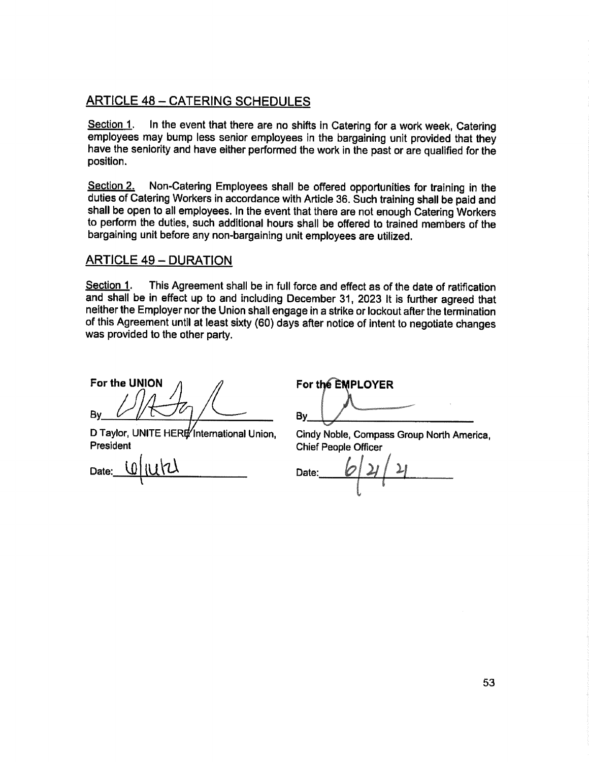## ARTICLE 48 – CATERING SCHEDULES

Section 1. In the event that there are no shifts in Catering for a work week, Catering employees may bump less senior employees in the bargaining unit provided that they have the seniority and have either performed the work in the past or are qualified for the position.

Section 2. Non-Catering Employees shall be offered opportunities for training in the duties of Catering Workers in accordance with Article 36. Such training shall be paid and shall be open to all employees. In the event that there are not enough Catering Workers to perform the duties, such additional hours shall be offered to trained members of the bargaining unit before any non-bargaining unit employees are utilized.

## ARTICLE 49 – DURATION

Section 1. This Agreement shall be in full force and effect as of the date of ratification and shall be in effect up to and including December 31, 2023 It is further agreed that neither the Employer nor the Union shall engage in a strike or lockout after the termination of this Agreement until at least sixty (60) days after notice of intent to negotiate changes was provided to the other party.

| For the UNION | For the EMPLOYER |
|---|---|
| By [signature] | By [signature] |
| D Taylor, UNITE HERE International Union, President | Cindy Noble, Compass Group North America, Chief People Officer |
| Date: 6/14/21 | Date: 6/21/21 |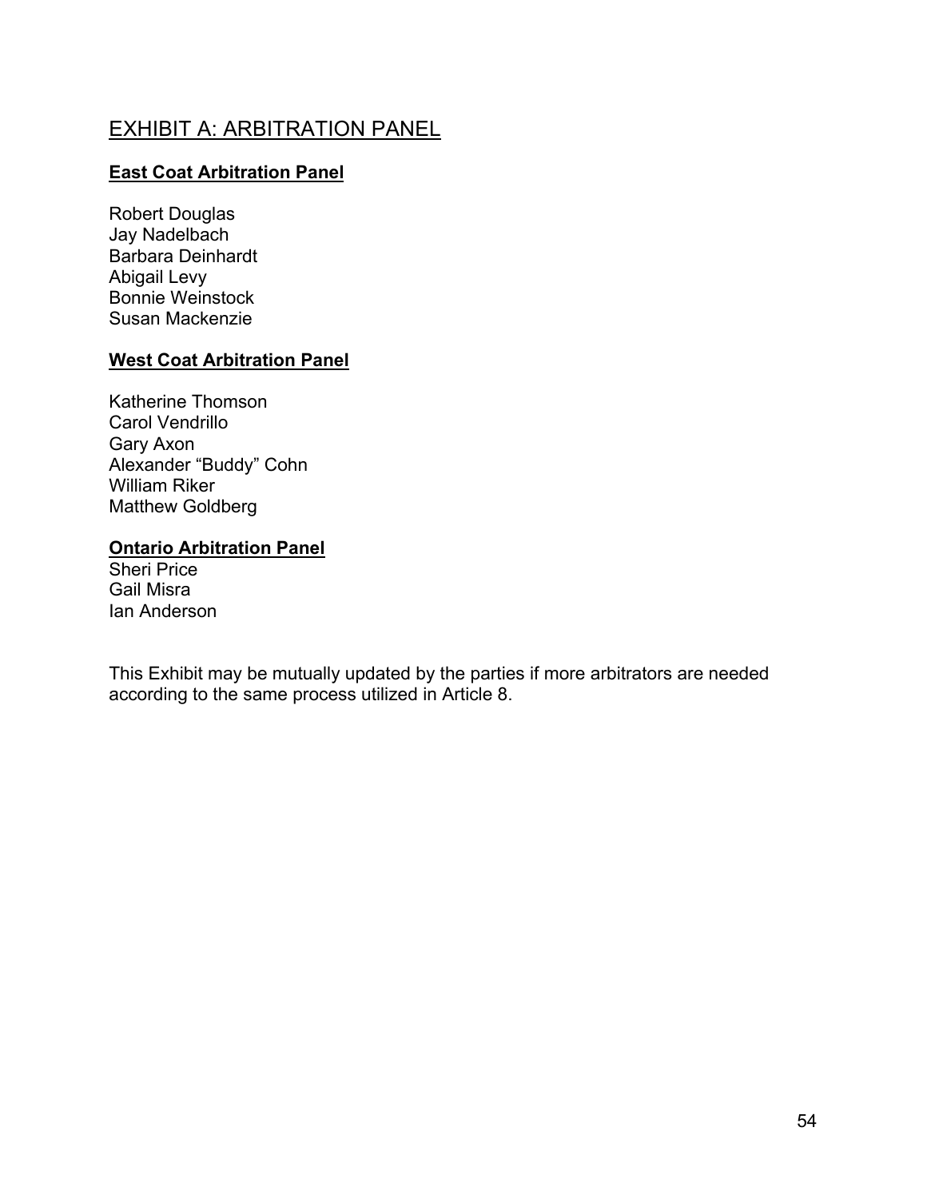# EXHIBIT A: ARBITRATION PANEL

**East Coat Arbitration Panel**

Robert Douglas
Jay Nadelbach
Barbara Deinhardt
Abigail Levy
Bonnie Weinstock
Susan Mackenzie

**West Coat Arbitration Panel**

Katherine Thomson
Carol Vendrillo
Gary Axon
Alexander "Buddy" Cohn
William Riker
Matthew Goldberg

**Ontario Arbitration Panel**

Sheri Price
Gail Misra
Ian Anderson

This Exhibit may be mutually updated by the parties if more arbitrators are needed according to the same process utilized in Article 8.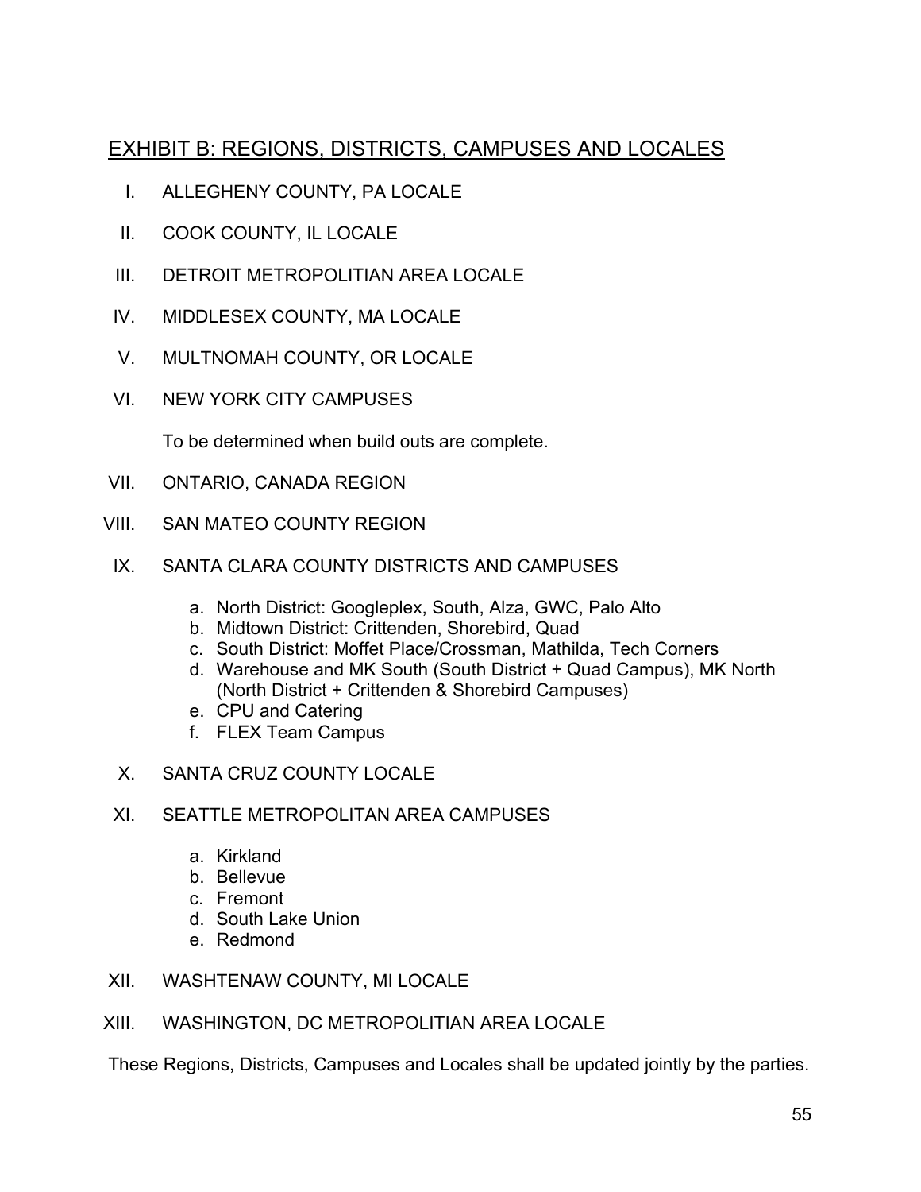## EXHIBIT B: REGIONS, DISTRICTS, CAMPUSES AND LOCALES

I. ALLEGHENY COUNTY, PA LOCALE

II. COOK COUNTY, IL LOCALE

III. DETROIT METROPOLITIAN AREA LOCALE

IV. MIDDLESEX COUNTY, MA LOCALE

V. MULTNOMAH COUNTY, OR LOCALE

VI. NEW YORK CITY CAMPUSES

To be determined when build outs are complete.

VII. ONTARIO, CANADA REGION

VIII. SAN MATEO COUNTY REGION

IX. SANTA CLARA COUNTY DISTRICTS AND CAMPUSES

a. North District: Googleplex, South, Alza, GWC, Palo Alto
b. Midtown District: Crittenden, Shorebird, Quad
c. South District: Moffet Place/Crossman, Mathilda, Tech Corners
d. Warehouse and MK South (South District + Quad Campus), MK North (North District + Crittenden & Shorebird Campuses)
e. CPU and Catering
f. FLEX Team Campus

X. SANTA CRUZ COUNTY LOCALE

XI. SEATTLE METROPOLITAN AREA CAMPUSES

a. Kirkland
b. Bellevue
c. Fremont
d. South Lake Union
e. Redmond

XII. WASHTENAW COUNTY, MI LOCALE

XIII. WASHINGTON, DC METROPOLITIAN AREA LOCALE

These Regions, Districts, Campuses and Locales shall be updated jointly by the parties.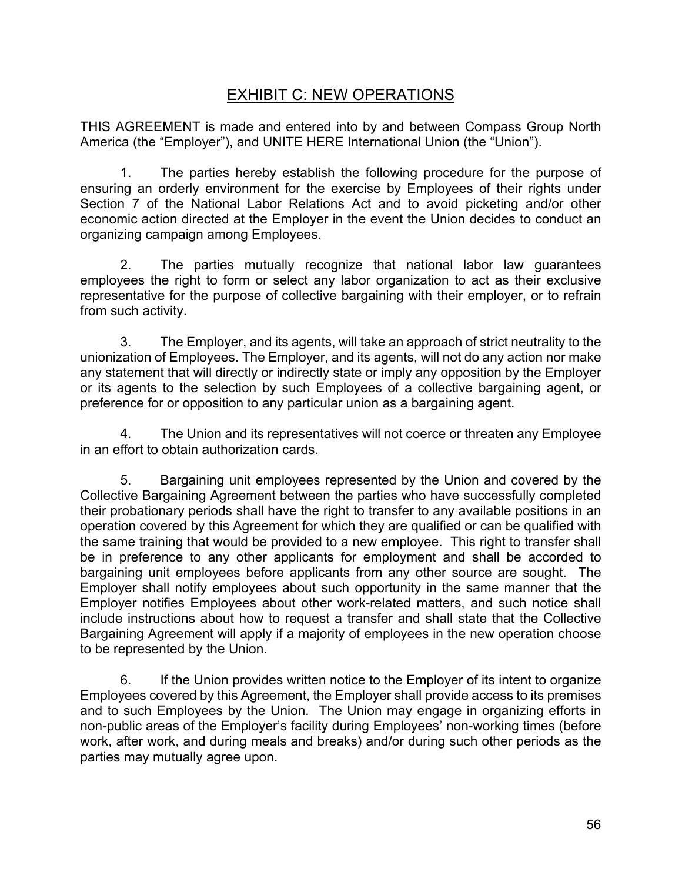# EXHIBIT C: NEW OPERATIONS

THIS AGREEMENT is made and entered into by and between Compass Group North America (the "Employer"), and UNITE HERE International Union (the "Union").

1. The parties hereby establish the following procedure for the purpose of ensuring an orderly environment for the exercise by Employees of their rights under Section 7 of the National Labor Relations Act and to avoid picketing and/or other economic action directed at the Employer in the event the Union decides to conduct an organizing campaign among Employees.

2. The parties mutually recognize that national labor law guarantees employees the right to form or select any labor organization to act as their exclusive representative for the purpose of collective bargaining with their employer, or to refrain from such activity.

3. The Employer, and its agents, will take an approach of strict neutrality to the unionization of Employees. The Employer, and its agents, will not do any action nor make any statement that will directly or indirectly state or imply any opposition by the Employer or its agents to the selection by such Employees of a collective bargaining agent, or preference for or opposition to any particular union as a bargaining agent.

4. The Union and its representatives will not coerce or threaten any Employee in an effort to obtain authorization cards.

5. Bargaining unit employees represented by the Union and covered by the Collective Bargaining Agreement between the parties who have successfully completed their probationary periods shall have the right to transfer to any available positions in an operation covered by this Agreement for which they are qualified or can be qualified with the same training that would be provided to a new employee. This right to transfer shall be in preference to any other applicants for employment and shall be accorded to bargaining unit employees before applicants from any other source are sought. The Employer shall notify employees about such opportunity in the same manner that the Employer notifies Employees about other work-related matters, and such notice shall include instructions about how to request a transfer and shall state that the Collective Bargaining Agreement will apply if a majority of employees in the new operation choose to be represented by the Union.

6. If the Union provides written notice to the Employer of its intent to organize Employees covered by this Agreement, the Employer shall provide access to its premises and to such Employees by the Union. The Union may engage in organizing efforts in non-public areas of the Employer's facility during Employees' non-working times (before work, after work, and during meals and breaks) and/or during such other periods as the parties may mutually agree upon.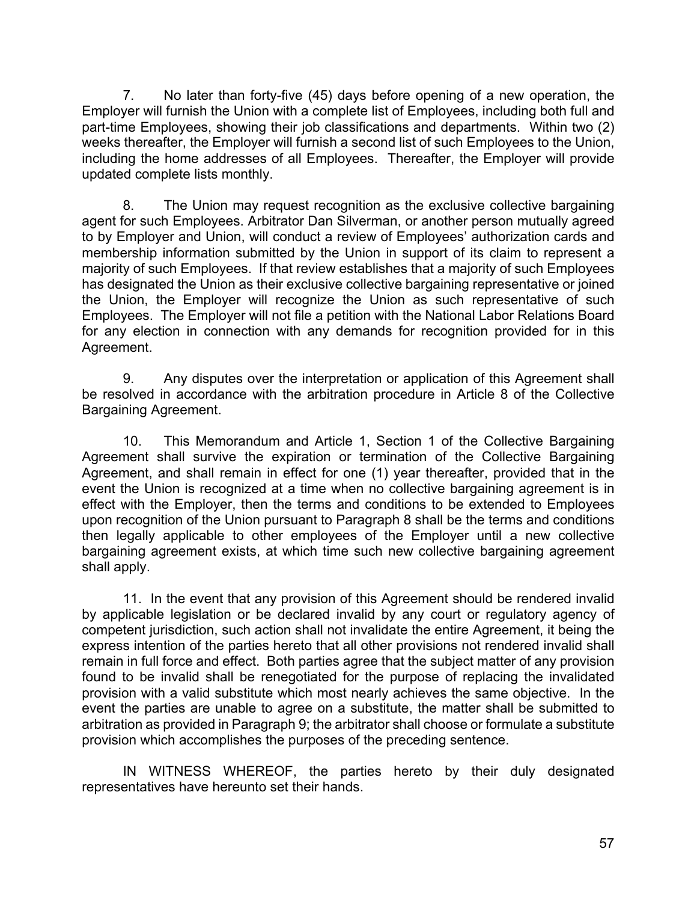7. No later than forty-five (45) days before opening of a new operation, the Employer will furnish the Union with a complete list of Employees, including both full and part-time Employees, showing their job classifications and departments. Within two (2) weeks thereafter, the Employer will furnish a second list of such Employees to the Union, including the home addresses of all Employees. Thereafter, the Employer will provide updated complete lists monthly.

8. The Union may request recognition as the exclusive collective bargaining agent for such Employees. Arbitrator Dan Silverman, or another person mutually agreed to by Employer and Union, will conduct a review of Employees' authorization cards and membership information submitted by the Union in support of its claim to represent a majority of such Employees. If that review establishes that a majority of such Employees has designated the Union as their exclusive collective bargaining representative or joined the Union, the Employer will recognize the Union as such representative of such Employees. The Employer will not file a petition with the National Labor Relations Board for any election in connection with any demands for recognition provided for in this Agreement.

9. Any disputes over the interpretation or application of this Agreement shall be resolved in accordance with the arbitration procedure in Article 8 of the Collective Bargaining Agreement.

10. This Memorandum and Article 1, Section 1 of the Collective Bargaining Agreement shall survive the expiration or termination of the Collective Bargaining Agreement, and shall remain in effect for one (1) year thereafter, provided that in the event the Union is recognized at a time when no collective bargaining agreement is in effect with the Employer, then the terms and conditions to be extended to Employees upon recognition of the Union pursuant to Paragraph 8 shall be the terms and conditions then legally applicable to other employees of the Employer until a new collective bargaining agreement exists, at which time such new collective bargaining agreement shall apply.

11. In the event that any provision of this Agreement should be rendered invalid by applicable legislation or be declared invalid by any court or regulatory agency of competent jurisdiction, such action shall not invalidate the entire Agreement, it being the express intention of the parties hereto that all other provisions not rendered invalid shall remain in full force and effect. Both parties agree that the subject matter of any provision found to be invalid shall be renegotiated for the purpose of replacing the invalidated provision with a valid substitute which most nearly achieves the same objective. In the event the parties are unable to agree on a substitute, the matter shall be submitted to arbitration as provided in Paragraph 9; the arbitrator shall choose or formulate a substitute provision which accomplishes the purposes of the preceding sentence.

IN WITNESS WHEREOF, the parties hereto by their duly designated representatives have hereunto set their hands.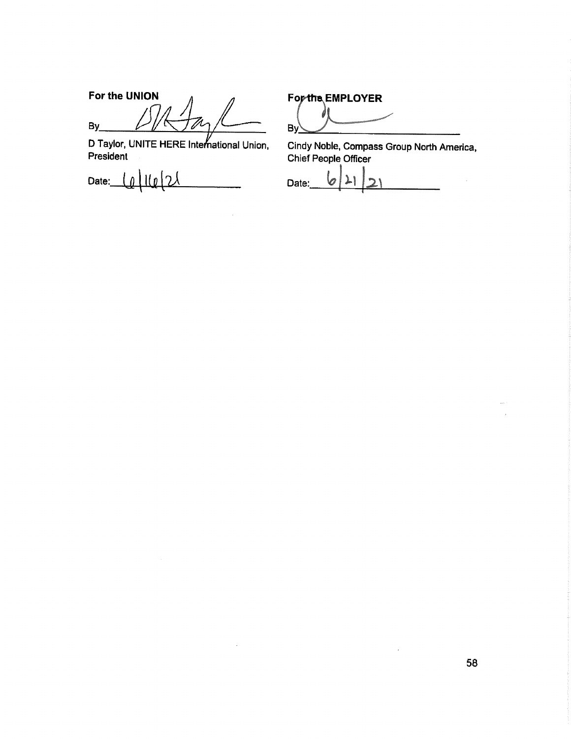| **For the UNION** | **For the EMPLOYER** |
|---|---|
| By\_\_\_\_\_\_\_\_\_\_\_\_\_\_\_\_\_\_ | By\_\_\_\_\_\_\_\_\_\_\_\_\_\_\_\_\_\_ |
| D Taylor, UNITE HERE International Union, President | Cindy Noble, Compass Group North America, Chief People Officer |
| Date: 6/16/21 | Date: 6/21/21 |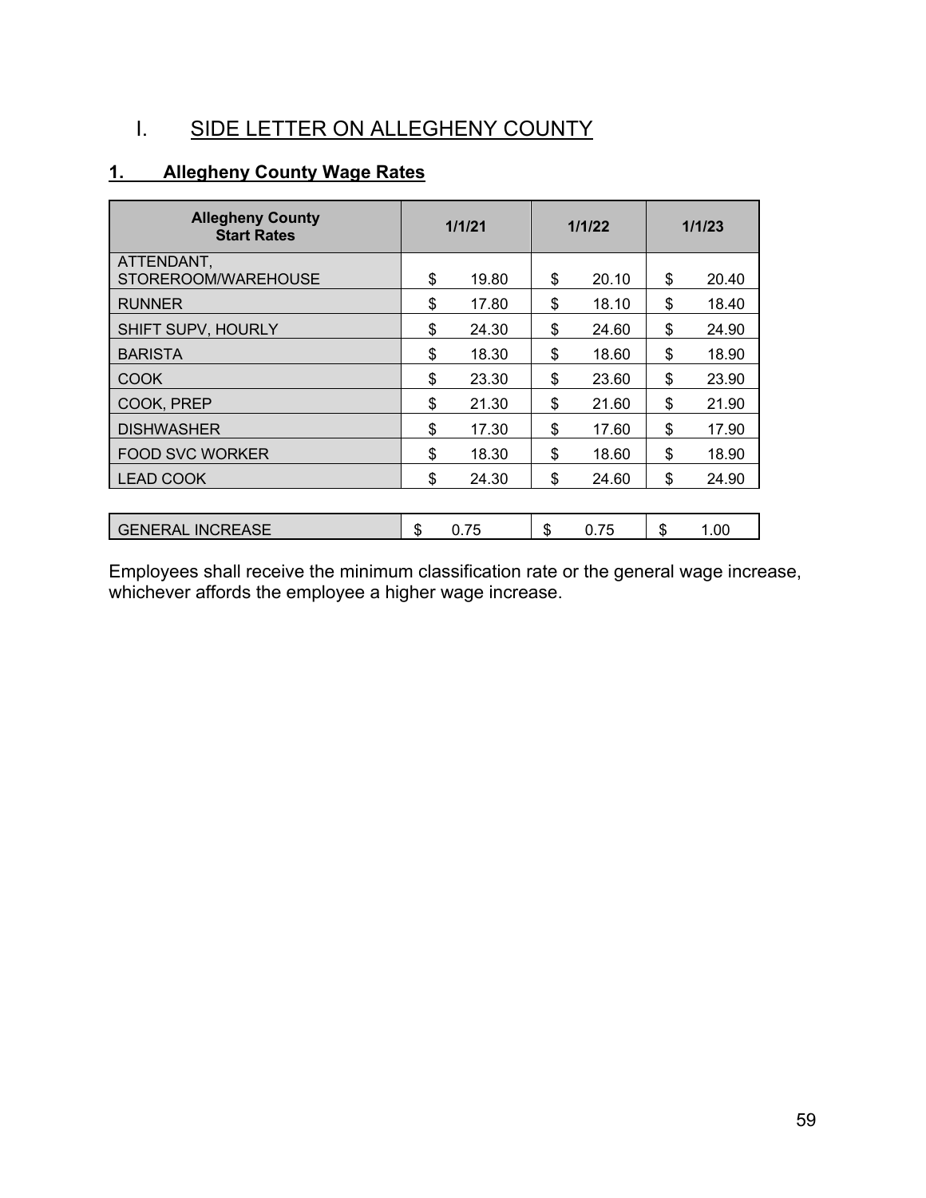# I. SIDE LETTER ON ALLEGHENY COUNTY

## 1. Allegheny County Wage Rates

| Allegheny County Start Rates | 1/1/21 | 1/1/22 | 1/1/23 |
|---|---|---|---|
| ATTENDANT, STOREROOM/WAREHOUSE | $ 19.80 | $ 20.10 | $ 20.40 |
| RUNNER | $ 17.80 | $ 18.10 | $ 18.40 |
| SHIFT SUPV, HOURLY | $ 24.30 | $ 24.60 | $ 24.90 |
| BARISTA | $ 18.30 | $ 18.60 | $ 18.90 |
| COOK | $ 23.30 | $ 23.60 | $ 23.90 |
| COOK, PREP | $ 21.30 | $ 21.60 | $ 21.90 |
| DISHWASHER | $ 17.30 | $ 17.60 | $ 17.90 |
| FOOD SVC WORKER | $ 18.30 | $ 18.60 | $ 18.90 |
| LEAD COOK | $ 24.30 | $ 24.60 | $ 24.90 |
| | | | |
| GENERAL INCREASE | $ 0.75 | $ 0.75 | $ 1.00 |

Employees shall receive the minimum classification rate or the general wage increase, whichever affords the employee a higher wage increase.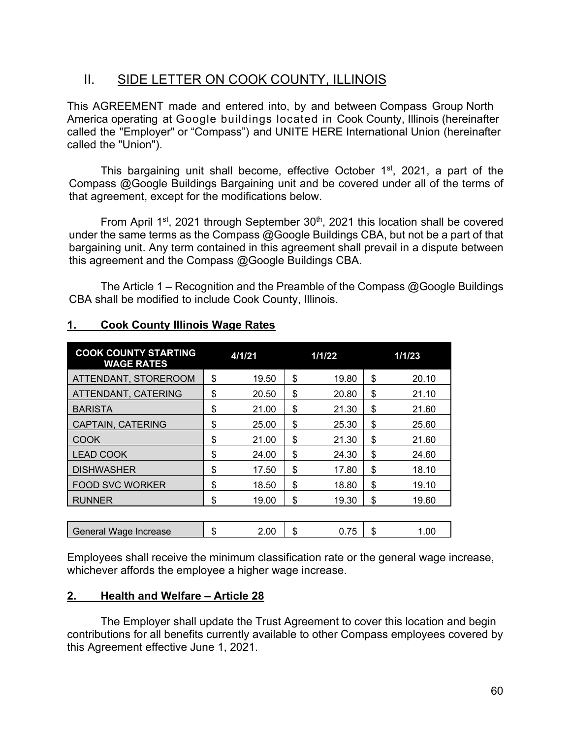## II. SIDE LETTER ON COOK COUNTY, ILLINOIS

This AGREEMENT made and entered into, by and between Compass Group North America operating at Google buildings located in Cook County, Illinois (hereinafter called the "Employer" or "Compass") and UNITE HERE International Union (hereinafter called the "Union").

This bargaining unit shall become, effective October 1st, 2021, a part of the Compass @Google Buildings Bargaining unit and be covered under all of the terms of that agreement, except for the modifications below.

From April 1st, 2021 through September 30th, 2021 this location shall be covered under the same terms as the Compass @Google Buildings CBA, but not be a part of that bargaining unit. Any term contained in this agreement shall prevail in a dispute between this agreement and the Compass @Google Buildings CBA.

The Article 1 – Recognition and the Preamble of the Compass @Google Buildings CBA shall be modified to include Cook County, Illinois.

### 1. Cook County Illinois Wage Rates

| COOK COUNTY STARTING WAGE RATES | 4/1/21 | 1/1/22 | 1/1/23 |
|---|---|---|---|
| ATTENDANT, STOREROOM | $ 19.50 | $ 19.80 | $ 20.10 |
| ATTENDANT, CATERING | $ 20.50 | $ 20.80 | $ 21.10 |
| BARISTA | $ 21.00 | $ 21.30 | $ 21.60 |
| CAPTAIN, CATERING | $ 25.00 | $ 25.30 | $ 25.60 |
| COOK | $ 21.00 | $ 21.30 | $ 21.60 |
| LEAD COOK | $ 24.00 | $ 24.30 | $ 24.60 |
| DISHWASHER | $ 17.50 | $ 17.80 | $ 18.10 |
| FOOD SVC WORKER | $ 18.50 | $ 18.80 | $ 19.10 |
| RUNNER | $ 19.00 | $ 19.30 | $ 19.60 |
| | | | |
| General Wage Increase | $ 2.00 | $ 0.75 | $ 1.00 |

Employees shall receive the minimum classification rate or the general wage increase, whichever affords the employee a higher wage increase.

### 2. Health and Welfare – Article 28

The Employer shall update the Trust Agreement to cover this location and begin contributions for all benefits currently available to other Compass employees covered by this Agreement effective June 1, 2021.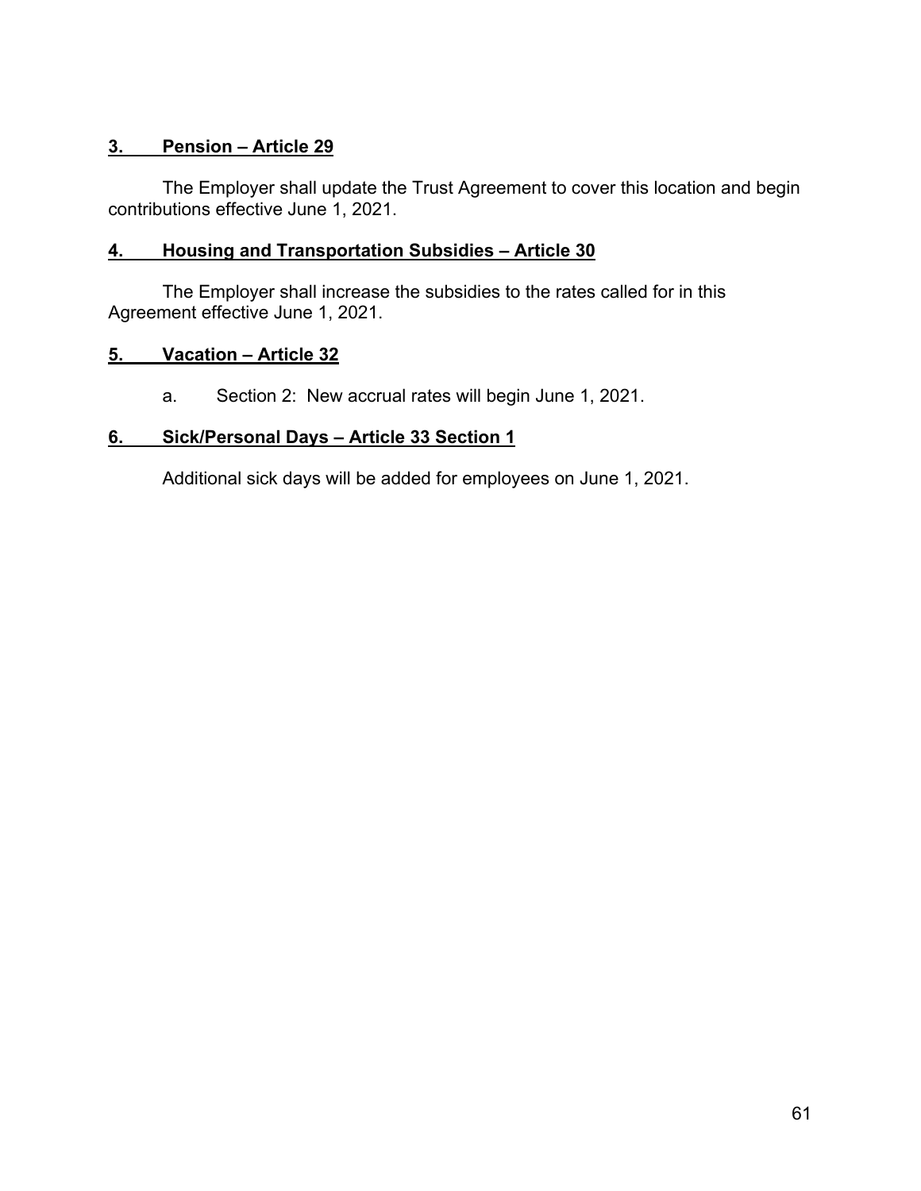**3. Pension – Article 29**

The Employer shall update the Trust Agreement to cover this location and begin contributions effective June 1, 2021.

**4. Housing and Transportation Subsidies – Article 30**

The Employer shall increase the subsidies to the rates called for in this Agreement effective June 1, 2021.

**5. Vacation – Article 32**

a. Section 2: New accrual rates will begin June 1, 2021.

**6. Sick/Personal Days – Article 33 Section 1**

Additional sick days will be added for employees on June 1, 2021.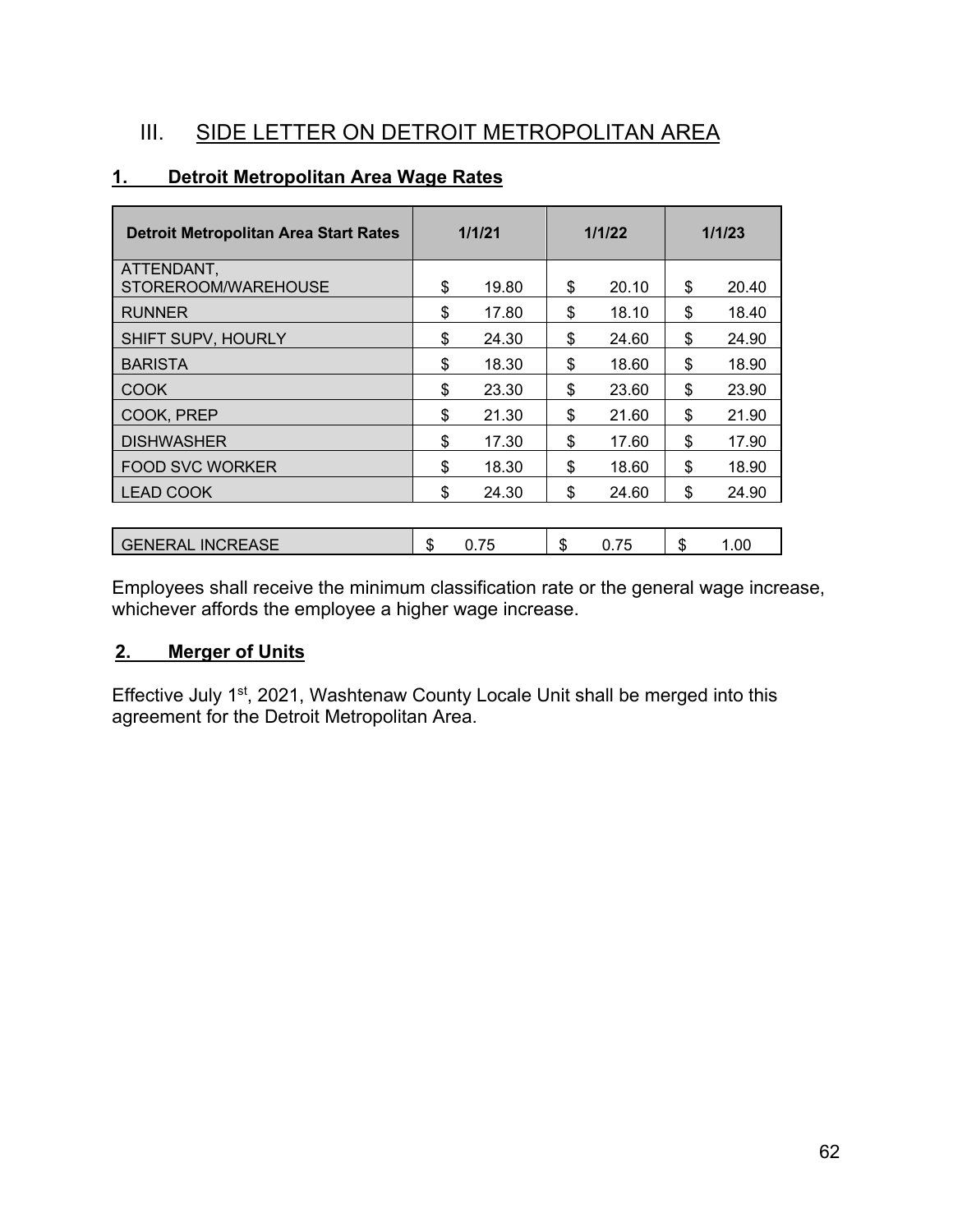## III. SIDE LETTER ON DETROIT METROPOLITAN AREA

### 1. Detroit Metropolitan Area Wage Rates

| Detroit Metropolitan Area Start Rates | 1/1/21 | 1/1/22 | 1/1/23 |
|---|---|---|---|
| ATTENDANT, STOREROOM/WAREHOUSE | $ 19.80 | $ 20.10 | $ 20.40 |
| RUNNER | $ 17.80 | $ 18.10 | $ 18.40 |
| SHIFT SUPV, HOURLY | $ 24.30 | $ 24.60 | $ 24.90 |
| BARISTA | $ 18.30 | $ 18.60 | $ 18.90 |
| COOK | $ 23.30 | $ 23.60 | $ 23.90 |
| COOK, PREP | $ 21.30 | $ 21.60 | $ 21.90 |
| DISHWASHER | $ 17.30 | $ 17.60 | $ 17.90 |
| FOOD SVC WORKER | $ 18.30 | $ 18.60 | $ 18.90 |
| LEAD COOK | $ 24.30 | $ 24.60 | $ 24.90 |
| | | | |
| GENERAL INCREASE | $ 0.75 | $ 0.75 | $ 1.00 |

Employees shall receive the minimum classification rate or the general wage increase, whichever affords the employee a higher wage increase.

### 2. Merger of Units

Effective July 1st, 2021, Washtenaw County Locale Unit shall be merged into this agreement for the Detroit Metropolitan Area.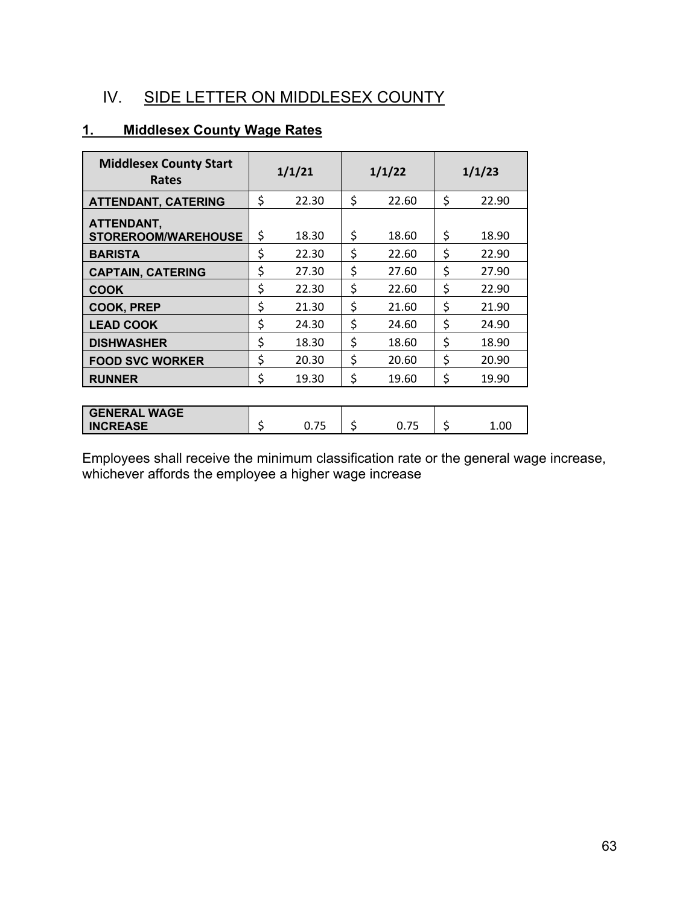## IV. SIDE LETTER ON MIDDLESEX COUNTY

### 1. Middlesex County Wage Rates

| Middlesex County Start Rates | 1/1/21 | 1/1/22 | 1/1/23 |
|---|---|---|---|
| ATTENDANT, CATERING | $ 22.30 | $ 22.60 | $ 22.90 |
| ATTENDANT, STOREROOM/WAREHOUSE | $ 18.30 | $ 18.60 | $ 18.90 |
| BARISTA | $ 22.30 | $ 22.60 | $ 22.90 |
| CAPTAIN, CATERING | $ 27.30 | $ 27.60 | $ 27.90 |
| COOK | $ 22.30 | $ 22.60 | $ 22.90 |
| COOK, PREP | $ 21.30 | $ 21.60 | $ 21.90 |
| LEAD COOK | $ 24.30 | $ 24.60 | $ 24.90 |
| DISHWASHER | $ 18.30 | $ 18.60 | $ 18.90 |
| FOOD SVC WORKER | $ 20.30 | $ 20.60 | $ 20.90 |
| RUNNER | $ 19.30 | $ 19.60 | $ 19.90 |

| GENERAL WAGE INCREASE | $ 0.75 | $ 0.75 | $ 1.00 |
|---|---|---|---|

Employees shall receive the minimum classification rate or the general wage increase, whichever affords the employee a higher wage increase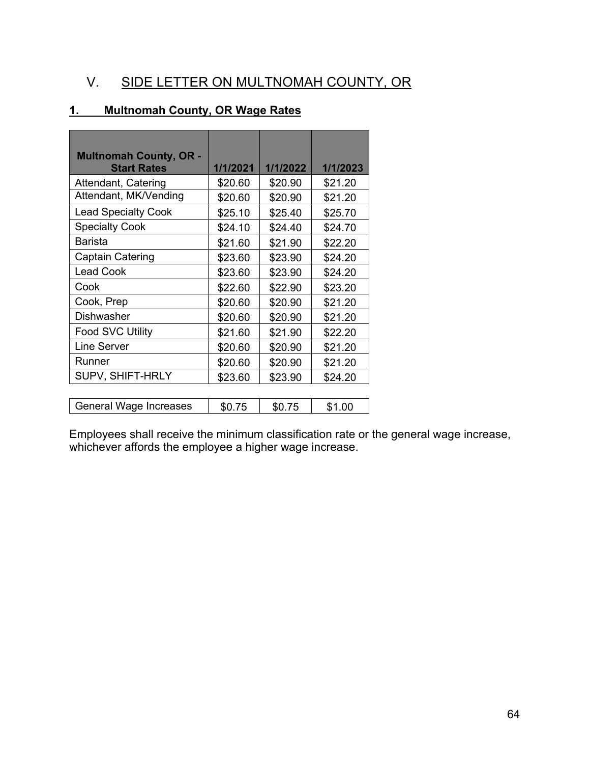## V. SIDE LETTER ON MULTNOMAH COUNTY, OR

### 1. Multnomah County, OR Wage Rates

| Multnomah County, OR - Start Rates | 1/1/2021 | 1/1/2022 | 1/1/2023 |
|---|---|---|---|
| Attendant, Catering | $20.60 | $20.90 | $21.20 |
| Attendant, MK/Vending | $20.60 | $20.90 | $21.20 |
| Lead Specialty Cook | $25.10 | $25.40 | $25.70 |
| Specialty Cook | $24.10 | $24.40 | $24.70 |
| Barista | $21.60 | $21.90 | $22.20 |
| Captain Catering | $23.60 | $23.90 | $24.20 |
| Lead Cook | $23.60 | $23.90 | $24.20 |
| Cook | $22.60 | $22.90 | $23.20 |
| Cook, Prep | $20.60 | $20.90 | $21.20 |
| Dishwasher | $20.60 | $20.90 | $21.20 |
| Food SVC Utility | $21.60 | $21.90 | $22.20 |
| Line Server | $20.60 | $20.90 | $21.20 |
| Runner | $20.60 | $20.90 | $21.20 |
| SUPV, SHIFT-HRLY | $23.60 | $23.90 | $24.20 |
| | | | |
| General Wage Increases | $0.75 | $0.75 | $1.00 |

Employees shall receive the minimum classification rate or the general wage increase, whichever affords the employee a higher wage increase.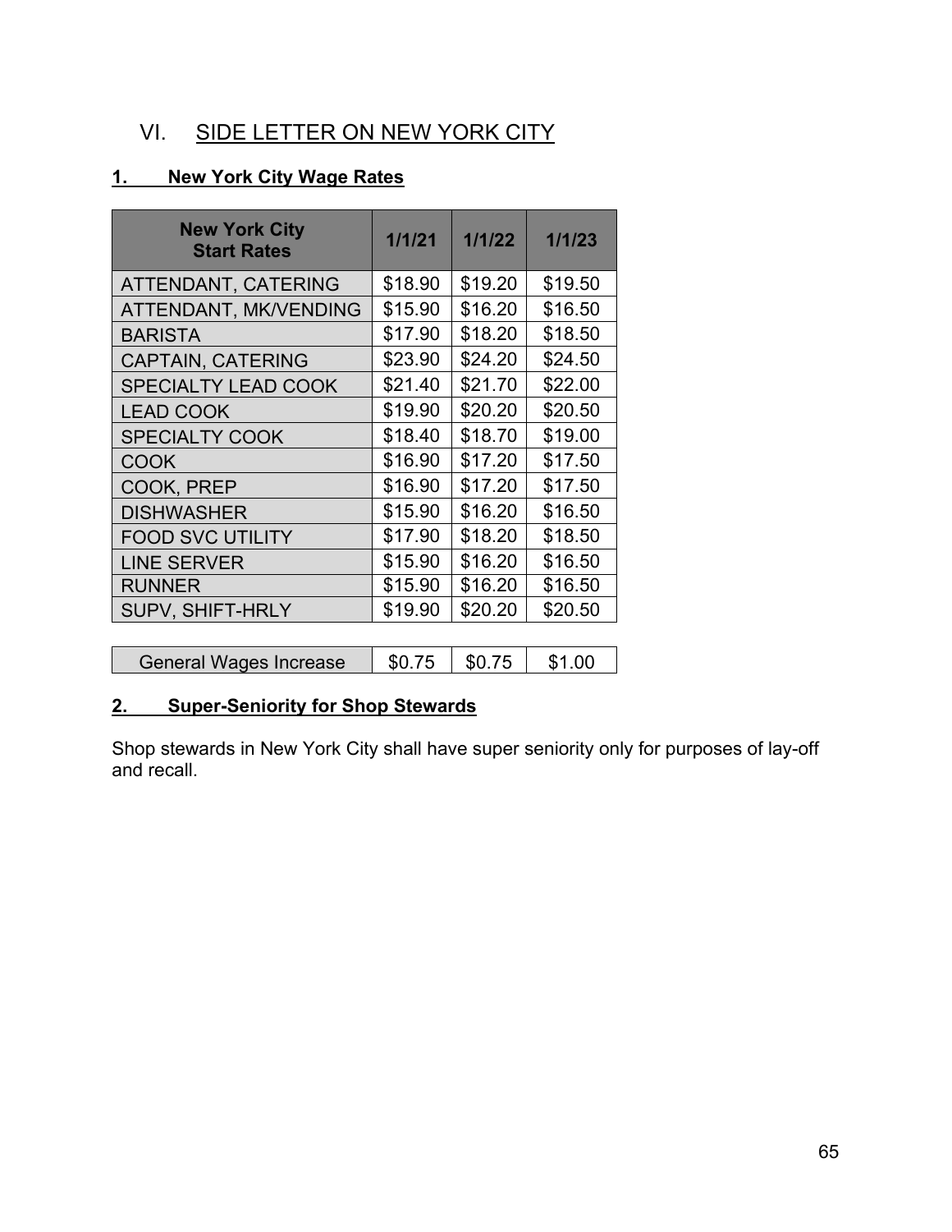# VI. SIDE LETTER ON NEW YORK CITY

## 1. New York City Wage Rates

| New York City Start Rates | 1/1/21 | 1/1/22 | 1/1/23 |
|---|---|---|---|
| ATTENDANT, CATERING | $18.90 | $19.20 | $19.50 |
| ATTENDANT, MK/VENDING | $15.90 | $16.20 | $16.50 |
| BARISTA | $17.90 | $18.20 | $18.50 |
| CAPTAIN, CATERING | $23.90 | $24.20 | $24.50 |
| SPECIALTY LEAD COOK | $21.40 | $21.70 | $22.00 |
| LEAD COOK | $19.90 | $20.20 | $20.50 |
| SPECIALTY COOK | $18.40 | $18.70 | $19.00 |
| COOK | $16.90 | $17.20 | $17.50 |
| COOK, PREP | $16.90 | $17.20 | $17.50 |
| DISHWASHER | $15.90 | $16.20 | $16.50 |
| FOOD SVC UTILITY | $17.90 | $18.20 | $18.50 |
| LINE SERVER | $15.90 | $16.20 | $16.50 |
| RUNNER | $15.90 | $16.20 | $16.50 |
| SUPV, SHIFT-HRLY | $19.90 | $20.20 | $20.50 |
| General Wages Increase | $0.75 | $0.75 | $1.00 |

## 2. Super-Seniority for Shop Stewards

Shop stewards in New York City shall have super seniority only for purposes of lay-off and recall.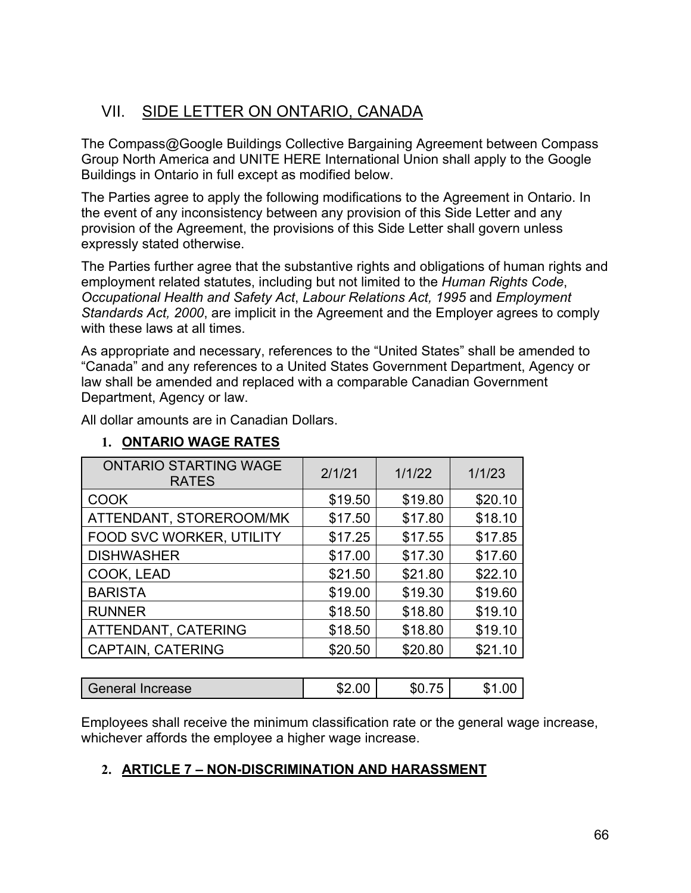## VII. SIDE LETTER ON ONTARIO, CANADA

The Compass@Google Buildings Collective Bargaining Agreement between Compass Group North America and UNITE HERE International Union shall apply to the Google Buildings in Ontario in full except as modified below.

The Parties agree to apply the following modifications to the Agreement in Ontario. In the event of any inconsistency between any provision of this Side Letter and any provision of the Agreement, the provisions of this Side Letter shall govern unless expressly stated otherwise.

The Parties further agree that the substantive rights and obligations of human rights and employment related statutes, including but not limited to the *Human Rights Code*, *Occupational Health and Safety Act*, *Labour Relations Act, 1995* and *Employment Standards Act, 2000*, are implicit in the Agreement and the Employer agrees to comply with these laws at all times.

As appropriate and necessary, references to the "United States" shall be amended to "Canada" and any references to a United States Government Department, Agency or law shall be amended and replaced with a comparable Canadian Government Department, Agency or law.

All dollar amounts are in Canadian Dollars.

### 1. ONTARIO WAGE RATES

| ONTARIO STARTING WAGE RATES | 2/1/21 | 1/1/22 | 1/1/23 |
|---|---|---|---|
| COOK | $19.50 | $19.80 | $20.10 |
| ATTENDANT, STOREROOM/MK | $17.50 | $17.80 | $18.10 |
| FOOD SVC WORKER, UTILITY | $17.25 | $17.55 | $17.85 |
| DISHWASHER | $17.00 | $17.30 | $17.60 |
| COOK, LEAD | $21.50 | $21.80 | $22.10 |
| BARISTA | $19.00 | $19.30 | $19.60 |
| RUNNER | $18.50 | $18.80 | $19.10 |
| ATTENDANT, CATERING | $18.50 | $18.80 | $19.10 |
| CAPTAIN, CATERING | $20.50 | $20.80 | $21.10 |

| General Increase | $2.00 | $0.75 | $1.00 |
|---|---|---|---|

Employees shall receive the minimum classification rate or the general wage increase, whichever affords the employee a higher wage increase.

### 2. ARTICLE 7 – NON-DISCRIMINATION AND HARASSMENT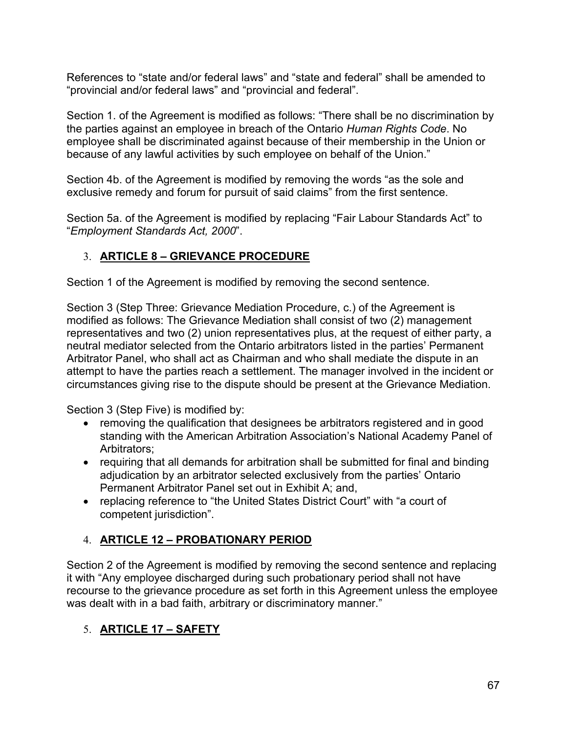References to “state and/or federal laws” and “state and federal” shall be amended to “provincial and/or federal laws” and “provincial and federal”.

Section 1. of the Agreement is modified as follows: “There shall be no discrimination by the parties against an employee in breach of the Ontario *Human Rights Code*. No employee shall be discriminated against because of their membership in the Union or because of any lawful activities by such employee on behalf of the Union.”

Section 4b. of the Agreement is modified by removing the words “as the sole and exclusive remedy and forum for pursuit of said claims” from the first sentence.

Section 5a. of the Agreement is modified by replacing “Fair Labour Standards Act” to “*Employment Standards Act, 2000*”.

3. **ARTICLE 8 – GRIEVANCE PROCEDURE**

Section 1 of the Agreement is modified by removing the second sentence.

Section 3 (Step Three: Grievance Mediation Procedure, c.) of the Agreement is modified as follows: The Grievance Mediation shall consist of two (2) management representatives and two (2) union representatives plus, at the request of either party, a neutral mediator selected from the Ontario arbitrators listed in the parties’ Permanent Arbitrator Panel, who shall act as Chairman and who shall mediate the dispute in an attempt to have the parties reach a settlement. The manager involved in the incident or circumstances giving rise to the dispute should be present at the Grievance Mediation.

Section 3 (Step Five) is modified by:

- removing the qualification that designees be arbitrators registered and in good standing with the American Arbitration Association’s National Academy Panel of Arbitrators;
- requiring that all demands for arbitration shall be submitted for final and binding adjudication by an arbitrator selected exclusively from the parties’ Ontario Permanent Arbitrator Panel set out in Exhibit A; and,
- replacing reference to “the United States District Court” with “a court of competent jurisdiction”.

4. **ARTICLE 12 – PROBATIONARY PERIOD**

Section 2 of the Agreement is modified by removing the second sentence and replacing it with “Any employee discharged during such probationary period shall not have recourse to the grievance procedure as set forth in this Agreement unless the employee was dealt with in a bad faith, arbitrary or discriminatory manner.”

5. **ARTICLE 17 – SAFETY**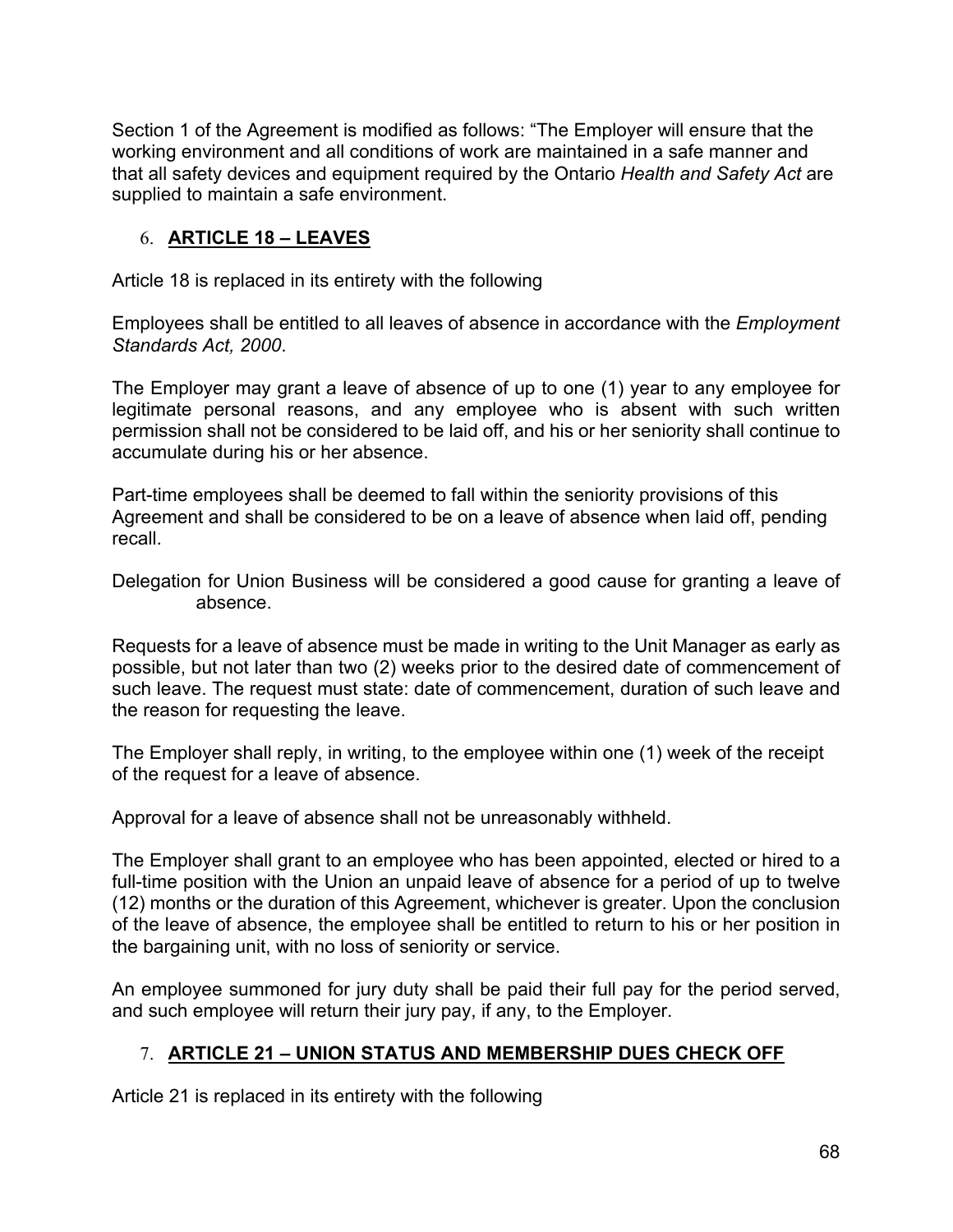Section 1 of the Agreement is modified as follows: "The Employer will ensure that the working environment and all conditions of work are maintained in a safe manner and that all safety devices and equipment required by the Ontario *Health and Safety Act* are supplied to maintain a safe environment.

## 6. **ARTICLE 18 – LEAVES**

Article 18 is replaced in its entirety with the following

Employees shall be entitled to all leaves of absence in accordance with the *Employment Standards Act, 2000*.

The Employer may grant a leave of absence of up to one (1) year to any employee for legitimate personal reasons, and any employee who is absent with such written permission shall not be considered to be laid off, and his or her seniority shall continue to accumulate during his or her absence.

Part-time employees shall be deemed to fall within the seniority provisions of this Agreement and shall be considered to be on a leave of absence when laid off, pending recall.

Delegation for Union Business will be considered a good cause for granting a leave of absence.

Requests for a leave of absence must be made in writing to the Unit Manager as early as possible, but not later than two (2) weeks prior to the desired date of commencement of such leave. The request must state: date of commencement, duration of such leave and the reason for requesting the leave.

The Employer shall reply, in writing, to the employee within one (1) week of the receipt of the request for a leave of absence.

Approval for a leave of absence shall not be unreasonably withheld.

The Employer shall grant to an employee who has been appointed, elected or hired to a full-time position with the Union an unpaid leave of absence for a period of up to twelve (12) months or the duration of this Agreement, whichever is greater. Upon the conclusion of the leave of absence, the employee shall be entitled to return to his or her position in the bargaining unit, with no loss of seniority or service.

An employee summoned for jury duty shall be paid their full pay for the period served, and such employee will return their jury pay, if any, to the Employer.

## 7. **ARTICLE 21 – UNION STATUS AND MEMBERSHIP DUES CHECK OFF**

Article 21 is replaced in its entirety with the following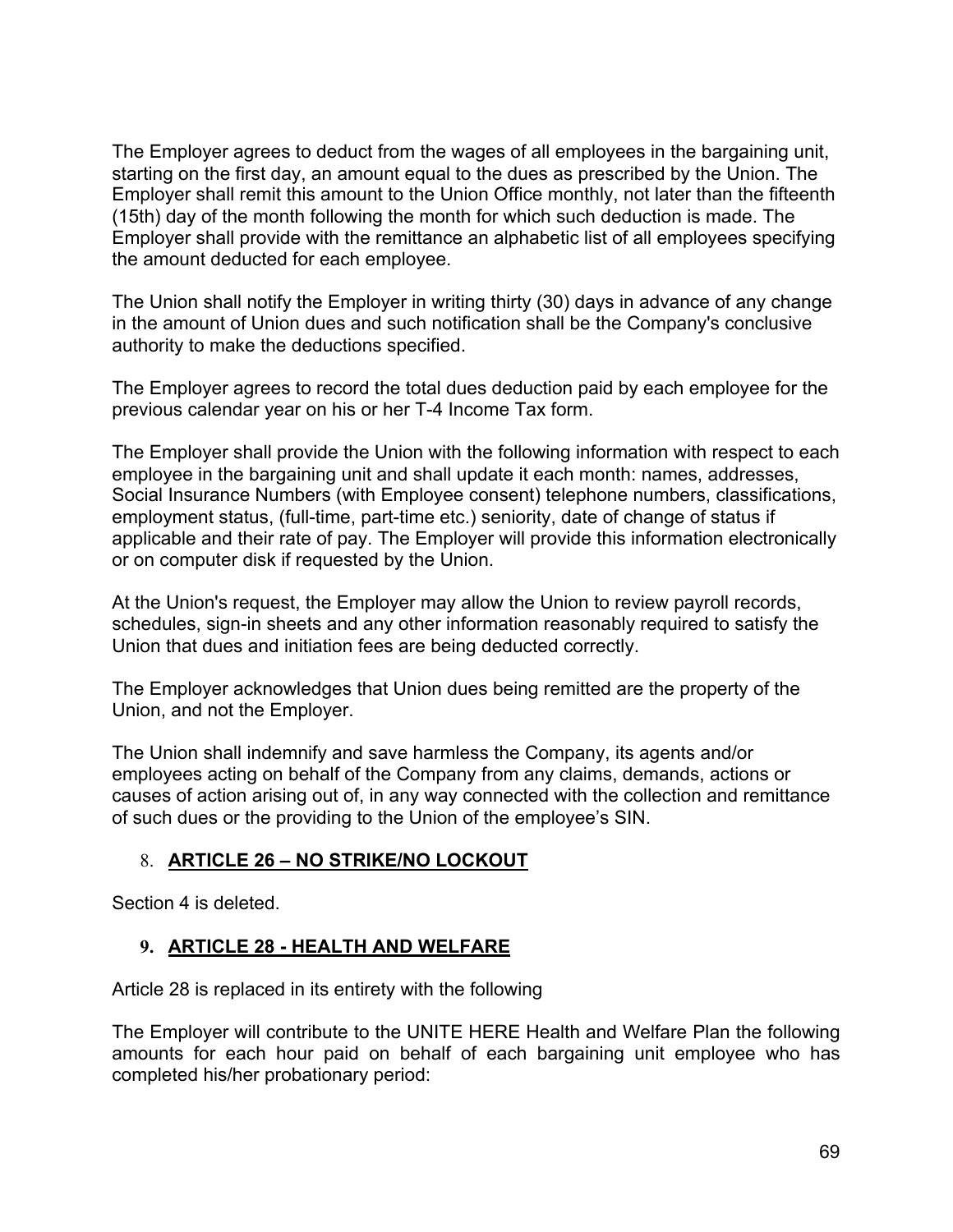The Employer agrees to deduct from the wages of all employees in the bargaining unit, starting on the first day, an amount equal to the dues as prescribed by the Union. The Employer shall remit this amount to the Union Office monthly, not later than the fifteenth (15th) day of the month following the month for which such deduction is made. The Employer shall provide with the remittance an alphabetic list of all employees specifying the amount deducted for each employee.

The Union shall notify the Employer in writing thirty (30) days in advance of any change in the amount of Union dues and such notification shall be the Company's conclusive authority to make the deductions specified.

The Employer agrees to record the total dues deduction paid by each employee for the previous calendar year on his or her T-4 Income Tax form.

The Employer shall provide the Union with the following information with respect to each employee in the bargaining unit and shall update it each month: names, addresses, Social Insurance Numbers (with Employee consent) telephone numbers, classifications, employment status, (full-time, part-time etc.) seniority, date of change of status if applicable and their rate of pay. The Employer will provide this information electronically or on computer disk if requested by the Union.

At the Union's request, the Employer may allow the Union to review payroll records, schedules, sign-in sheets and any other information reasonably required to satisfy the Union that dues and initiation fees are being deducted correctly.

The Employer acknowledges that Union dues being remitted are the property of the Union, and not the Employer.

The Union shall indemnify and save harmless the Company, its agents and/or employees acting on behalf of the Company from any claims, demands, actions or causes of action arising out of, in any way connected with the collection and remittance of such dues or the providing to the Union of the employee's SIN.

## 8. ARTICLE 26 – NO STRIKE/NO LOCKOUT

Section 4 is deleted.

## 9. ARTICLE 28 - HEALTH AND WELFARE

Article 28 is replaced in its entirety with the following

The Employer will contribute to the UNITE HERE Health and Welfare Plan the following amounts for each hour paid on behalf of each bargaining unit employee who has completed his/her probationary period: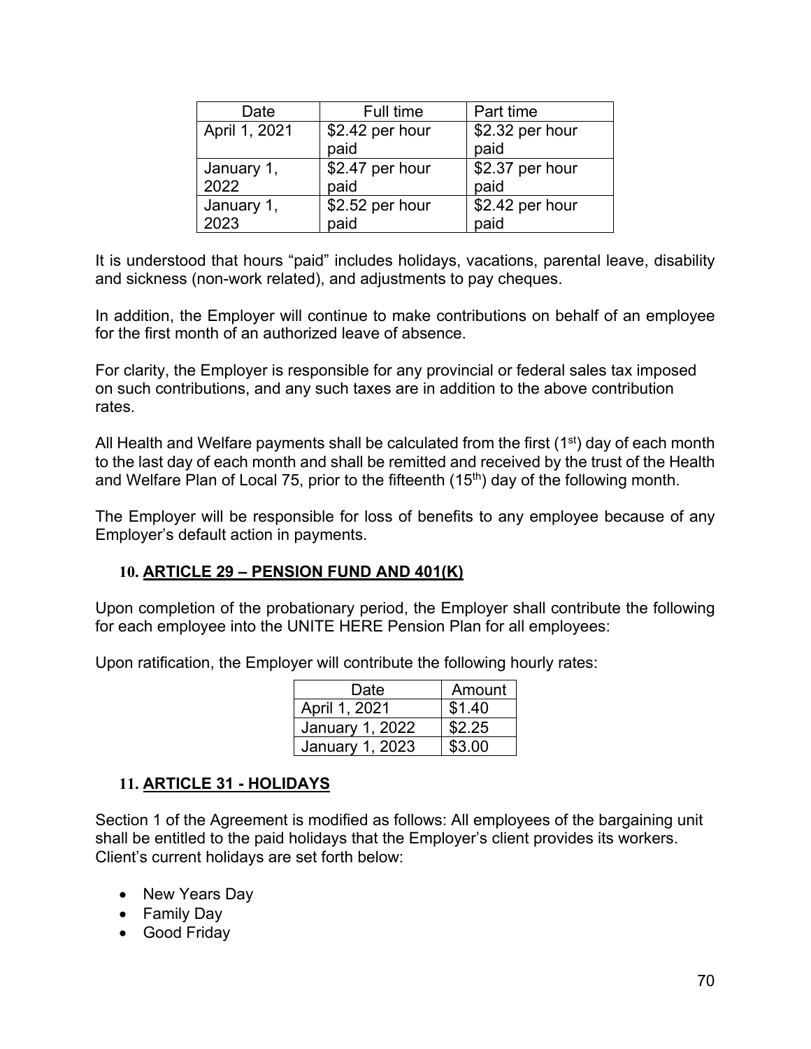| Date | Full time | Part time |
|---|---|---|
| April 1, 2021 | $2.42 per hour paid | $2.32 per hour paid |
| January 1, 2022 | $2.47 per hour paid | $2.37 per hour paid |
| January 1, 2023 | $2.52 per hour paid | $2.42 per hour paid |

It is understood that hours "paid" includes holidays, vacations, parental leave, disability and sickness (non-work related), and adjustments to pay cheques.

In addition, the Employer will continue to make contributions on behalf of an employee for the first month of an authorized leave of absence.

For clarity, the Employer is responsible for any provincial or federal sales tax imposed on such contributions, and any such taxes are in addition to the above contribution rates.

All Health and Welfare payments shall be calculated from the first (1st) day of each month to the last day of each month and shall be remitted and received by the trust of the Health and Welfare Plan of Local 75, prior to the fifteenth (15th) day of the following month.

The Employer will be responsible for loss of benefits to any employee because of any Employer's default action in payments.

### 10. ARTICLE 29 – PENSION FUND AND 401(K)

Upon completion of the probationary period, the Employer shall contribute the following for each employee into the UNITE HERE Pension Plan for all employees:

Upon ratification, the Employer will contribute the following hourly rates:

| Date | Amount |
|---|---|
| April 1, 2021 | $1.40 |
| January 1, 2022 | $2.25 |
| January 1, 2023 | $3.00 |

### 11. ARTICLE 31 - HOLIDAYS

Section 1 of the Agreement is modified as follows: All employees of the bargaining unit shall be entitled to the paid holidays that the Employer's client provides its workers. Client's current holidays are set forth below:

- New Years Day
- Family Day
- Good Friday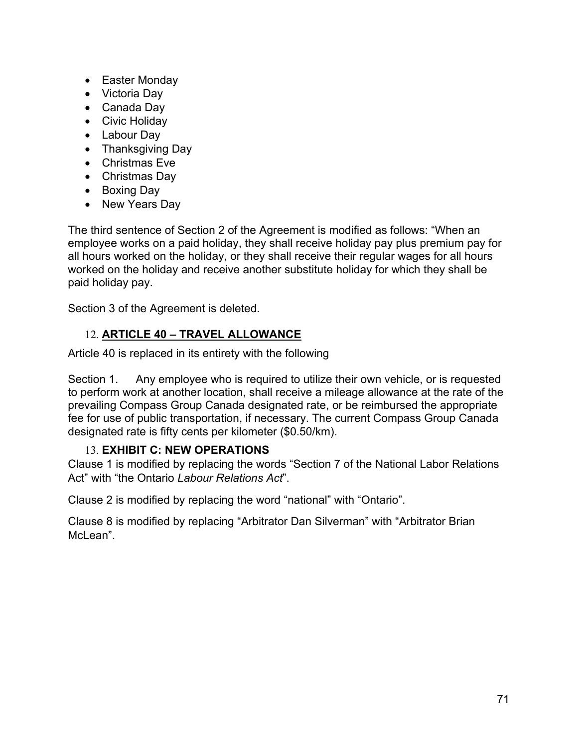- Easter Monday
- Victoria Day
- Canada Day
- Civic Holiday
- Labour Day
- Thanksgiving Day
- Christmas Eve
- Christmas Day
- Boxing Day
- New Years Day

The third sentence of Section 2 of the Agreement is modified as follows: "When an employee works on a paid holiday, they shall receive holiday pay plus premium pay for all hours worked on the holiday, or they shall receive their regular wages for all hours worked on the holiday and receive another substitute holiday for which they shall be paid holiday pay.

Section 3 of the Agreement is deleted.

### 12. **ARTICLE 40 – TRAVEL ALLOWANCE**

Article 40 is replaced in its entirety with the following

Section 1. Any employee who is required to utilize their own vehicle, or is requested to perform work at another location, shall receive a mileage allowance at the rate of the prevailing Compass Group Canada designated rate, or be reimbursed the appropriate fee for use of public transportation, if necessary. The current Compass Group Canada designated rate is fifty cents per kilometer ($0.50/km).

### 13. **EXHIBIT C: NEW OPERATIONS**

Clause 1 is modified by replacing the words "Section 7 of the National Labor Relations Act" with "the Ontario *Labour Relations Act*".

Clause 2 is modified by replacing the word "national" with "Ontario".

Clause 8 is modified by replacing "Arbitrator Dan Silverman" with "Arbitrator Brian McLean".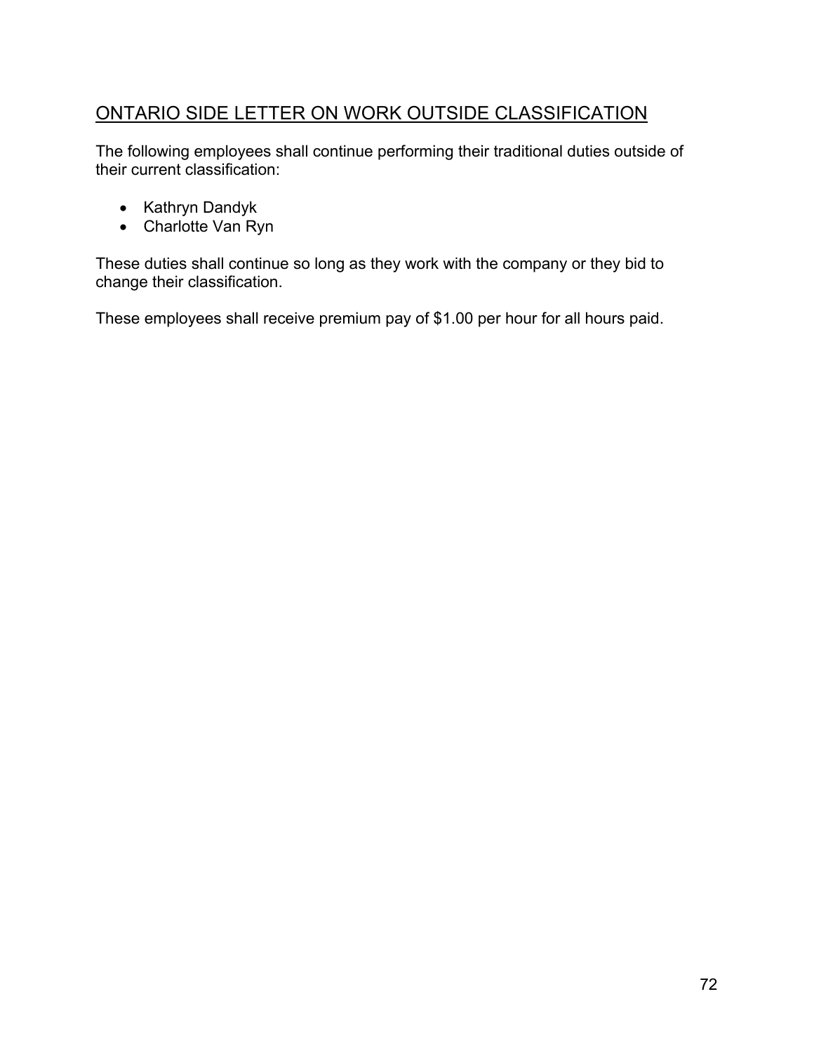## ONTARIO SIDE LETTER ON WORK OUTSIDE CLASSIFICATION

The following employees shall continue performing their traditional duties outside of their current classification:

- Kathryn Dandyk
- Charlotte Van Ryn

These duties shall continue so long as they work with the company or they bid to change their classification.

These employees shall receive premium pay of $1.00 per hour for all hours paid.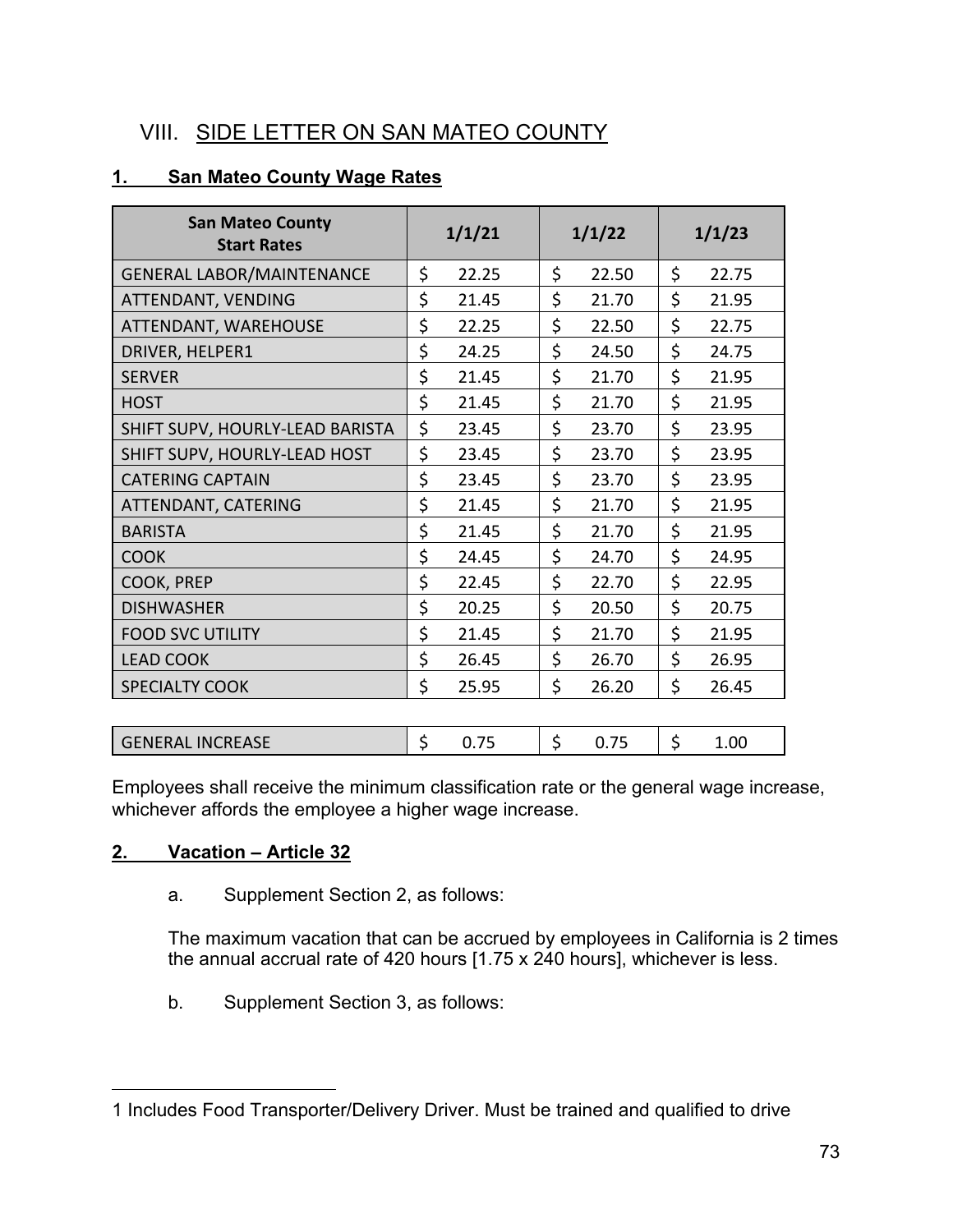## VIII. SIDE LETTER ON SAN MATEO COUNTY

### 1. San Mateo County Wage Rates

| San Mateo County Start Rates | 1/1/21 | 1/1/22 | 1/1/23 |
|---|---|---|---|
| GENERAL LABOR/MAINTENANCE | $ 22.25 | $ 22.50 | $ 22.75 |
| ATTENDANT, VENDING | $ 21.45 | $ 21.70 | $ 21.95 |
| ATTENDANT, WAREHOUSE | $ 22.25 | $ 22.50 | $ 22.75 |
| DRIVER, HELPER[1] | $ 24.25 | $ 24.50 | $ 24.75 |
| SERVER | $ 21.45 | $ 21.70 | $ 21.95 |
| HOST | $ 21.45 | $ 21.70 | $ 21.95 |
| SHIFT SUPV, HOURLY-LEAD BARISTA | $ 23.45 | $ 23.70 | $ 23.95 |
| SHIFT SUPV, HOURLY-LEAD HOST | $ 23.45 | $ 23.70 | $ 23.95 |
| CATERING CAPTAIN | $ 23.45 | $ 23.70 | $ 23.95 |
| ATTENDANT, CATERING | $ 21.45 | $ 21.70 | $ 21.95 |
| BARISTA | $ 21.45 | $ 21.70 | $ 21.95 |
| COOK | $ 24.45 | $ 24.70 | $ 24.95 |
| COOK, PREP | $ 22.45 | $ 22.70 | $ 22.95 |
| DISHWASHER | $ 20.25 | $ 20.50 | $ 20.75 |
| FOOD SVC UTILITY | $ 21.45 | $ 21.70 | $ 21.95 |
| LEAD COOK | $ 26.45 | $ 26.70 | $ 26.95 |
| SPECIALTY COOK | $ 25.95 | $ 26.20 | $ 26.45 |
| | | | |
| GENERAL INCREASE | $ 0.75 | $ 0.75 | $ 1.00 |

Employees shall receive the minimum classification rate or the general wage increase, whichever affords the employee a higher wage increase.

### 2. Vacation – Article 32

a. Supplement Section 2, as follows:

The maximum vacation that can be accrued by employees in California is 2 times the annual accrual rate of 420 hours [1.75 x 240 hours], whichever is less.

b. Supplement Section 3, as follows:

---

[1] Includes Food Transporter/Delivery Driver. Must be trained and qualified to drive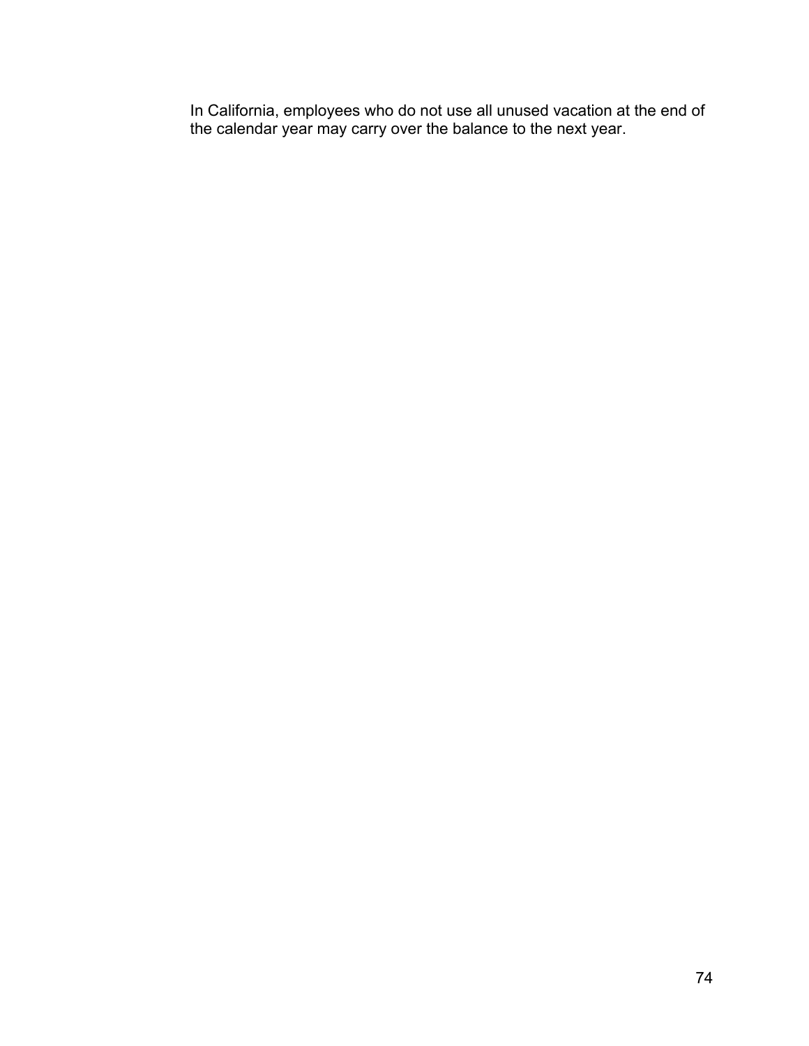In California, employees who do not use all unused vacation at the end of the calendar year may carry over the balance to the next year.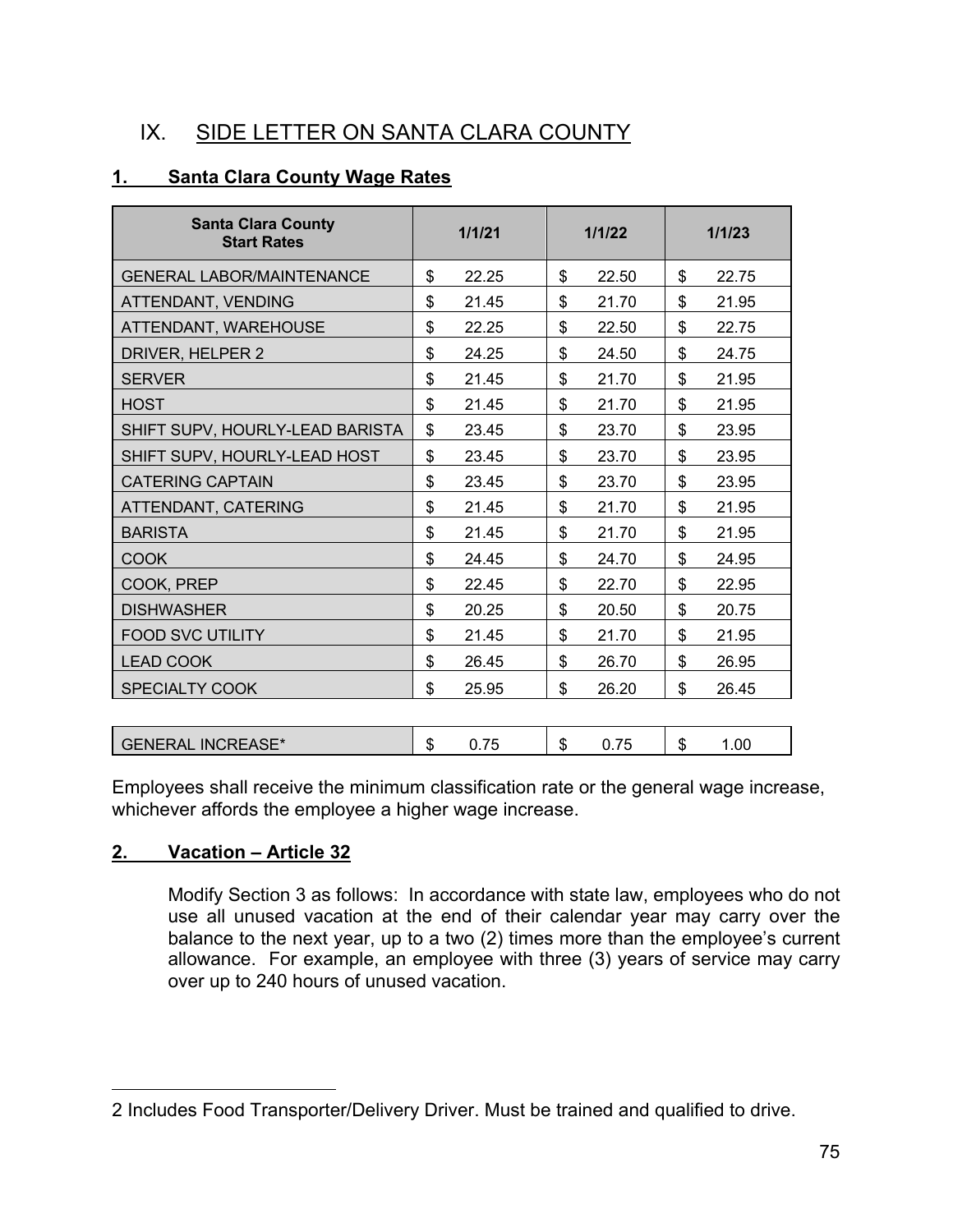## IX. SIDE LETTER ON SANTA CLARA COUNTY

### 1. Santa Clara County Wage Rates

| Santa Clara County Start Rates | 1/1/21 | 1/1/22 | 1/1/23 |
|---|---|---|---|
| GENERAL LABOR/MAINTENANCE | $ 22.25 | $ 22.50 | $ 22.75 |
| ATTENDANT, VENDING | $ 21.45 | $ 21.70 | $ 21.95 |
| ATTENDANT, WAREHOUSE | $ 22.25 | $ 22.50 | $ 22.75 |
| DRIVER, HELPER 2 | $ 24.25 | $ 24.50 | $ 24.75 |
| SERVER | $ 21.45 | $ 21.70 | $ 21.95 |
| HOST | $ 21.45 | $ 21.70 | $ 21.95 |
| SHIFT SUPV, HOURLY-LEAD BARISTA | $ 23.45 | $ 23.70 | $ 23.95 |
| SHIFT SUPV, HOURLY-LEAD HOST | $ 23.45 | $ 23.70 | $ 23.95 |
| CATERING CAPTAIN | $ 23.45 | $ 23.70 | $ 23.95 |
| ATTENDANT, CATERING | $ 21.45 | $ 21.70 | $ 21.95 |
| BARISTA | $ 21.45 | $ 21.70 | $ 21.95 |
| COOK | $ 24.45 | $ 24.70 | $ 24.95 |
| COOK, PREP | $ 22.45 | $ 22.70 | $ 22.95 |
| DISHWASHER | $ 20.25 | $ 20.50 | $ 20.75 |
| FOOD SVC UTILITY | $ 21.45 | $ 21.70 | $ 21.95 |
| LEAD COOK | $ 26.45 | $ 26.70 | $ 26.95 |
| SPECIALTY COOK | $ 25.95 | $ 26.20 | $ 26.45 |
| | | | |
| GENERAL INCREASE* | $ 0.75 | $ 0.75 | $ 1.00 |

Employees shall receive the minimum classification rate or the general wage increase, whichever affords the employee a higher wage increase.

### 2. Vacation – Article 32

Modify Section 3 as follows: In accordance with state law, employees who do not use all unused vacation at the end of their calendar year may carry over the balance to the next year, up to a two (2) times more than the employee's current allowance. For example, an employee with three (3) years of service may carry over up to 240 hours of unused vacation.

2 Includes Food Transporter/Delivery Driver. Must be trained and qualified to drive.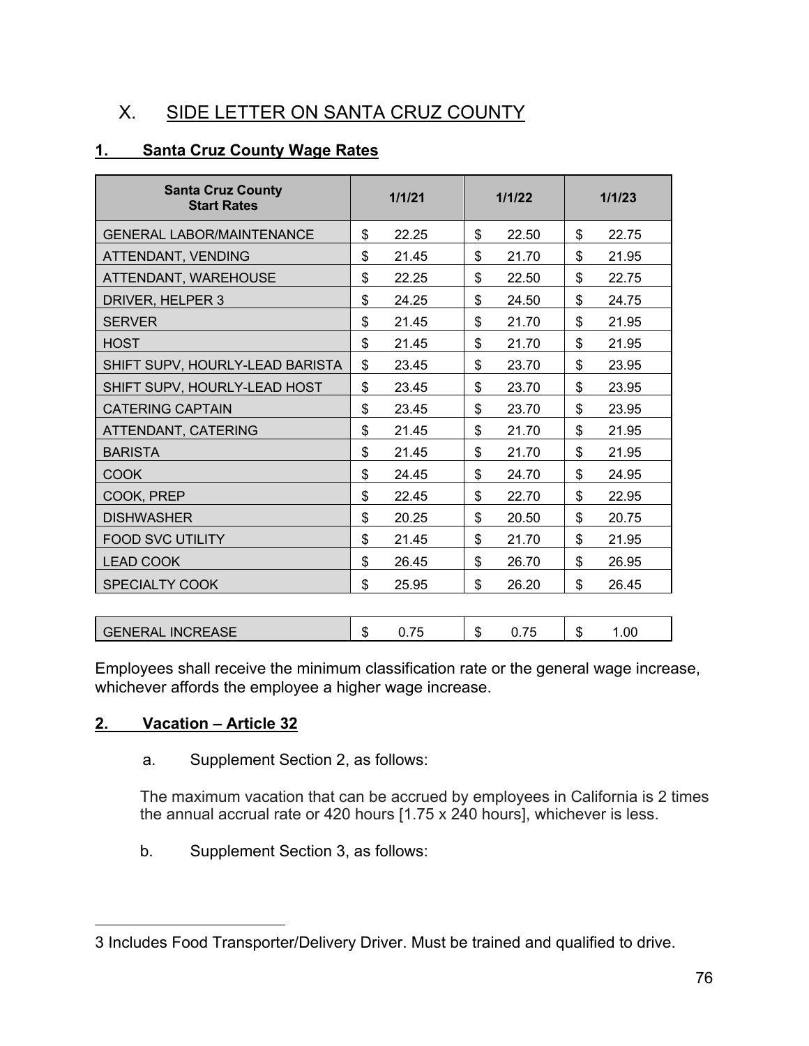## X. SIDE LETTER ON SANTA CRUZ COUNTY

### 1. Santa Cruz County Wage Rates

| Santa Cruz County Start Rates | 1/1/21 | 1/1/22 | 1/1/23 |
|---|---|---|---|
| GENERAL LABOR/MAINTENANCE | $ 22.25 | $ 22.50 | $ 22.75 |
| ATTENDANT, VENDING | $ 21.45 | $ 21.70 | $ 21.95 |
| ATTENDANT, WAREHOUSE | $ 22.25 | $ 22.50 | $ 22.75 |
| DRIVER, HELPER [3] | $ 24.25 | $ 24.50 | $ 24.75 |
| SERVER | $ 21.45 | $ 21.70 | $ 21.95 |
| HOST | $ 21.45 | $ 21.70 | $ 21.95 |
| SHIFT SUPV, HOURLY-LEAD BARISTA | $ 23.45 | $ 23.70 | $ 23.95 |
| SHIFT SUPV, HOURLY-LEAD HOST | $ 23.45 | $ 23.70 | $ 23.95 |
| CATERING CAPTAIN | $ 23.45 | $ 23.70 | $ 23.95 |
| ATTENDANT, CATERING | $ 21.45 | $ 21.70 | $ 21.95 |
| BARISTA | $ 21.45 | $ 21.70 | $ 21.95 |
| COOK | $ 24.45 | $ 24.70 | $ 24.95 |
| COOK, PREP | $ 22.45 | $ 22.70 | $ 22.95 |
| DISHWASHER | $ 20.25 | $ 20.50 | $ 20.75 |
| FOOD SVC UTILITY | $ 21.45 | $ 21.70 | $ 21.95 |
| LEAD COOK | $ 26.45 | $ 26.70 | $ 26.95 |
| SPECIALTY COOK | $ 25.95 | $ 26.20 | $ 26.45 |
| | | | |
| GENERAL INCREASE | $ 0.75 | $ 0.75 | $ 1.00 |

Employees shall receive the minimum classification rate or the general wage increase, whichever affords the employee a higher wage increase.

### 2. Vacation – Article 32

a. Supplement Section 2, as follows:

The maximum vacation that can be accrued by employees in California is 2 times the annual accrual rate or 420 hours [1.75 x 240 hours], whichever is less.

b. Supplement Section 3, as follows:

---

3 Includes Food Transporter/Delivery Driver. Must be trained and qualified to drive.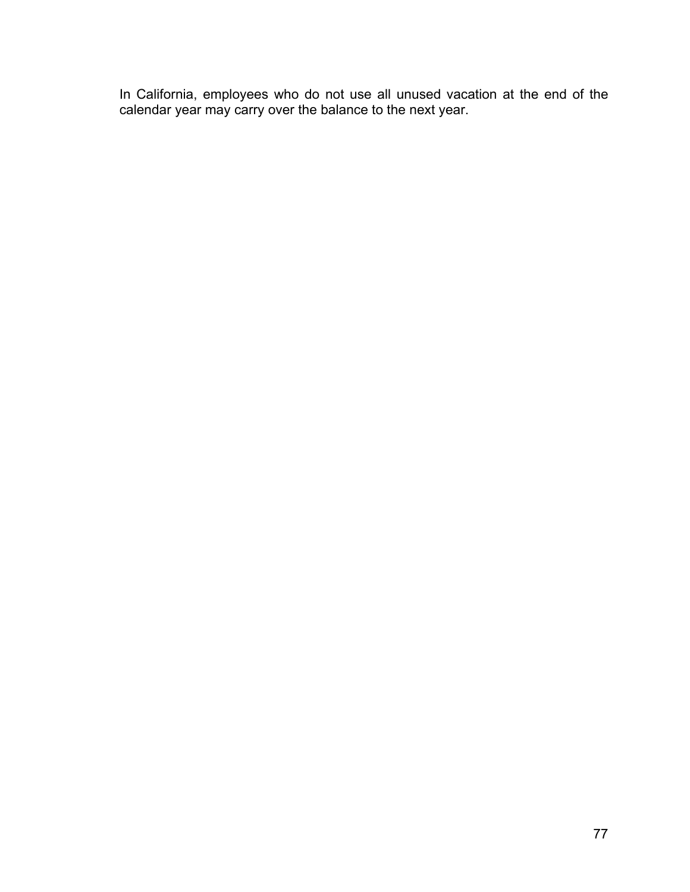In California, employees who do not use all unused vacation at the end of the calendar year may carry over the balance to the next year.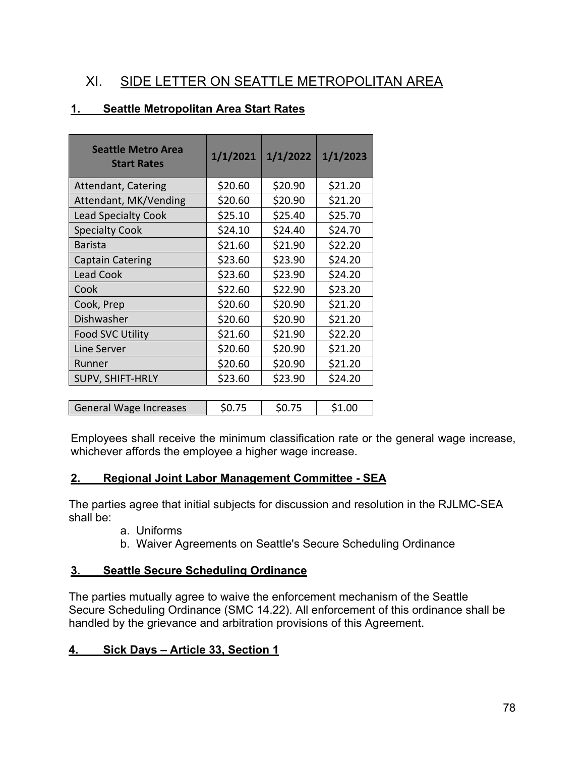# XI. SIDE LETTER ON SEATTLE METROPOLITAN AREA

## 1. Seattle Metropolitan Area Start Rates

| Seattle Metro Area Start Rates | 1/1/2021 | 1/1/2022 | 1/1/2023 |
|---|---|---|---|
| Attendant, Catering | $20.60 | $20.90 | $21.20 |
| Attendant, MK/Vending | $20.60 | $20.90 | $21.20 |
| Lead Specialty Cook | $25.10 | $25.40 | $25.70 |
| Specialty Cook | $24.10 | $24.40 | $24.70 |
| Barista | $21.60 | $21.90 | $22.20 |
| Captain Catering | $23.60 | $23.90 | $24.20 |
| Lead Cook | $23.60 | $23.90 | $24.20 |
| Cook | $22.60 | $22.90 | $23.20 |
| Cook, Prep | $20.60 | $20.90 | $21.20 |
| Dishwasher | $20.60 | $20.90 | $21.20 |
| Food SVC Utility | $21.60 | $21.90 | $22.20 |
| Line Server | $20.60 | $20.90 | $21.20 |
| Runner | $20.60 | $20.90 | $21.20 |
| SUPV, SHIFT-HRLY | $23.60 | $23.90 | $24.20 |
| | | | |
| General Wage Increases | $0.75 | $0.75 | $1.00 |

Employees shall receive the minimum classification rate or the general wage increase, whichever affords the employee a higher wage increase.

## 2. Regional Joint Labor Management Committee - SEA

The parties agree that initial subjects for discussion and resolution in the RJLMC-SEA shall be:

a. Uniforms
b. Waiver Agreements on Seattle's Secure Scheduling Ordinance

## 3. Seattle Secure Scheduling Ordinance

The parties mutually agree to waive the enforcement mechanism of the Seattle Secure Scheduling Ordinance (SMC 14.22). All enforcement of this ordinance shall be handled by the grievance and arbitration provisions of this Agreement.

## 4. Sick Days – Article 33, Section 1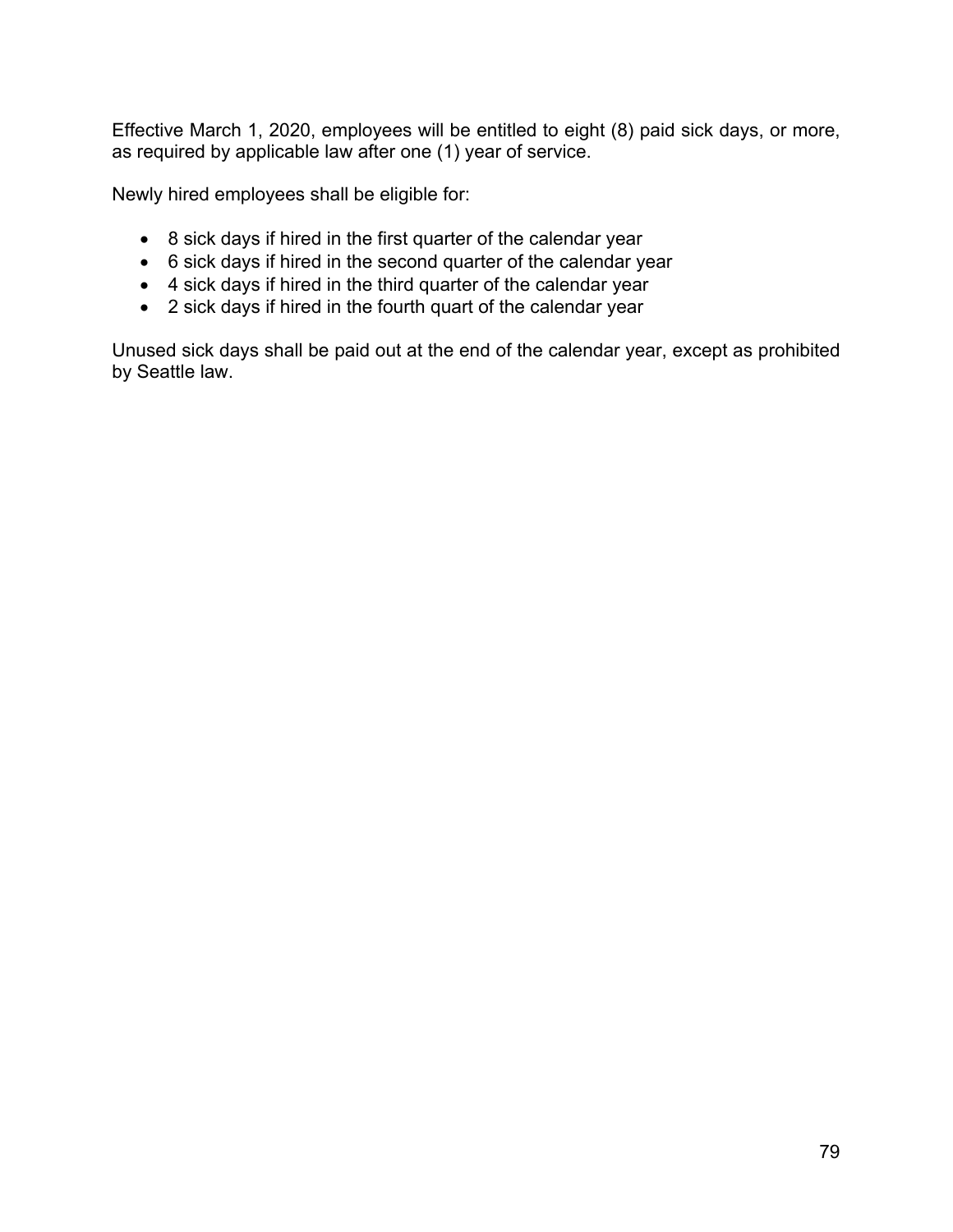Effective March 1, 2020, employees will be entitled to eight (8) paid sick days, or more, as required by applicable law after one (1) year of service.

Newly hired employees shall be eligible for:

- 8 sick days if hired in the first quarter of the calendar year
- 6 sick days if hired in the second quarter of the calendar year
- 4 sick days if hired in the third quarter of the calendar year
- 2 sick days if hired in the fourth quart of the calendar year

Unused sick days shall be paid out at the end of the calendar year, except as prohibited by Seattle law.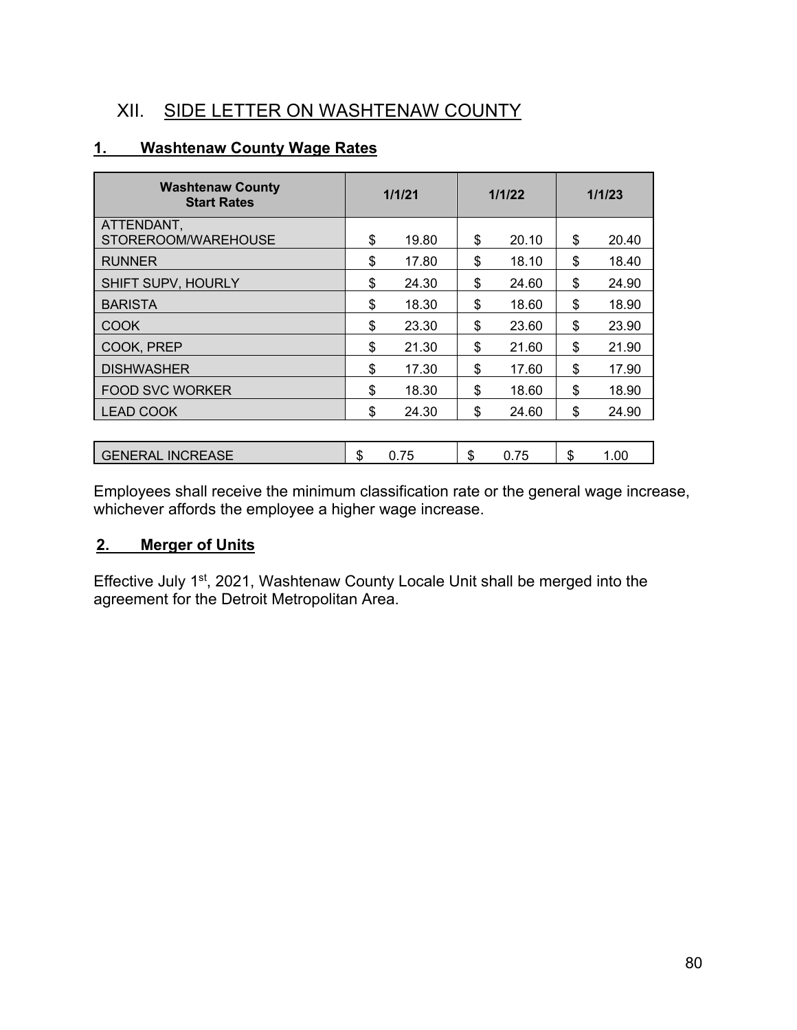## XII. SIDE LETTER ON WASHTENAW COUNTY

### 1. Washtenaw County Wage Rates

| Washtenaw County Start Rates | 1/1/21 | 1/1/22 | 1/1/23 |
|---|---|---|---|
| ATTENDANT, STOREROOM/WAREHOUSE | $ 19.80 | $ 20.10 | $ 20.40 |
| RUNNER | $ 17.80 | $ 18.10 | $ 18.40 |
| SHIFT SUPV, HOURLY | $ 24.30 | $ 24.60 | $ 24.90 |
| BARISTA | $ 18.30 | $ 18.60 | $ 18.90 |
| COOK | $ 23.30 | $ 23.60 | $ 23.90 |
| COOK, PREP | $ 21.30 | $ 21.60 | $ 21.90 |
| DISHWASHER | $ 17.30 | $ 17.60 | $ 17.90 |
| FOOD SVC WORKER | $ 18.30 | $ 18.60 | $ 18.90 |
| LEAD COOK | $ 24.30 | $ 24.60 | $ 24.90 |
| | | | |
| GENERAL INCREASE | $ 0.75 | $ 0.75 | $ 1.00 |

Employees shall receive the minimum classification rate or the general wage increase, whichever affords the employee a higher wage increase.

### 2. Merger of Units

Effective July 1st, 2021, Washtenaw County Locale Unit shall be merged into the agreement for the Detroit Metropolitan Area.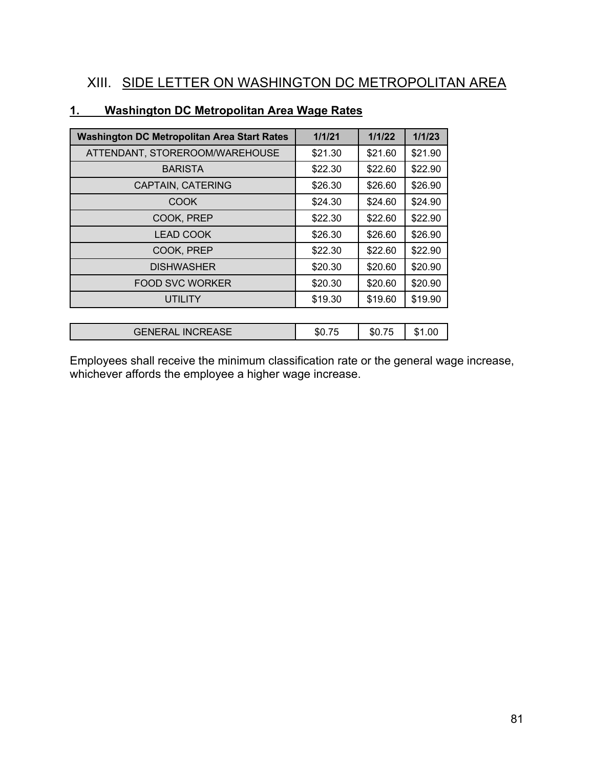# XIII. SIDE LETTER ON WASHINGTON DC METROPOLITAN AREA

## 1. Washington DC Metropolitan Area Wage Rates

| Washington DC Metropolitan Area Start Rates | 1/1/21 | 1/1/22 | 1/1/23 |
|---|---|---|---|
| ATTENDANT, STOREROOM/WAREHOUSE | $21.30 | $21.60 | $21.90 |
| BARISTA | $22.30 | $22.60 | $22.90 |
| CAPTAIN, CATERING | $26.30 | $26.60 | $26.90 |
| COOK | $24.30 | $24.60 | $24.90 |
| COOK, PREP | $22.30 | $22.60 | $22.90 |
| LEAD COOK | $26.30 | $26.60 | $26.90 |
| COOK, PREP | $22.30 | $22.60 | $22.90 |
| DISHWASHER | $20.30 | $20.60 | $20.90 |
| FOOD SVC WORKER | $20.30 | $20.60 | $20.90 |
| UTILITY | $19.30 | $19.60 | $19.90 |
| | | | |
| GENERAL INCREASE | $0.75 | $0.75 | $1.00 |

Employees shall receive the minimum classification rate or the general wage increase, whichever affords the employee a higher wage increase.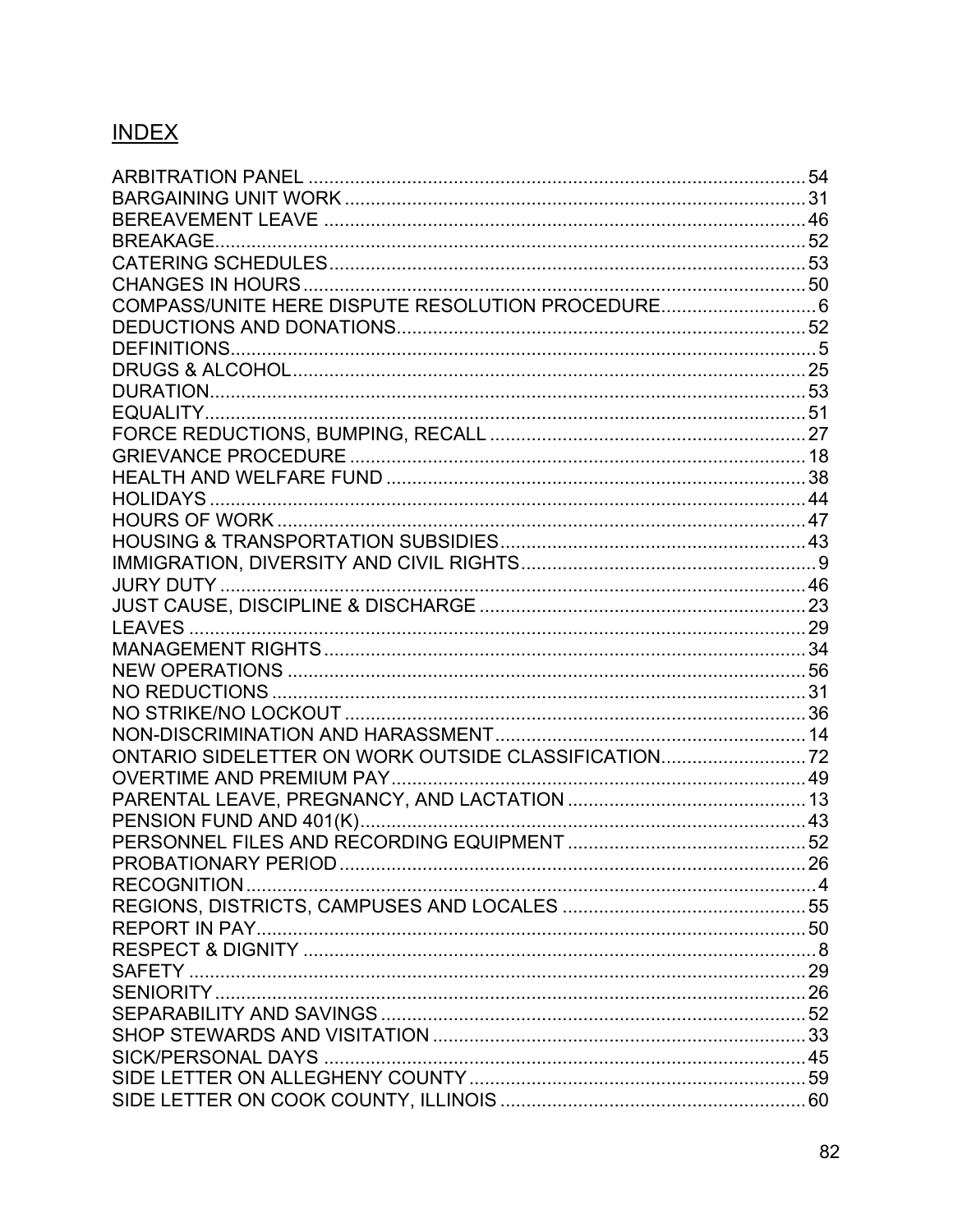## INDEX

| | |
|---|---|
| ARBITRATION PANEL | 54 |
| BARGAINING UNIT WORK | 31 |
| BEREAVEMENT LEAVE | 46 |
| BREAKAGE | 52 |
| CATERING SCHEDULES | 53 |
| CHANGES IN HOURS | 50 |
| COMPASS/UNITE HERE DISPUTE RESOLUTION PROCEDURE | 6 |
| DEDUCTIONS AND DONATIONS | 52 |
| DEFINITIONS | 5 |
| DRUGS & ALCOHOL | 25 |
| DURATION | 53 |
| EQUALITY | 51 |
| FORCE REDUCTIONS, BUMPING, RECALL | 27 |
| GRIEVANCE PROCEDURE | 18 |
| HEALTH AND WELFARE FUND | 38 |
| HOLIDAYS | 44 |
| HOURS OF WORK | 47 |
| HOUSING & TRANSPORTATION SUBSIDIES | 43 |
| IMMIGRATION, DIVERSITY AND CIVIL RIGHTS | 9 |
| JURY DUTY | 46 |
| JUST CAUSE, DISCIPLINE & DISCHARGE | 23 |
| LEAVES | 29 |
| MANAGEMENT RIGHTS | 34 |
| NEW OPERATIONS | 56 |
| NO REDUCTIONS | 31 |
| NO STRIKE/NO LOCKOUT | 36 |
| NON-DISCRIMINATION AND HARASSMENT | 14 |
| ONTARIO SIDELETTER ON WORK OUTSIDE CLASSIFICATION | 72 |
| OVERTIME AND PREMIUM PAY | 49 |
| PARENTAL LEAVE, PREGNANCY, AND LACTATION | 13 |
| PENSION FUND AND 401(K) | 43 |
| PERSONNEL FILES AND RECORDING EQUIPMENT | 52 |
| PROBATIONARY PERIOD | 26 |
| RECOGNITION | 4 |
| REGIONS, DISTRICTS, CAMPUSES AND LOCALES | 55 |
| REPORT IN PAY | 50 |
| RESPECT & DIGNITY | 8 |
| SAFETY | 29 |
| SENIORITY | 26 |
| SEPARABILITY AND SAVINGS | 52 |
| SHOP STEWARDS AND VISITATION | 33 |
| SICK/PERSONAL DAYS | 45 |
| SIDE LETTER ON ALLEGHENY COUNTY | 59 |
| SIDE LETTER ON COOK COUNTY, ILLINOIS | 60 |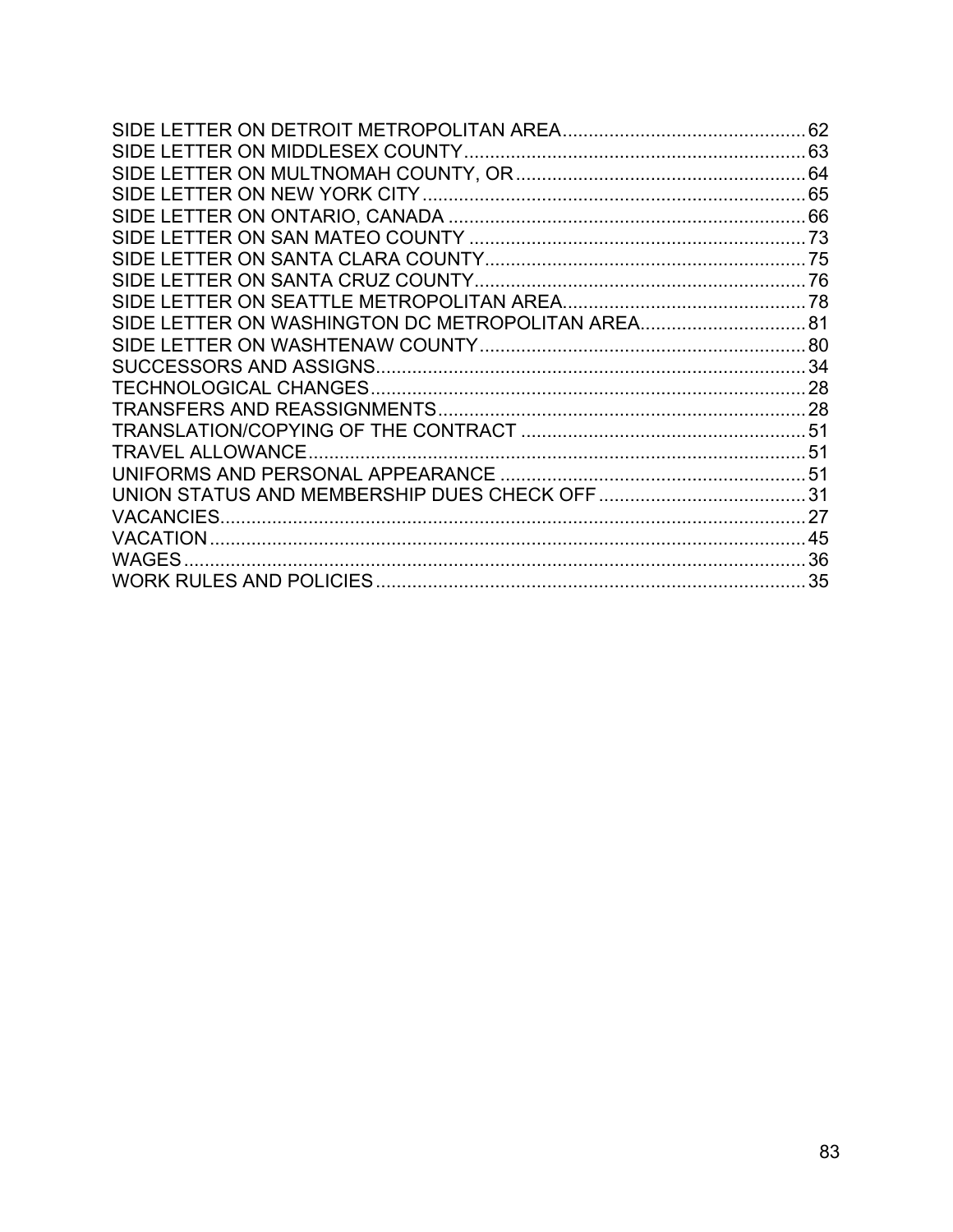SIDE LETTER ON DETROIT METROPOLITAN AREA ........................................... 62
SIDE LETTER ON MIDDLESEX COUNTY ........................................................ 63
SIDE LETTER ON MULTNOMAH COUNTY, OR ................................................ 64
SIDE LETTER ON NEW YORK CITY ............................................................... 65
SIDE LETTER ON ONTARIO, CANADA ........................................................... 66
SIDE LETTER ON SAN MATEO COUNTY ....................................................... 73
SIDE LETTER ON SANTA CLARA COUNTY .................................................... 75
SIDE LETTER ON SANTA CRUZ COUNTY ..................................................... 76
SIDE LETTER ON SEATTLE METROPOLITAN AREA ....................................... 78
SIDE LETTER ON WASHINGTON DC METROPOLITAN AREA .......................... 81
SIDE LETTER ON WASHTENAW COUNTY ..................................................... 80
SUCCESSORS AND ASSIGNS ...................................................................... 34
TECHNOLOGICAL CHANGES ...................................................................... 28
TRANSFERS AND REASSIGNMENTS ........................................................... 28
TRANSLATION/COPYING OF THE CONTRACT ............................................. 51
TRAVEL ALLOWANCE ................................................................................. 51
UNIFORMS AND PERSONAL APPEARANCE ................................................ 51
UNION STATUS AND MEMBERSHIP DUES CHECK OFF ................................ 31
VACANCIES ................................................................................................ 27
VACATION .................................................................................................. 45
WAGES ....................................................................................................... 36
WORK RULES AND POLICIES ...................................................................... 35